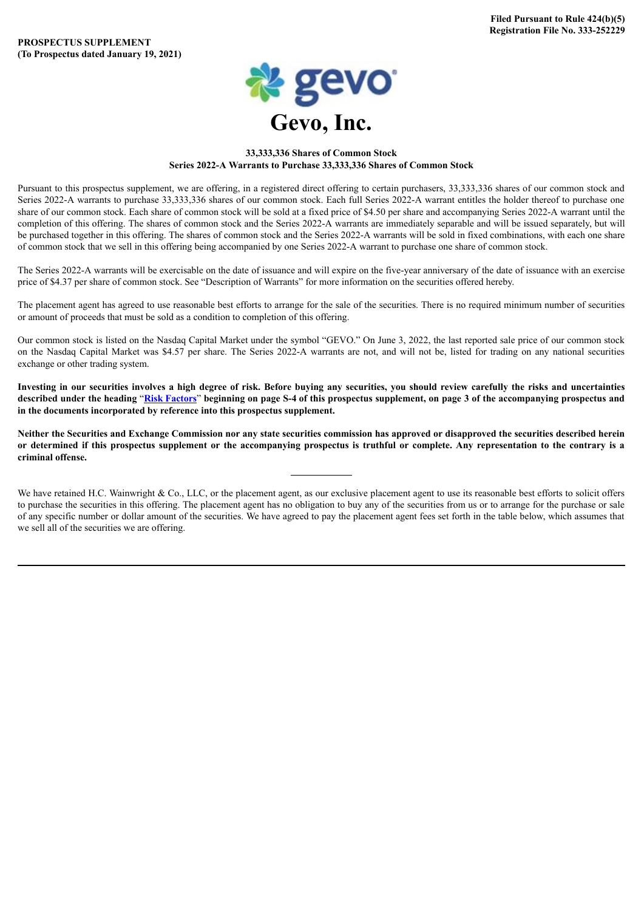**Filed Pursuant to Rule 424(b)(5)**
**Registration File No. 333-252229**

**PROSPECTUS SUPPLEMENT**
**(To Prospectus dated January 19, 2021)**

# Gevo, Inc.

**33,333,336 Shares of Common Stock**
**Series 2022-A Warrants to Purchase 33,333,336 Shares of Common Stock**

Pursuant to this prospectus supplement, we are offering, in a registered direct offering to certain purchasers, 33,333,336 shares of our common stock and Series 2022-A warrants to purchase 33,333,336 shares of our common stock. Each full Series 2022-A warrant entitles the holder thereof to purchase one share of our common stock. Each share of common stock will be sold at a fixed price of $4.50 per share and accompanying Series 2022-A warrant until the completion of this offering. The shares of common stock and the Series 2022-A warrants are immediately separable and will be issued separately, but will be purchased together in this offering. The shares of common stock and the Series 2022-A warrants will be sold in fixed combinations, with each one share of common stock that we sell in this offering being accompanied by one Series 2022-A warrant to purchase one share of common stock.

The Series 2022-A warrants will be exercisable on the date of issuance and will expire on the five-year anniversary of the date of issuance with an exercise price of $4.37 per share of common stock. See "Description of Warrants" for more information on the securities offered hereby.

The placement agent has agreed to use reasonable best efforts to arrange for the sale of the securities. There is no required minimum number of securities or amount of proceeds that must be sold as a condition to completion of this offering.

Our common stock is listed on the Nasdaq Capital Market under the symbol "GEVO." On June 3, 2022, the last reported sale price of our common stock on the Nasdaq Capital Market was $4.57 per share. The Series 2022-A warrants are not, and will not be, listed for trading on any national securities exchange or other trading system.

**Investing in our securities involves a high degree of risk. Before buying any securities, you should review carefully the risks and uncertainties described under the heading "Risk Factors" beginning on page S-4 of this prospectus supplement, on page 3 of the accompanying prospectus and in the documents incorporated by reference into this prospectus supplement.**

**Neither the Securities and Exchange Commission nor any state securities commission has approved or disapproved the securities described herein or determined if this prospectus supplement or the accompanying prospectus is truthful or complete. Any representation to the contrary is a criminal offense.**

We have retained H.C. Wainwright & Co., LLC, or the placement agent, as our exclusive placement agent to use its reasonable best efforts to solicit offers to purchase the securities in this offering. The placement agent has no obligation to buy any of the securities from us or to arrange for the purchase or sale of any specific number or dollar amount of the securities. We have agreed to pay the placement agent fees set forth in the table below, which assumes that we sell all of the securities we are offering.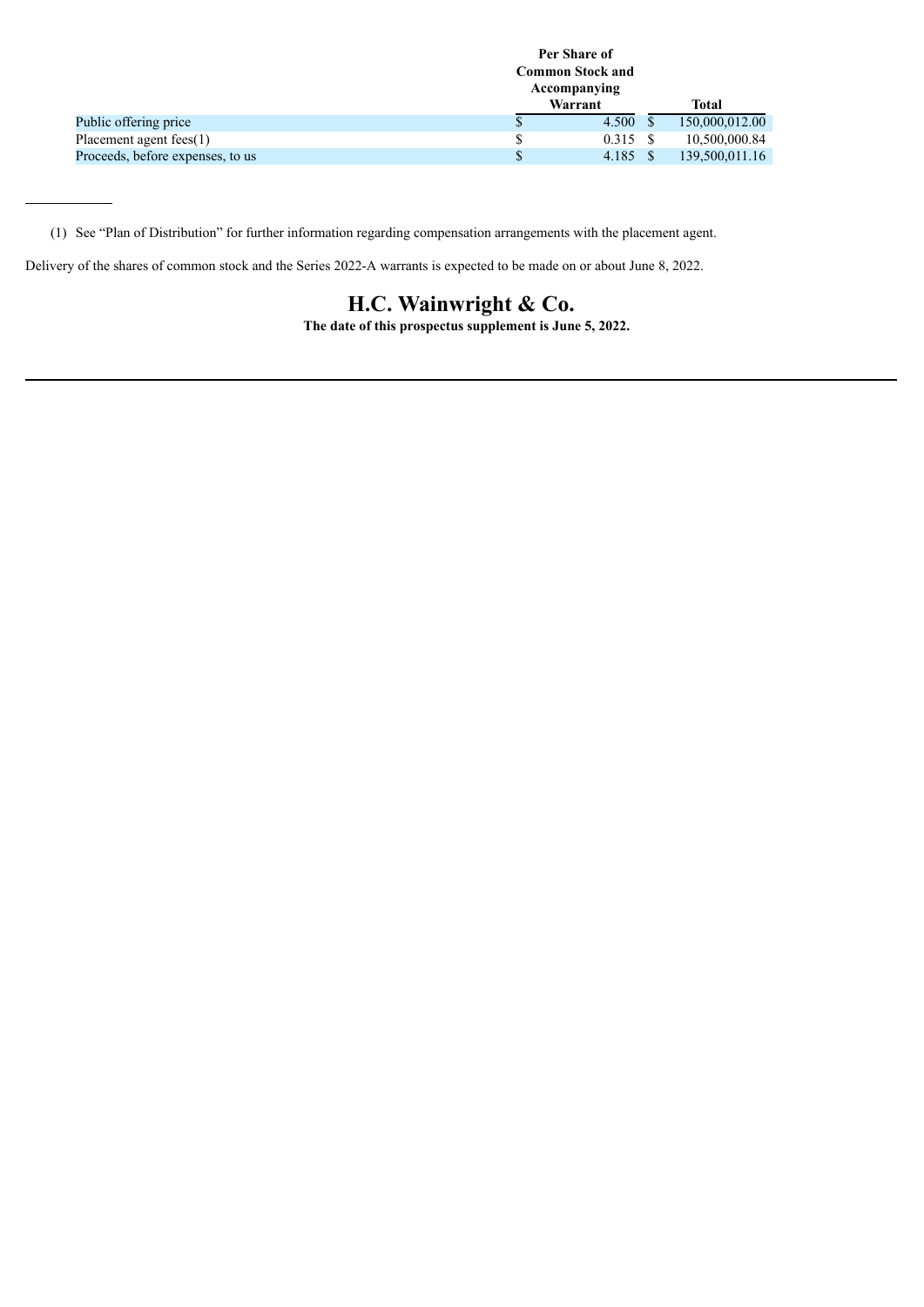| | Per Share of Common Stock and Accompanying Warrant | Total |
|---|---|---|
| Public offering price | $ 4.500 | $ 150,000,012.00 |
| Placement agent fees(1) | $ 0.315 | $ 10,500,000.84 |
| Proceeds, before expenses, to us | $ 4.185 | $ 139,500,011.16 |

(1) See "Plan of Distribution" for further information regarding compensation arrangements with the placement agent.

Delivery of the shares of common stock and the Series 2022-A warrants is expected to be made on or about June 8, 2022.

# H.C. Wainwright & Co.

**The date of this prospectus supplement is June 5, 2022.**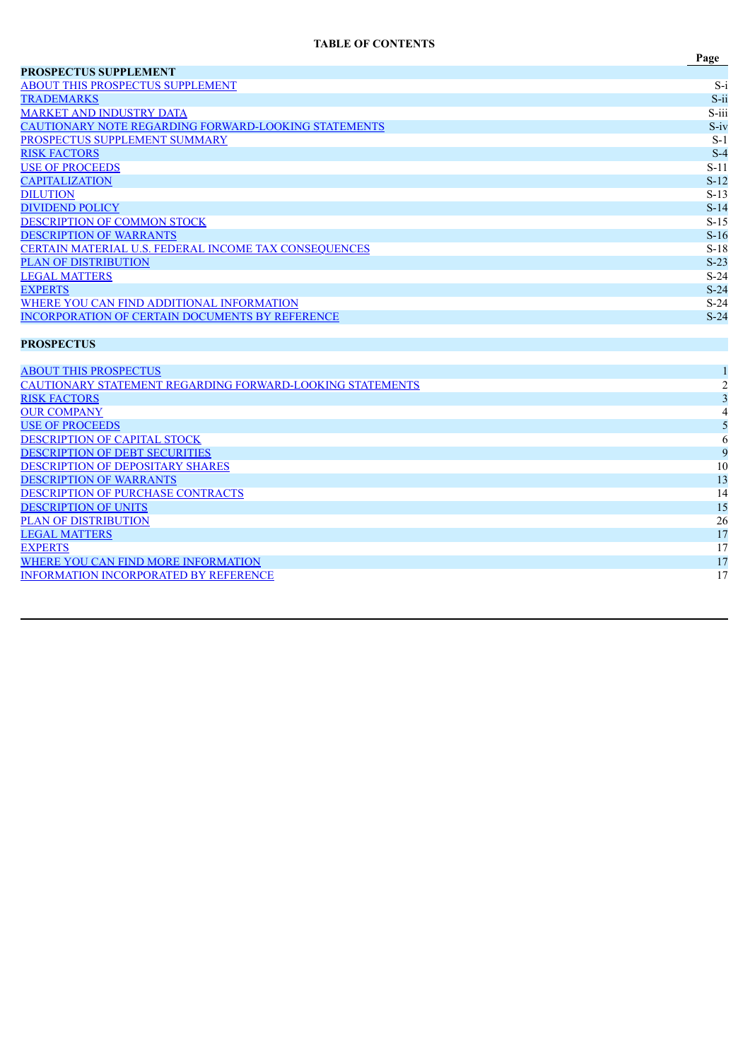**TABLE OF CONTENTS**

| | Page |
|---|---|
| **PROSPECTUS SUPPLEMENT** | |
| ABOUT THIS PROSPECTUS SUPPLEMENT | S-i |
| TRADEMARKS | S-ii |
| MARKET AND INDUSTRY DATA | S-iii |
| CAUTIONARY NOTE REGARDING FORWARD-LOOKING STATEMENTS | S-iv |
| PROSPECTUS SUPPLEMENT SUMMARY | S-1 |
| RISK FACTORS | S-4 |
| USE OF PROCEEDS | S-11 |
| CAPITALIZATION | S-12 |
| DILUTION | S-13 |
| DIVIDEND POLICY | S-14 |
| DESCRIPTION OF COMMON STOCK | S-15 |
| DESCRIPTION OF WARRANTS | S-16 |
| CERTAIN MATERIAL U.S. FEDERAL INCOME TAX CONSEQUENCES | S-18 |
| PLAN OF DISTRIBUTION | S-23 |
| LEGAL MATTERS | S-24 |
| EXPERTS | S-24 |
| WHERE YOU CAN FIND ADDITIONAL INFORMATION | S-24 |
| INCORPORATION OF CERTAIN DOCUMENTS BY REFERENCE | S-24 |
| **PROSPECTUS** | |
| ABOUT THIS PROSPECTUS | 1 |
| CAUTIONARY STATEMENT REGARDING FORWARD-LOOKING STATEMENTS | 2 |
| RISK FACTORS | 3 |
| OUR COMPANY | 4 |
| USE OF PROCEEDS | 5 |
| DESCRIPTION OF CAPITAL STOCK | 6 |
| DESCRIPTION OF DEBT SECURITIES | 9 |
| DESCRIPTION OF DEPOSITARY SHARES | 10 |
| DESCRIPTION OF WARRANTS | 13 |
| DESCRIPTION OF PURCHASE CONTRACTS | 14 |
| DESCRIPTION OF UNITS | 15 |
| PLAN OF DISTRIBUTION | 26 |
| LEGAL MATTERS | 17 |
| EXPERTS | 17 |
| WHERE YOU CAN FIND MORE INFORMATION | 17 |
| INFORMATION INCORPORATED BY REFERENCE | 17 |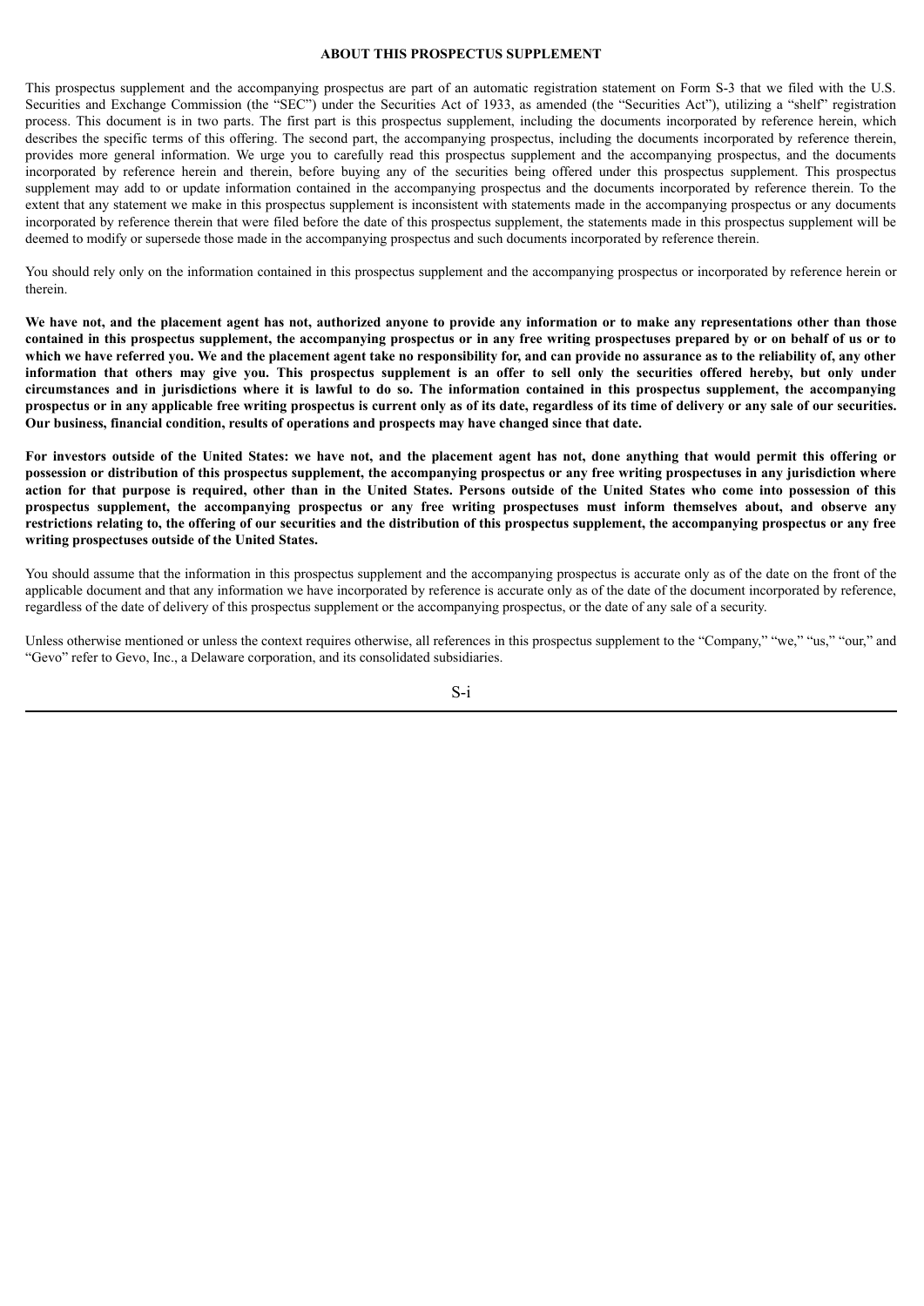## ABOUT THIS PROSPECTUS SUPPLEMENT

This prospectus supplement and the accompanying prospectus are part of an automatic registration statement on Form S-3 that we filed with the U.S. Securities and Exchange Commission (the "SEC") under the Securities Act of 1933, as amended (the "Securities Act"), utilizing a "shelf" registration process. This document is in two parts. The first part is this prospectus supplement, including the documents incorporated by reference herein, which describes the specific terms of this offering. The second part, the accompanying prospectus, including the documents incorporated by reference therein, provides more general information. We urge you to carefully read this prospectus supplement and the accompanying prospectus, and the documents incorporated by reference herein and therein, before buying any of the securities being offered under this prospectus supplement. This prospectus supplement may add to or update information contained in the accompanying prospectus and the documents incorporated by reference therein. To the extent that any statement we make in this prospectus supplement is inconsistent with statements made in the accompanying prospectus or any documents incorporated by reference therein that were filed before the date of this prospectus supplement, the statements made in this prospectus supplement will be deemed to modify or supersede those made in the accompanying prospectus and such documents incorporated by reference therein.

You should rely only on the information contained in this prospectus supplement and the accompanying prospectus or incorporated by reference herein or therein.

**We have not, and the placement agent has not, authorized anyone to provide any information or to make any representations other than those contained in this prospectus supplement, the accompanying prospectus or in any free writing prospectuses prepared by or on behalf of us or to which we have referred you. We and the placement agent take no responsibility for, and can provide no assurance as to the reliability of, any other information that others may give you. This prospectus supplement is an offer to sell only the securities offered hereby, but only under circumstances and in jurisdictions where it is lawful to do so. The information contained in this prospectus supplement, the accompanying prospectus or in any applicable free writing prospectus is current only as of its date, regardless of its time of delivery or any sale of our securities. Our business, financial condition, results of operations and prospects may have changed since that date.**

**For investors outside of the United States: we have not, and the placement agent has not, done anything that would permit this offering or possession or distribution of this prospectus supplement, the accompanying prospectus or any free writing prospectuses in any jurisdiction where action for that purpose is required, other than in the United States. Persons outside of the United States who come into possession of this prospectus supplement, the accompanying prospectus or any free writing prospectuses must inform themselves about, and observe any restrictions relating to, the offering of our securities and the distribution of this prospectus supplement, the accompanying prospectus or any free writing prospectuses outside of the United States.**

You should assume that the information in this prospectus supplement and the accompanying prospectus is accurate only as of the date on the front of the applicable document and that any information we have incorporated by reference is accurate only as of the date of the document incorporated by reference, regardless of the date of delivery of this prospectus supplement or the accompanying prospectus, or the date of any sale of a security.

Unless otherwise mentioned or unless the context requires otherwise, all references in this prospectus supplement to the "Company," "we," "us," "our," and "Gevo" refer to Gevo, Inc., a Delaware corporation, and its consolidated subsidiaries.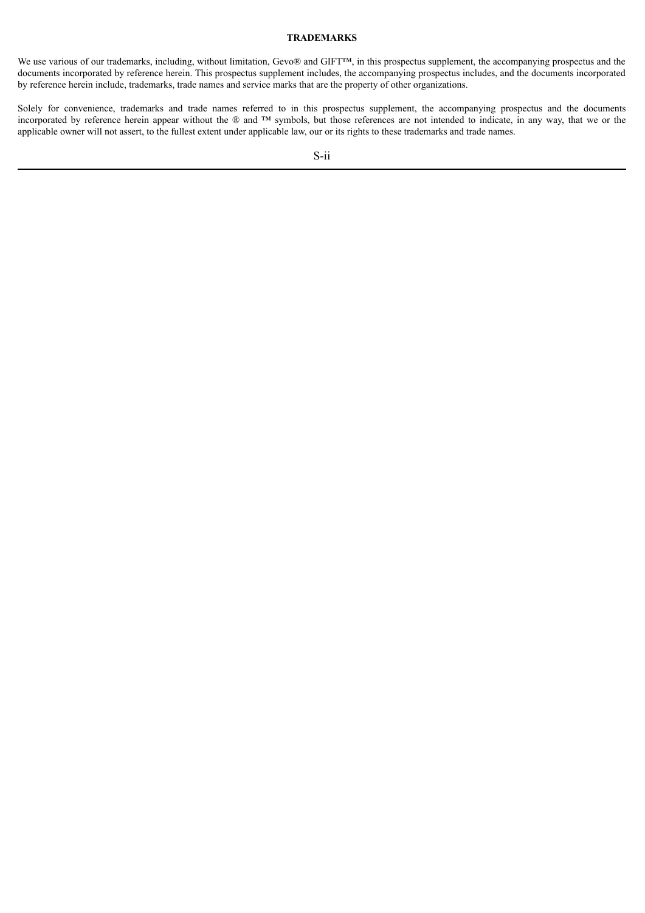## TRADEMARKS

We use various of our trademarks, including, without limitation, Gevo® and GIFT™, in this prospectus supplement, the accompanying prospectus and the documents incorporated by reference herein. This prospectus supplement includes, the accompanying prospectus includes, and the documents incorporated by reference herein include, trademarks, trade names and service marks that are the property of other organizations.

Solely for convenience, trademarks and trade names referred to in this prospectus supplement, the accompanying prospectus and the documents incorporated by reference herein appear without the ® and ™ symbols, but those references are not intended to indicate, in any way, that we or the applicable owner will not assert, to the fullest extent under applicable law, our or its rights to these trademarks and trade names.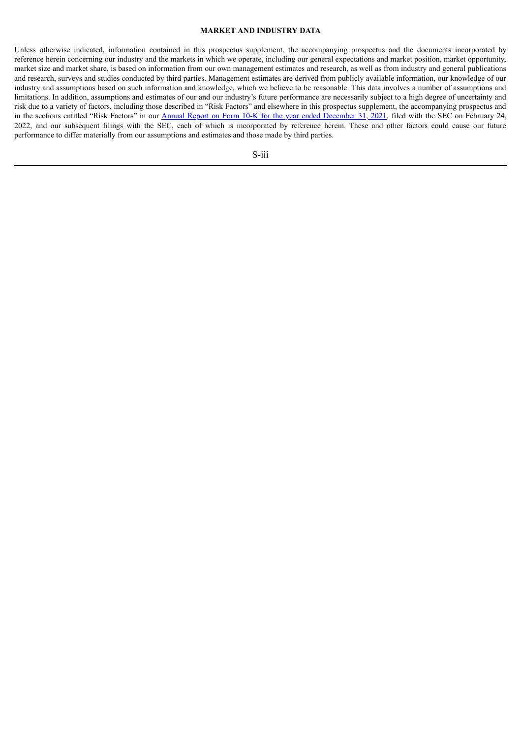## MARKET AND INDUSTRY DATA

Unless otherwise indicated, information contained in this prospectus supplement, the accompanying prospectus and the documents incorporated by reference herein concerning our industry and the markets in which we operate, including our general expectations and market position, market opportunity, market size and market share, is based on information from our own management estimates and research, as well as from industry and general publications and research, surveys and studies conducted by third parties. Management estimates are derived from publicly available information, our knowledge of our industry and assumptions based on such information and knowledge, which we believe to be reasonable. This data involves a number of assumptions and limitations. In addition, assumptions and estimates of our and our industry's future performance are necessarily subject to a high degree of uncertainty and risk due to a variety of factors, including those described in "Risk Factors" and elsewhere in this prospectus supplement, the accompanying prospectus and in the sections entitled "Risk Factors" in our Annual Report on Form 10-K for the year ended December 31, 2021, filed with the SEC on February 24, 2022, and our subsequent filings with the SEC, each of which is incorporated by reference herein. These and other factors could cause our future performance to differ materially from our assumptions and estimates and those made by third parties.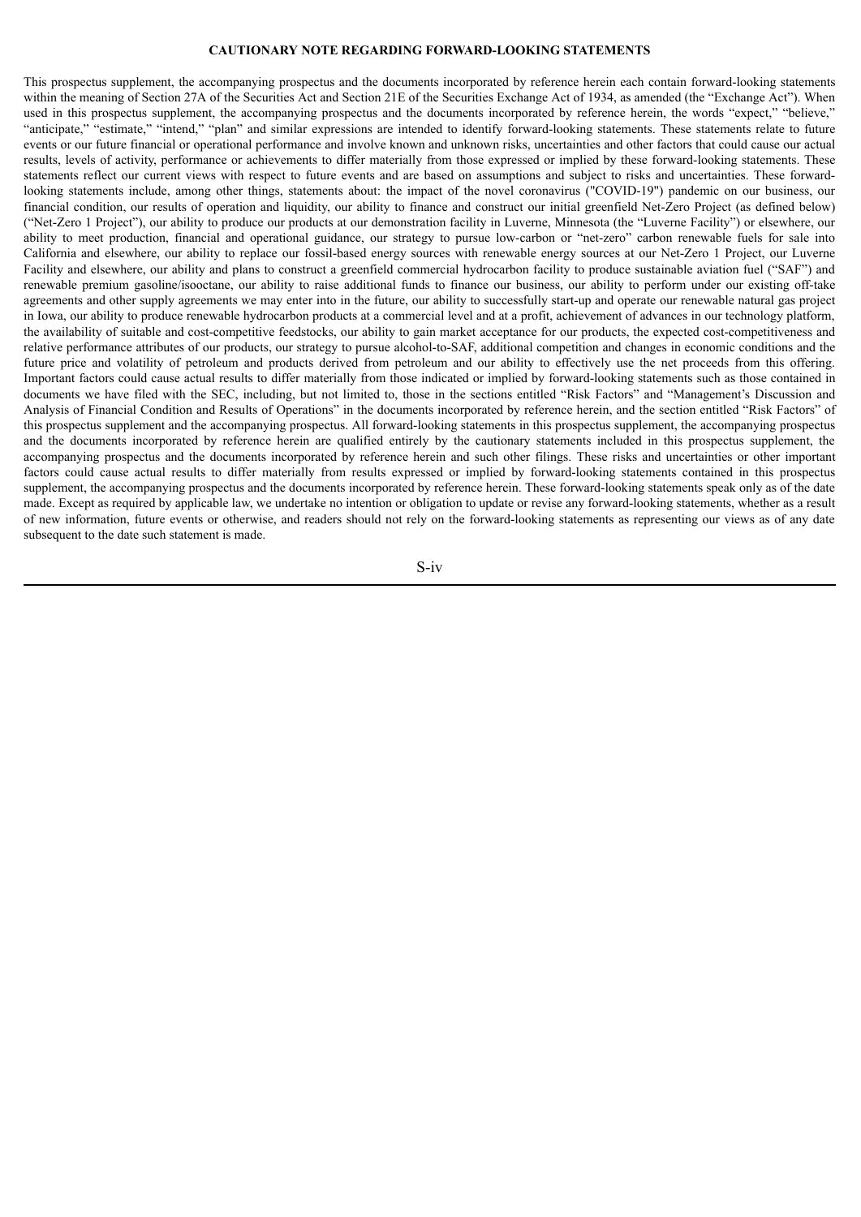## CAUTIONARY NOTE REGARDING FORWARD-LOOKING STATEMENTS

This prospectus supplement, the accompanying prospectus and the documents incorporated by reference herein each contain forward-looking statements within the meaning of Section 27A of the Securities Act and Section 21E of the Securities Exchange Act of 1934, as amended (the "Exchange Act"). When used in this prospectus supplement, the accompanying prospectus and the documents incorporated by reference herein, the words "expect," "believe," "anticipate," "estimate," "intend," "plan" and similar expressions are intended to identify forward-looking statements. These statements relate to future events or our future financial or operational performance and involve known and unknown risks, uncertainties and other factors that could cause our actual results, levels of activity, performance or achievements to differ materially from those expressed or implied by these forward-looking statements. These statements reflect our current views with respect to future events and are based on assumptions and subject to risks and uncertainties. These forward-looking statements include, among other things, statements about: the impact of the novel coronavirus ("COVID-19") pandemic on our business, our financial condition, our results of operation and liquidity, our ability to finance and construct our initial greenfield Net-Zero Project (as defined below) ("Net-Zero 1 Project"), our ability to produce our products at our demonstration facility in Luverne, Minnesota (the "Luverne Facility") or elsewhere, our ability to meet production, financial and operational guidance, our strategy to pursue low-carbon or "net-zero" carbon renewable fuels for sale into California and elsewhere, our ability to replace our fossil-based energy sources with renewable energy sources at our Net-Zero 1 Project, our Luverne Facility and elsewhere, our ability and plans to construct a greenfield commercial hydrocarbon facility to produce sustainable aviation fuel ("SAF") and renewable premium gasoline/isooctane, our ability to raise additional funds to finance our business, our ability to perform under our existing off-take agreements and other supply agreements we may enter into in the future, our ability to successfully start-up and operate our renewable natural gas project in Iowa, our ability to produce renewable hydrocarbon products at a commercial level and at a profit, achievement of advances in our technology platform, the availability of suitable and cost-competitive feedstocks, our ability to gain market acceptance for our products, the expected cost-competitiveness and relative performance attributes of our products, our strategy to pursue alcohol-to-SAF, additional competition and changes in economic conditions and the future price and volatility of petroleum and products derived from petroleum and our ability to effectively use the net proceeds from this offering. Important factors could cause actual results to differ materially from those indicated or implied by forward-looking statements such as those contained in documents we have filed with the SEC, including, but not limited to, those in the sections entitled "Risk Factors" and "Management's Discussion and Analysis of Financial Condition and Results of Operations" in the documents incorporated by reference herein, and the section entitled "Risk Factors" of this prospectus supplement and the accompanying prospectus. All forward-looking statements in this prospectus supplement, the accompanying prospectus and the documents incorporated by reference herein are qualified entirely by the cautionary statements included in this prospectus supplement, the accompanying prospectus and the documents incorporated by reference herein and such other filings. These risks and uncertainties or other important factors could cause actual results to differ materially from results expressed or implied by forward-looking statements contained in this prospectus supplement, the accompanying prospectus and the documents incorporated by reference herein. These forward-looking statements speak only as of the date made. Except as required by applicable law, we undertake no intention or obligation to update or revise any forward-looking statements, whether as a result of new information, future events or otherwise, and readers should not rely on the forward-looking statements as representing our views as of any date subsequent to the date such statement is made.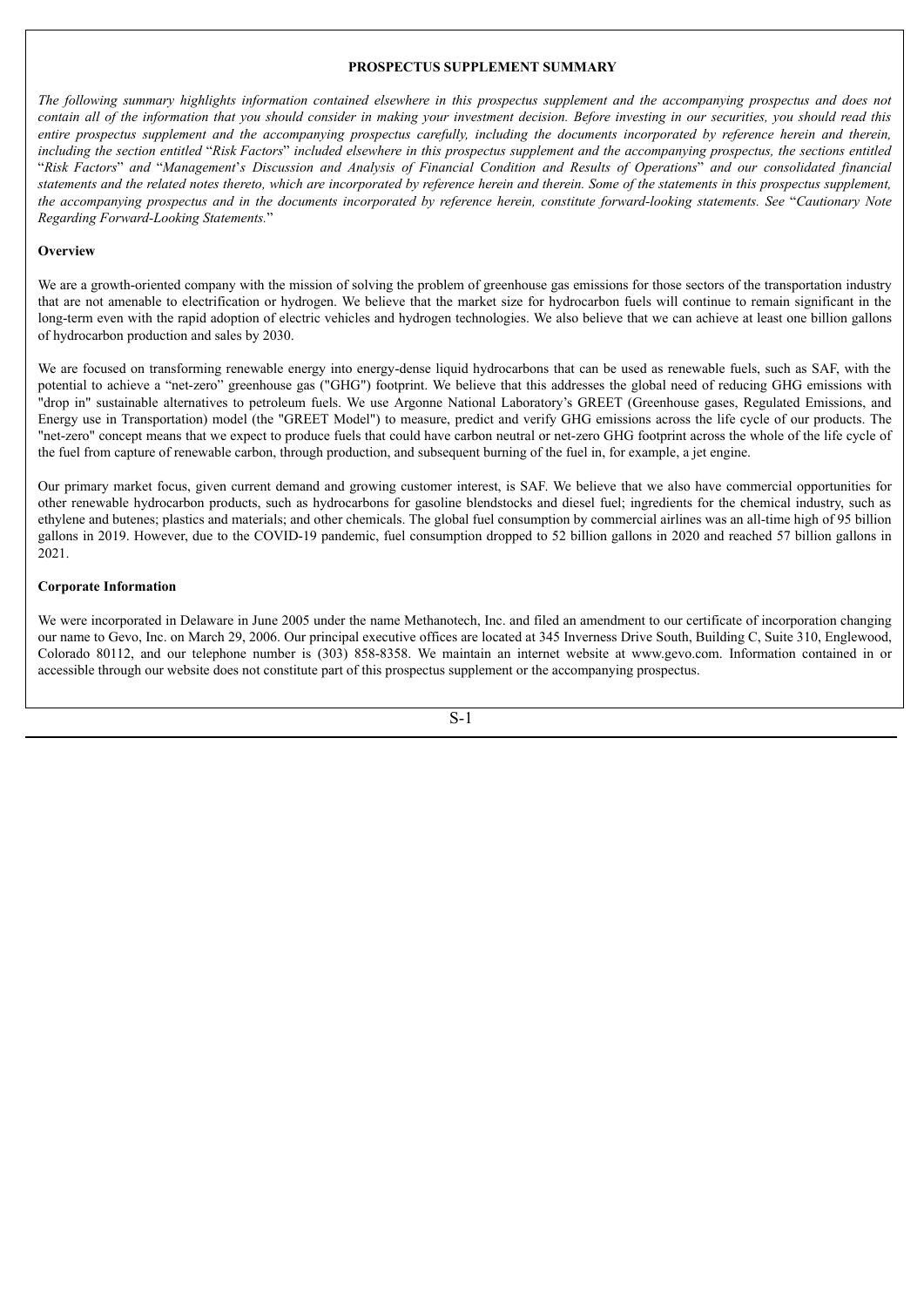# PROSPECTUS SUPPLEMENT SUMMARY

*The following summary highlights information contained elsewhere in this prospectus supplement and the accompanying prospectus and does not contain all of the information that you should consider in making your investment decision. Before investing in our securities, you should read this entire prospectus supplement and the accompanying prospectus carefully, including the documents incorporated by reference herein and therein, including the section entitled* "*Risk Factors*" *included elsewhere in this prospectus supplement and the accompanying prospectus, the sections entitled* "*Risk Factors*" *and* "*Management*'*s Discussion and Analysis of Financial Condition and Results of Operations*" *and our consolidated financial statements and the related notes thereto, which are incorporated by reference herein and therein. Some of the statements in this prospectus supplement, the accompanying prospectus and in the documents incorporated by reference herein, constitute forward-looking statements. See* "*Cautionary Note Regarding Forward-Looking Statements.*"

**Overview**

We are a growth-oriented company with the mission of solving the problem of greenhouse gas emissions for those sectors of the transportation industry that are not amenable to electrification or hydrogen. We believe that the market size for hydrocarbon fuels will continue to remain significant in the long-term even with the rapid adoption of electric vehicles and hydrogen technologies. We also believe that we can achieve at least one billion gallons of hydrocarbon production and sales by 2030.

We are focused on transforming renewable energy into energy-dense liquid hydrocarbons that can be used as renewable fuels, such as SAF, with the potential to achieve a "net-zero" greenhouse gas ("GHG") footprint. We believe that this addresses the global need of reducing GHG emissions with "drop in" sustainable alternatives to petroleum fuels. We use Argonne National Laboratory's GREET (Greenhouse gases, Regulated Emissions, and Energy use in Transportation) model (the "GREET Model") to measure, predict and verify GHG emissions across the life cycle of our products. The "net-zero" concept means that we expect to produce fuels that could have carbon neutral or net-zero GHG footprint across the whole of the life cycle of the fuel from capture of renewable carbon, through production, and subsequent burning of the fuel in, for example, a jet engine.

Our primary market focus, given current demand and growing customer interest, is SAF. We believe that we also have commercial opportunities for other renewable hydrocarbon products, such as hydrocarbons for gasoline blendstocks and diesel fuel; ingredients for the chemical industry, such as ethylene and butenes; plastics and materials; and other chemicals. The global fuel consumption by commercial airlines was an all-time high of 95 billion gallons in 2019. However, due to the COVID-19 pandemic, fuel consumption dropped to 52 billion gallons in 2020 and reached 57 billion gallons in 2021.

**Corporate Information**

We were incorporated in Delaware in June 2005 under the name Methanotech, Inc. and filed an amendment to our certificate of incorporation changing our name to Gevo, Inc. on March 29, 2006. Our principal executive offices are located at 345 Inverness Drive South, Building C, Suite 310, Englewood, Colorado 80112, and our telephone number is (303) 858-8358. We maintain an internet website at www.gevo.com. Information contained in or accessible through our website does not constitute part of this prospectus supplement or the accompanying prospectus.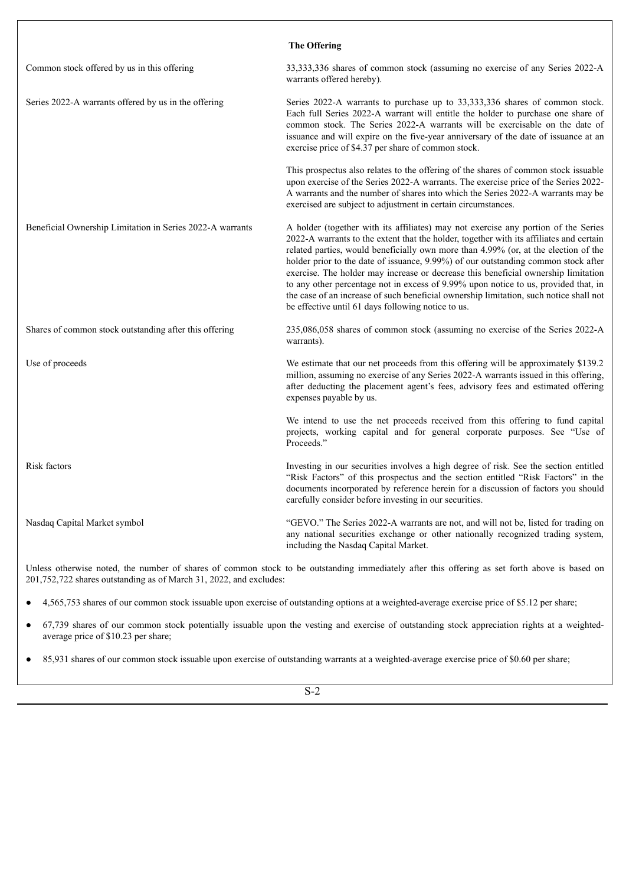### The Offering

| | |
|---|---|
| Common stock offered by us in this offering | 33,333,336 shares of common stock (assuming no exercise of any Series 2022-A warrants offered hereby). |
| Series 2022-A warrants offered by us in the offering | Series 2022-A warrants to purchase up to 33,333,336 shares of common stock. Each full Series 2022-A warrant will entitle the holder to purchase one share of common stock. The Series 2022-A warrants will be exercisable on the date of issuance and will expire on the five-year anniversary of the date of issuance at an exercise price of $4.37 per share of common stock.<br><br>This prospectus also relates to the offering of the shares of common stock issuable upon exercise of the Series 2022-A warrants. The exercise price of the Series 2022-A warrants and the number of shares into which the Series 2022-A warrants may be exercised are subject to adjustment in certain circumstances. |
| Beneficial Ownership Limitation in Series 2022-A warrants | A holder (together with its affiliates) may not exercise any portion of the Series 2022-A warrants to the extent that the holder, together with its affiliates and certain related parties, would beneficially own more than 4.99% (or, at the election of the holder prior to the date of issuance, 9.99%) of our outstanding common stock after exercise. The holder may increase or decrease this beneficial ownership limitation to any other percentage not in excess of 9.99% upon notice to us, provided that, in the case of an increase of such beneficial ownership limitation, such notice shall not be effective until 61 days following notice to us. |
| Shares of common stock outstanding after this offering | 235,086,058 shares of common stock (assuming no exercise of the Series 2022-A warrants). |
| Use of proceeds | We estimate that our net proceeds from this offering will be approximately $139.2 million, assuming no exercise of any Series 2022-A warrants issued in this offering, after deducting the placement agent's fees, advisory fees and estimated offering expenses payable by us.<br><br>We intend to use the net proceeds received from this offering to fund capital projects, working capital and for general corporate purposes. See "Use of Proceeds." |
| Risk factors | Investing in our securities involves a high degree of risk. See the section entitled "Risk Factors" of this prospectus and the section entitled "Risk Factors" in the documents incorporated by reference herein for a discussion of factors you should carefully consider before investing in our securities. |
| Nasdaq Capital Market symbol | "GEVO." The Series 2022-A warrants are not, and will not be, listed for trading on any national securities exchange or other nationally recognized trading system, including the Nasdaq Capital Market. |

Unless otherwise noted, the number of shares of common stock to be outstanding immediately after this offering as set forth above is based on 201,752,722 shares outstanding as of March 31, 2022, and excludes:

- 4,565,753 shares of our common stock issuable upon exercise of outstanding options at a weighted-average exercise price of $5.12 per share;
- 67,739 shares of our common stock potentially issuable upon the vesting and exercise of outstanding stock appreciation rights at a weighted-average price of $10.23 per share;
- 85,931 shares of our common stock issuable upon exercise of outstanding warrants at a weighted-average exercise price of $0.60 per share;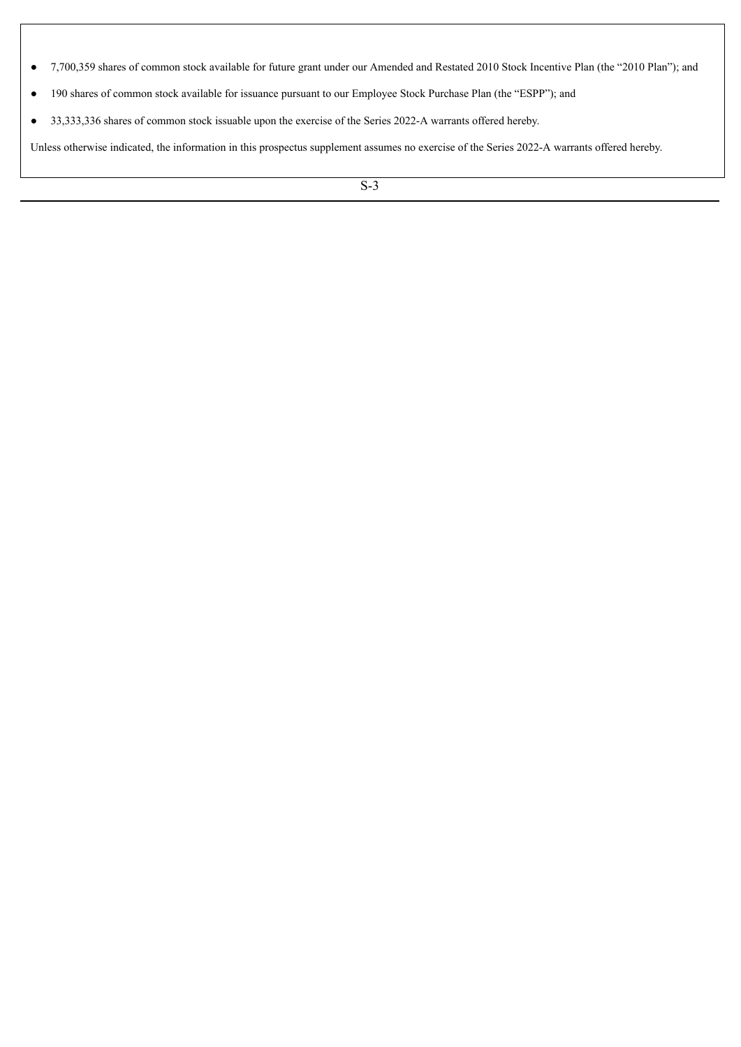- 7,700,359 shares of common stock available for future grant under our Amended and Restated 2010 Stock Incentive Plan (the "2010 Plan"); and
- 190 shares of common stock available for issuance pursuant to our Employee Stock Purchase Plan (the "ESPP"); and
- 33,333,336 shares of common stock issuable upon the exercise of the Series 2022-A warrants offered hereby.

Unless otherwise indicated, the information in this prospectus supplement assumes no exercise of the Series 2022-A warrants offered hereby.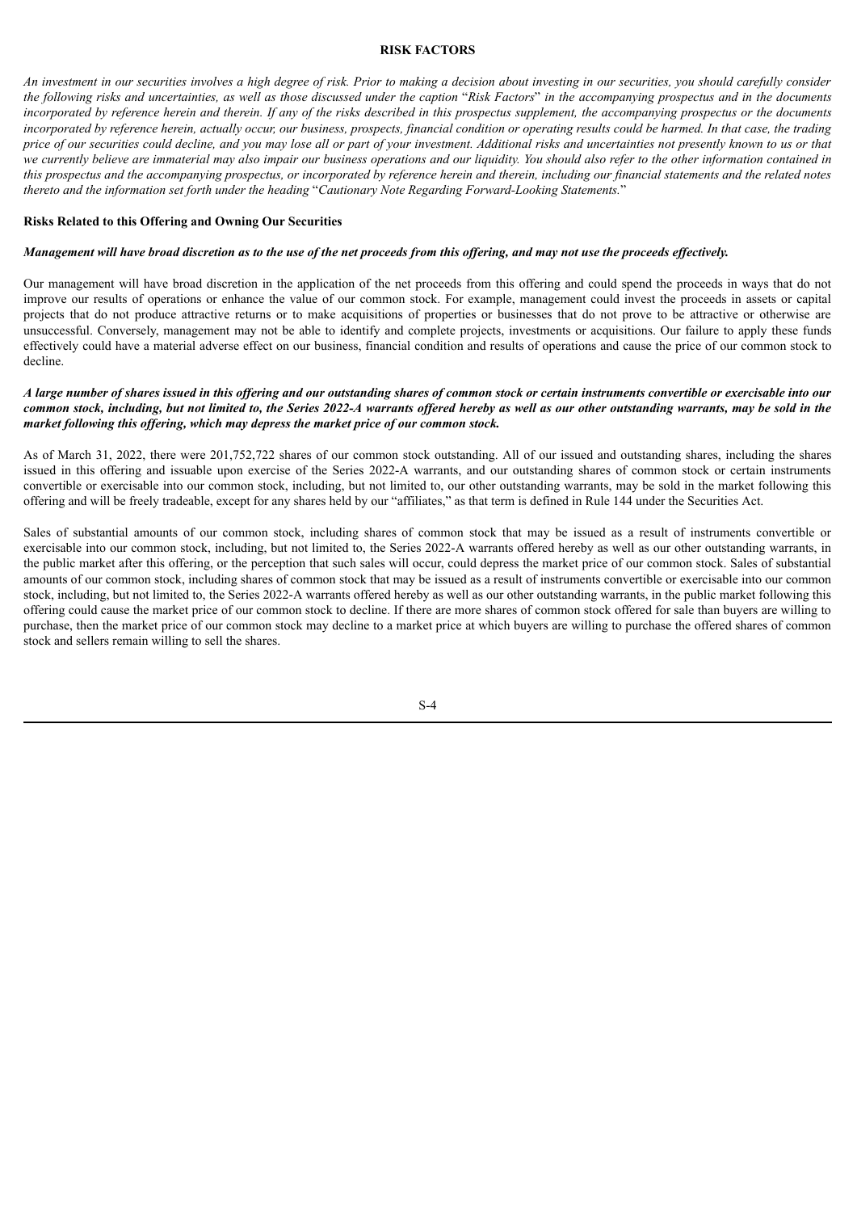## RISK FACTORS

*An investment in our securities involves a high degree of risk. Prior to making a decision about investing in our securities, you should carefully consider the following risks and uncertainties, as well as those discussed under the caption* "*Risk Factors*" *in the accompanying prospectus and in the documents incorporated by reference herein and therein. If any of the risks described in this prospectus supplement, the accompanying prospectus or the documents incorporated by reference herein, actually occur, our business, prospects, financial condition or operating results could be harmed. In that case, the trading price of our securities could decline, and you may lose all or part of your investment. Additional risks and uncertainties not presently known to us or that we currently believe are immaterial may also impair our business operations and our liquidity. You should also refer to the other information contained in this prospectus and the accompanying prospectus, or incorporated by reference herein and therein, including our financial statements and the related notes thereto and the information set forth under the heading* "*Cautionary Note Regarding Forward-Looking Statements.*"

### Risks Related to this Offering and Owning Our Securities

***Management will have broad discretion as to the use of the net proceeds from this offering, and may not use the proceeds effectively.***

Our management will have broad discretion in the application of the net proceeds from this offering and could spend the proceeds in ways that do not improve our results of operations or enhance the value of our common stock. For example, management could invest the proceeds in assets or capital projects that do not produce attractive returns or to make acquisitions of properties or businesses that do not prove to be attractive or otherwise are unsuccessful. Conversely, management may not be able to identify and complete projects, investments or acquisitions. Our failure to apply these funds effectively could have a material adverse effect on our business, financial condition and results of operations and cause the price of our common stock to decline.

***A large number of shares issued in this offering and our outstanding shares of common stock or certain instruments convertible or exercisable into our common stock, including, but not limited to, the Series 2022-A warrants offered hereby as well as our other outstanding warrants, may be sold in the market following this offering, which may depress the market price of our common stock.***

As of March 31, 2022, there were 201,752,722 shares of our common stock outstanding. All of our issued and outstanding shares, including the shares issued in this offering and issuable upon exercise of the Series 2022-A warrants, and our outstanding shares of common stock or certain instruments convertible or exercisable into our common stock, including, but not limited to, our other outstanding warrants, may be sold in the market following this offering and will be freely tradeable, except for any shares held by our "affiliates," as that term is defined in Rule 144 under the Securities Act.

Sales of substantial amounts of our common stock, including shares of common stock that may be issued as a result of instruments convertible or exercisable into our common stock, including, but not limited to, the Series 2022-A warrants offered hereby as well as our other outstanding warrants, in the public market after this offering, or the perception that such sales will occur, could depress the market price of our common stock. Sales of substantial amounts of our common stock, including shares of common stock that may be issued as a result of instruments convertible or exercisable into our common stock, including, but not limited to, the Series 2022-A warrants offered hereby as well as our other outstanding warrants, in the public market following this offering could cause the market price of our common stock to decline. If there are more shares of common stock offered for sale than buyers are willing to purchase, then the market price of our common stock may decline to a market price at which buyers are willing to purchase the offered shares of common stock and sellers remain willing to sell the shares.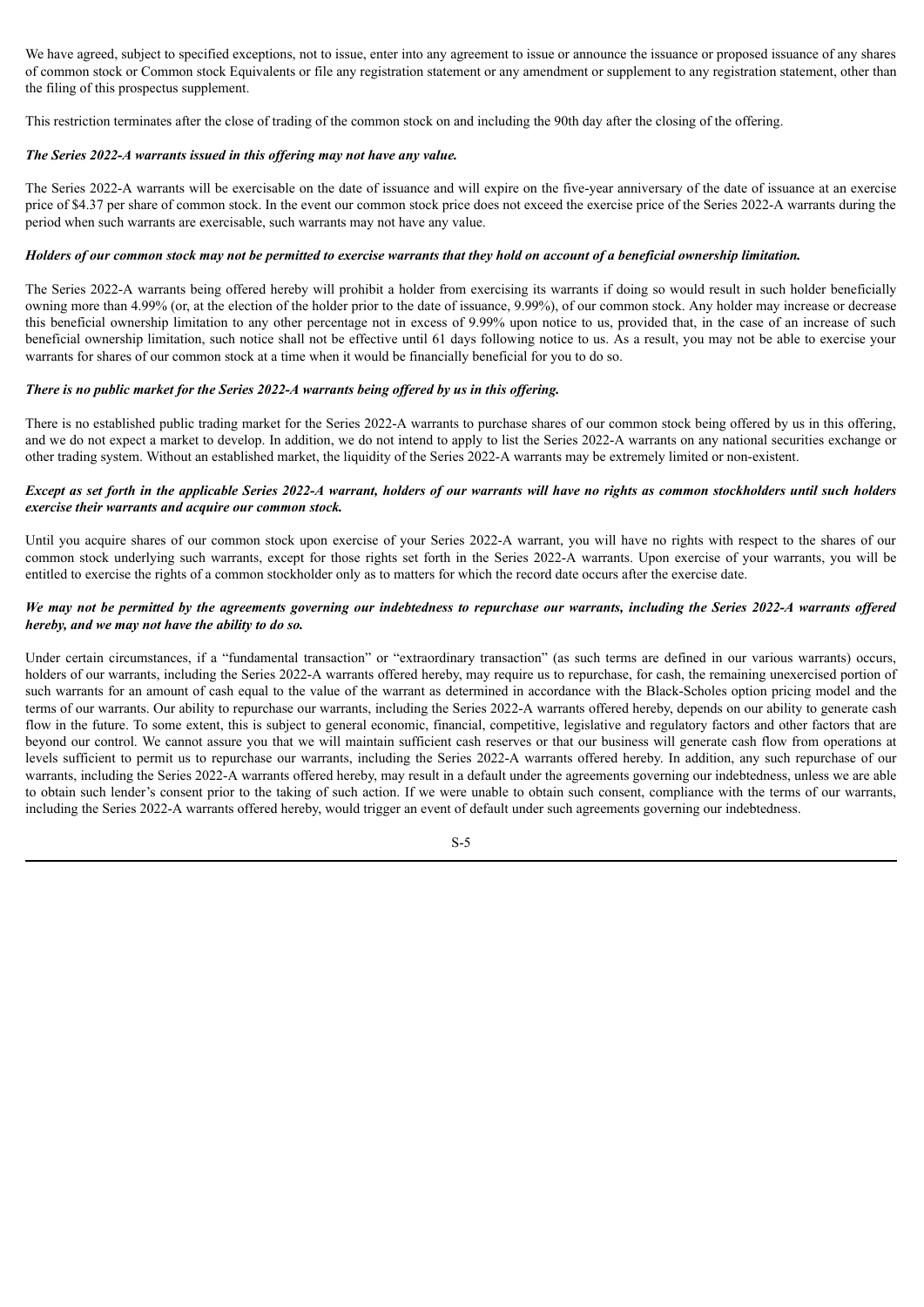We have agreed, subject to specified exceptions, not to issue, enter into any agreement to issue or announce the issuance or proposed issuance of any shares of common stock or Common stock Equivalents or file any registration statement or any amendment or supplement to any registration statement, other than the filing of this prospectus supplement.

This restriction terminates after the close of trading of the common stock on and including the 90th day after the closing of the offering.

***The Series 2022-A warrants issued in this offering may not have any value.***

The Series 2022-A warrants will be exercisable on the date of issuance and will expire on the five-year anniversary of the date of issuance at an exercise price of $4.37 per share of common stock. In the event our common stock price does not exceed the exercise price of the Series 2022-A warrants during the period when such warrants are exercisable, such warrants may not have any value.

***Holders of our common stock may not be permitted to exercise warrants that they hold on account of a beneficial ownership limitation.***

The Series 2022-A warrants being offered hereby will prohibit a holder from exercising its warrants if doing so would result in such holder beneficially owning more than 4.99% (or, at the election of the holder prior to the date of issuance, 9.99%), of our common stock. Any holder may increase or decrease this beneficial ownership limitation to any other percentage not in excess of 9.99% upon notice to us, provided that, in the case of an increase of such beneficial ownership limitation, such notice shall not be effective until 61 days following notice to us. As a result, you may not be able to exercise your warrants for shares of our common stock at a time when it would be financially beneficial for you to do so.

***There is no public market for the Series 2022-A warrants being offered by us in this offering.***

There is no established public trading market for the Series 2022-A warrants to purchase shares of our common stock being offered by us in this offering, and we do not expect a market to develop. In addition, we do not intend to apply to list the Series 2022-A warrants on any national securities exchange or other trading system. Without an established market, the liquidity of the Series 2022-A warrants may be extremely limited or non-existent.

***Except as set forth in the applicable Series 2022-A warrant, holders of our warrants will have no rights as common stockholders until such holders exercise their warrants and acquire our common stock.***

Until you acquire shares of our common stock upon exercise of your Series 2022-A warrant, you will have no rights with respect to the shares of our common stock underlying such warrants, except for those rights set forth in the Series 2022-A warrants. Upon exercise of your warrants, you will be entitled to exercise the rights of a common stockholder only as to matters for which the record date occurs after the exercise date.

***We may not be permitted by the agreements governing our indebtedness to repurchase our warrants, including the Series 2022-A warrants offered hereby, and we may not have the ability to do so.***

Under certain circumstances, if a "fundamental transaction" or "extraordinary transaction" (as such terms are defined in our various warrants) occurs, holders of our warrants, including the Series 2022-A warrants offered hereby, may require us to repurchase, for cash, the remaining unexercised portion of such warrants for an amount of cash equal to the value of the warrant as determined in accordance with the Black-Scholes option pricing model and the terms of our warrants. Our ability to repurchase our warrants, including the Series 2022-A warrants offered hereby, depends on our ability to generate cash flow in the future. To some extent, this is subject to general economic, financial, competitive, legislative and regulatory factors and other factors that are beyond our control. We cannot assure you that we will maintain sufficient cash reserves or that our business will generate cash flow from operations at levels sufficient to permit us to repurchase our warrants, including the Series 2022-A warrants offered hereby. In addition, any such repurchase of our warrants, including the Series 2022-A warrants offered hereby, may result in a default under the agreements governing our indebtedness, unless we are able to obtain such lender's consent prior to the taking of such action. If we were unable to obtain such consent, compliance with the terms of our warrants, including the Series 2022-A warrants offered hereby, would trigger an event of default under such agreements governing our indebtedness.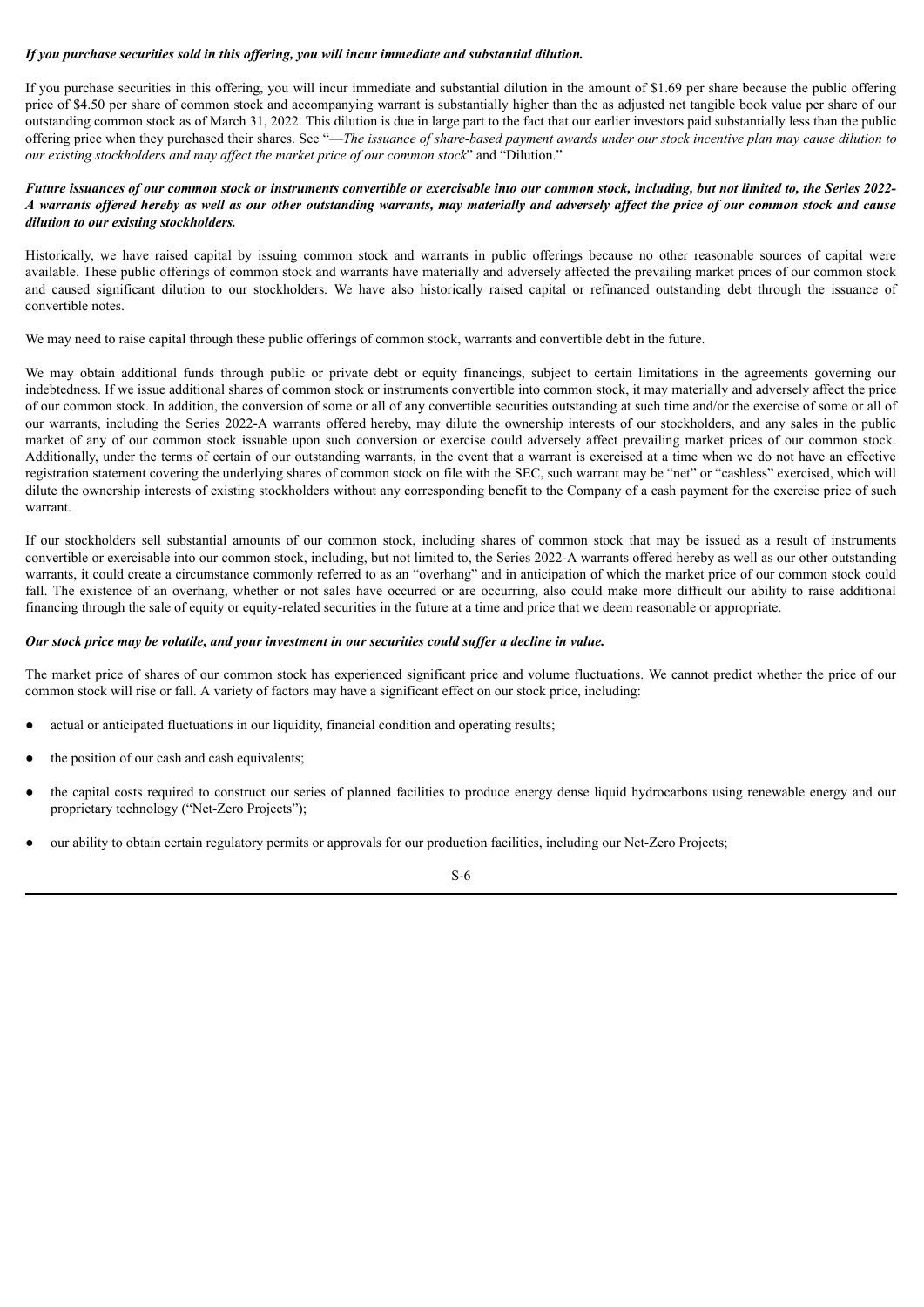***If you purchase securities sold in this offering, you will incur immediate and substantial dilution.***

If you purchase securities in this offering, you will incur immediate and substantial dilution in the amount of $1.69 per share because the public offering price of $4.50 per share of common stock and accompanying warrant is substantially higher than the as adjusted net tangible book value per share of our outstanding common stock as of March 31, 2022. This dilution is due in large part to the fact that our earlier investors paid substantially less than the public offering price when they purchased their shares. See "—*The issuance of share-based payment awards under our stock incentive plan may cause dilution to our existing stockholders and may affect the market price of our common stock*" and "Dilution."

***Future issuances of our common stock or instruments convertible or exercisable into our common stock, including, but not limited to, the Series 2022-A warrants offered hereby as well as our other outstanding warrants, may materially and adversely affect the price of our common stock and cause dilution to our existing stockholders.***

Historically, we have raised capital by issuing common stock and warrants in public offerings because no other reasonable sources of capital were available. These public offerings of common stock and warrants have materially and adversely affected the prevailing market prices of our common stock and caused significant dilution to our stockholders. We have also historically raised capital or refinanced outstanding debt through the issuance of convertible notes.

We may need to raise capital through these public offerings of common stock, warrants and convertible debt in the future.

We may obtain additional funds through public or private debt or equity financings, subject to certain limitations in the agreements governing our indebtedness. If we issue additional shares of common stock or instruments convertible into common stock, it may materially and adversely affect the price of our common stock. In addition, the conversion of some or all of any convertible securities outstanding at such time and/or the exercise of some or all of our warrants, including the Series 2022-A warrants offered hereby, may dilute the ownership interests of our stockholders, and any sales in the public market of any of our common stock issuable upon such conversion or exercise could adversely affect prevailing market prices of our common stock. Additionally, under the terms of certain of our outstanding warrants, in the event that a warrant is exercised at a time when we do not have an effective registration statement covering the underlying shares of common stock on file with the SEC, such warrant may be "net" or "cashless" exercised, which will dilute the ownership interests of existing stockholders without any corresponding benefit to the Company of a cash payment for the exercise price of such warrant.

If our stockholders sell substantial amounts of our common stock, including shares of common stock that may be issued as a result of instruments convertible or exercisable into our common stock, including, but not limited to, the Series 2022-A warrants offered hereby as well as our other outstanding warrants, it could create a circumstance commonly referred to as an "overhang" and in anticipation of which the market price of our common stock could fall. The existence of an overhang, whether or not sales have occurred or are occurring, also could make more difficult our ability to raise additional financing through the sale of equity or equity-related securities in the future at a time and price that we deem reasonable or appropriate.

***Our stock price may be volatile, and your investment in our securities could suffer a decline in value.***

The market price of shares of our common stock has experienced significant price and volume fluctuations. We cannot predict whether the price of our common stock will rise or fall. A variety of factors may have a significant effect on our stock price, including:

- actual or anticipated fluctuations in our liquidity, financial condition and operating results;
- the position of our cash and cash equivalents;
- the capital costs required to construct our series of planned facilities to produce energy dense liquid hydrocarbons using renewable energy and our proprietary technology ("Net-Zero Projects");
- our ability to obtain certain regulatory permits or approvals for our production facilities, including our Net-Zero Projects;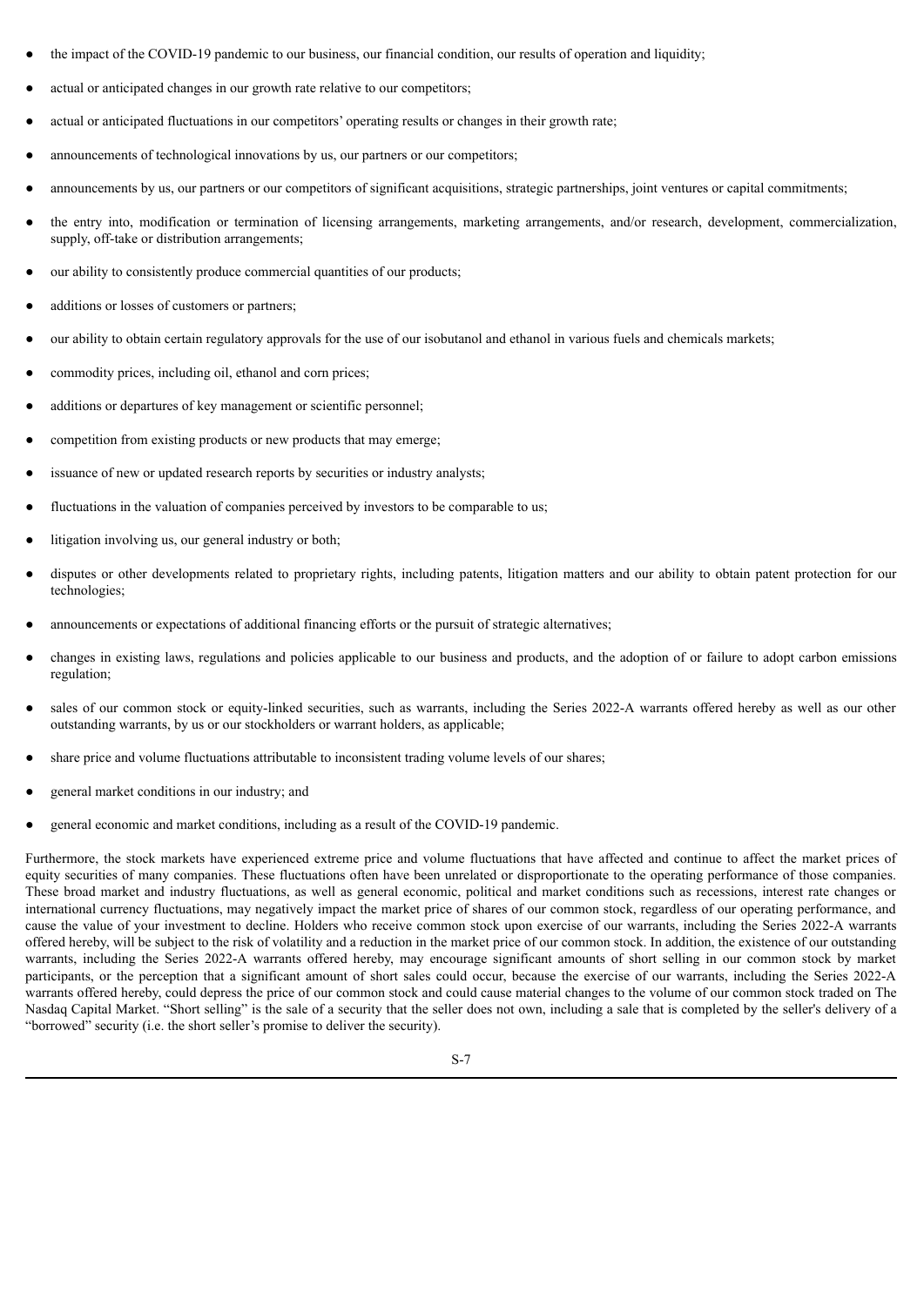- the impact of the COVID-19 pandemic to our business, our financial condition, our results of operation and liquidity;
- actual or anticipated changes in our growth rate relative to our competitors;
- actual or anticipated fluctuations in our competitors' operating results or changes in their growth rate;
- announcements of technological innovations by us, our partners or our competitors;
- announcements by us, our partners or our competitors of significant acquisitions, strategic partnerships, joint ventures or capital commitments;
- the entry into, modification or termination of licensing arrangements, marketing arrangements, and/or research, development, commercialization, supply, off-take or distribution arrangements;
- our ability to consistently produce commercial quantities of our products;
- additions or losses of customers or partners;
- our ability to obtain certain regulatory approvals for the use of our isobutanol and ethanol in various fuels and chemicals markets;
- commodity prices, including oil, ethanol and corn prices;
- additions or departures of key management or scientific personnel;
- competition from existing products or new products that may emerge;
- issuance of new or updated research reports by securities or industry analysts;
- fluctuations in the valuation of companies perceived by investors to be comparable to us;
- litigation involving us, our general industry or both;
- disputes or other developments related to proprietary rights, including patents, litigation matters and our ability to obtain patent protection for our technologies;
- announcements or expectations of additional financing efforts or the pursuit of strategic alternatives;
- changes in existing laws, regulations and policies applicable to our business and products, and the adoption of or failure to adopt carbon emissions regulation;
- sales of our common stock or equity-linked securities, such as warrants, including the Series 2022-A warrants offered hereby as well as our other outstanding warrants, by us or our stockholders or warrant holders, as applicable;
- share price and volume fluctuations attributable to inconsistent trading volume levels of our shares;
- general market conditions in our industry; and
- general economic and market conditions, including as a result of the COVID-19 pandemic.

Furthermore, the stock markets have experienced extreme price and volume fluctuations that have affected and continue to affect the market prices of equity securities of many companies. These fluctuations often have been unrelated or disproportionate to the operating performance of those companies. These broad market and industry fluctuations, as well as general economic, political and market conditions such as recessions, interest rate changes or international currency fluctuations, may negatively impact the market price of shares of our common stock, regardless of our operating performance, and cause the value of your investment to decline. Holders who receive common stock upon exercise of our warrants, including the Series 2022-A warrants offered hereby, will be subject to the risk of volatility and a reduction in the market price of our common stock. In addition, the existence of our outstanding warrants, including the Series 2022-A warrants offered hereby, may encourage significant amounts of short selling in our common stock by market participants, or the perception that a significant amount of short sales could occur, because the exercise of our warrants, including the Series 2022-A warrants offered hereby, could depress the price of our common stock and could cause material changes to the volume of our common stock traded on The Nasdaq Capital Market. "Short selling" is the sale of a security that the seller does not own, including a sale that is completed by the seller's delivery of a "borrowed" security (i.e. the short seller's promise to deliver the security).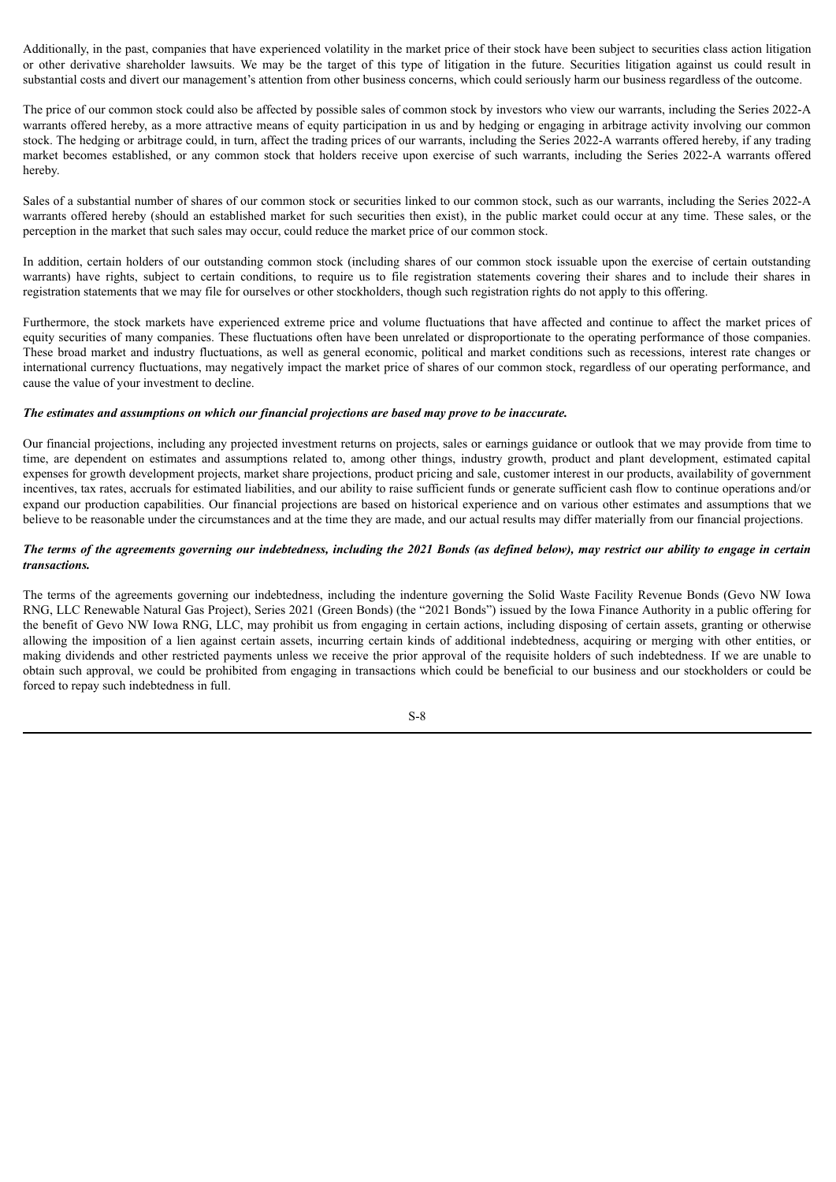Additionally, in the past, companies that have experienced volatility in the market price of their stock have been subject to securities class action litigation or other derivative shareholder lawsuits. We may be the target of this type of litigation in the future. Securities litigation against us could result in substantial costs and divert our management's attention from other business concerns, which could seriously harm our business regardless of the outcome.

The price of our common stock could also be affected by possible sales of common stock by investors who view our warrants, including the Series 2022-A warrants offered hereby, as a more attractive means of equity participation in us and by hedging or engaging in arbitrage activity involving our common stock. The hedging or arbitrage could, in turn, affect the trading prices of our warrants, including the Series 2022-A warrants offered hereby, if any trading market becomes established, or any common stock that holders receive upon exercise of such warrants, including the Series 2022-A warrants offered hereby.

Sales of a substantial number of shares of our common stock or securities linked to our common stock, such as our warrants, including the Series 2022-A warrants offered hereby (should an established market for such securities then exist), in the public market could occur at any time. These sales, or the perception in the market that such sales may occur, could reduce the market price of our common stock.

In addition, certain holders of our outstanding common stock (including shares of our common stock issuable upon the exercise of certain outstanding warrants) have rights, subject to certain conditions, to require us to file registration statements covering their shares and to include their shares in registration statements that we may file for ourselves or other stockholders, though such registration rights do not apply to this offering.

Furthermore, the stock markets have experienced extreme price and volume fluctuations that have affected and continue to affect the market prices of equity securities of many companies. These fluctuations often have been unrelated or disproportionate to the operating performance of those companies. These broad market and industry fluctuations, as well as general economic, political and market conditions such as recessions, interest rate changes or international currency fluctuations, may negatively impact the market price of shares of our common stock, regardless of our operating performance, and cause the value of your investment to decline.

***The estimates and assumptions on which our financial projections are based may prove to be inaccurate.***

Our financial projections, including any projected investment returns on projects, sales or earnings guidance or outlook that we may provide from time to time, are dependent on estimates and assumptions related to, among other things, industry growth, product and plant development, estimated capital expenses for growth development projects, market share projections, product pricing and sale, customer interest in our products, availability of government incentives, tax rates, accruals for estimated liabilities, and our ability to raise sufficient funds or generate sufficient cash flow to continue operations and/or expand our production capabilities. Our financial projections are based on historical experience and on various other estimates and assumptions that we believe to be reasonable under the circumstances and at the time they are made, and our actual results may differ materially from our financial projections.

***The terms of the agreements governing our indebtedness, including the 2021 Bonds (as defined below), may restrict our ability to engage in certain transactions.***

The terms of the agreements governing our indebtedness, including the indenture governing the Solid Waste Facility Revenue Bonds (Gevo NW Iowa RNG, LLC Renewable Natural Gas Project), Series 2021 (Green Bonds) (the "2021 Bonds") issued by the Iowa Finance Authority in a public offering for the benefit of Gevo NW Iowa RNG, LLC, may prohibit us from engaging in certain actions, including disposing of certain assets, granting or otherwise allowing the imposition of a lien against certain assets, incurring certain kinds of additional indebtedness, acquiring or merging with other entities, or making dividends and other restricted payments unless we receive the prior approval of the requisite holders of such indebtedness. If we are unable to obtain such approval, we could be prohibited from engaging in transactions which could be beneficial to our business and our stockholders or could be forced to repay such indebtedness in full.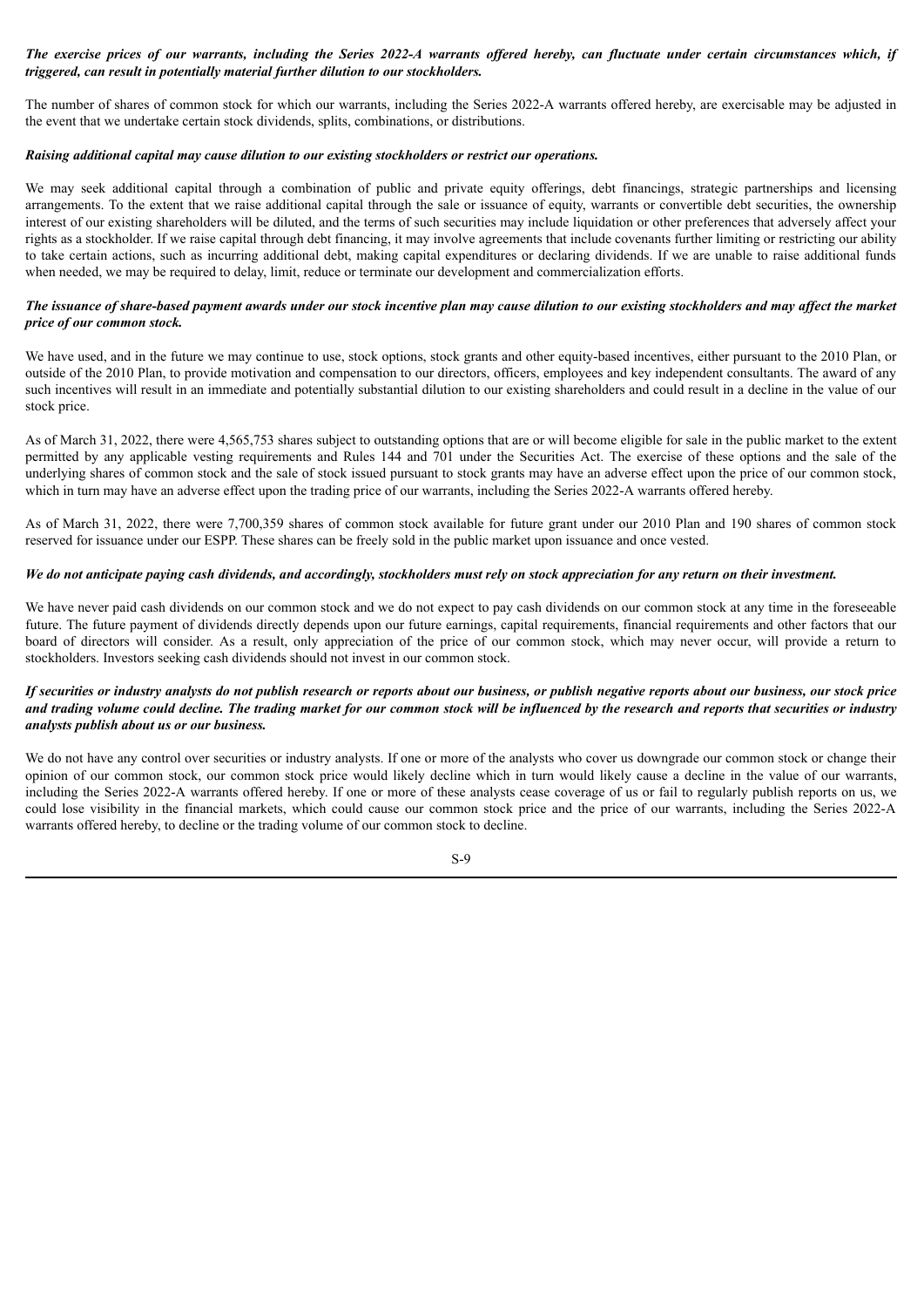***The exercise prices of our warrants, including the Series 2022-A warrants offered hereby, can fluctuate under certain circumstances which, if triggered, can result in potentially material further dilution to our stockholders.***

The number of shares of common stock for which our warrants, including the Series 2022-A warrants offered hereby, are exercisable may be adjusted in the event that we undertake certain stock dividends, splits, combinations, or distributions.

***Raising additional capital may cause dilution to our existing stockholders or restrict our operations.***

We may seek additional capital through a combination of public and private equity offerings, debt financings, strategic partnerships and licensing arrangements. To the extent that we raise additional capital through the sale or issuance of equity, warrants or convertible debt securities, the ownership interest of our existing shareholders will be diluted, and the terms of such securities may include liquidation or other preferences that adversely affect your rights as a stockholder. If we raise capital through debt financing, it may involve agreements that include covenants further limiting or restricting our ability to take certain actions, such as incurring additional debt, making capital expenditures or declaring dividends. If we are unable to raise additional funds when needed, we may be required to delay, limit, reduce or terminate our development and commercialization efforts.

***The issuance of share-based payment awards under our stock incentive plan may cause dilution to our existing stockholders and may affect the market price of our common stock.***

We have used, and in the future we may continue to use, stock options, stock grants and other equity-based incentives, either pursuant to the 2010 Plan, or outside of the 2010 Plan, to provide motivation and compensation to our directors, officers, employees and key independent consultants. The award of any such incentives will result in an immediate and potentially substantial dilution to our existing shareholders and could result in a decline in the value of our stock price.

As of March 31, 2022, there were 4,565,753 shares subject to outstanding options that are or will become eligible for sale in the public market to the extent permitted by any applicable vesting requirements and Rules 144 and 701 under the Securities Act. The exercise of these options and the sale of the underlying shares of common stock and the sale of stock issued pursuant to stock grants may have an adverse effect upon the price of our common stock, which in turn may have an adverse effect upon the trading price of our warrants, including the Series 2022-A warrants offered hereby.

As of March 31, 2022, there were 7,700,359 shares of common stock available for future grant under our 2010 Plan and 190 shares of common stock reserved for issuance under our ESPP. These shares can be freely sold in the public market upon issuance and once vested.

***We do not anticipate paying cash dividends, and accordingly, stockholders must rely on stock appreciation for any return on their investment.***

We have never paid cash dividends on our common stock and we do not expect to pay cash dividends on our common stock at any time in the foreseeable future. The future payment of dividends directly depends upon our future earnings, capital requirements, financial requirements and other factors that our board of directors will consider. As a result, only appreciation of the price of our common stock, which may never occur, will provide a return to stockholders. Investors seeking cash dividends should not invest in our common stock.

***If securities or industry analysts do not publish research or reports about our business, or publish negative reports about our business, our stock price and trading volume could decline. The trading market for our common stock will be influenced by the research and reports that securities or industry analysts publish about us or our business.***

We do not have any control over securities or industry analysts. If one or more of the analysts who cover us downgrade our common stock or change their opinion of our common stock, our common stock price would likely decline which in turn would likely cause a decline in the value of our warrants, including the Series 2022-A warrants offered hereby. If one or more of these analysts cease coverage of us or fail to regularly publish reports on us, we could lose visibility in the financial markets, which could cause our common stock price and the price of our warrants, including the Series 2022-A warrants offered hereby, to decline or the trading volume of our common stock to decline.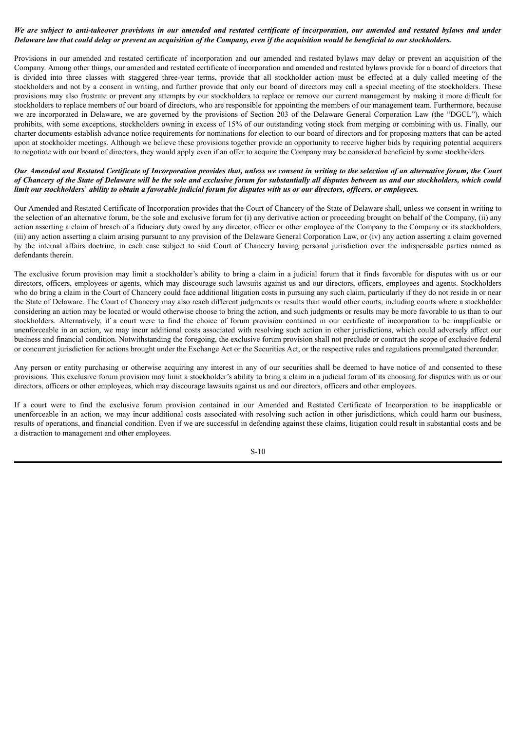***We are subject to anti-takeover provisions in our amended and restated certificate of incorporation, our amended and restated bylaws and under Delaware law that could delay or prevent an acquisition of the Company, even if the acquisition would be beneficial to our stockholders.***

Provisions in our amended and restated certificate of incorporation and our amended and restated bylaws may delay or prevent an acquisition of the Company. Among other things, our amended and restated certificate of incorporation and amended and restated bylaws provide for a board of directors that is divided into three classes with staggered three-year terms, provide that all stockholder action must be effected at a duly called meeting of the stockholders and not by a consent in writing, and further provide that only our board of directors may call a special meeting of the stockholders. These provisions may also frustrate or prevent any attempts by our stockholders to replace or remove our current management by making it more difficult for stockholders to replace members of our board of directors, who are responsible for appointing the members of our management team. Furthermore, because we are incorporated in Delaware, we are governed by the provisions of Section 203 of the Delaware General Corporation Law (the "DGCL"), which prohibits, with some exceptions, stockholders owning in excess of 15% of our outstanding voting stock from merging or combining with us. Finally, our charter documents establish advance notice requirements for nominations for election to our board of directors and for proposing matters that can be acted upon at stockholder meetings. Although we believe these provisions together provide an opportunity to receive higher bids by requiring potential acquirers to negotiate with our board of directors, they would apply even if an offer to acquire the Company may be considered beneficial by some stockholders.

***Our Amended and Restated Certificate of Incorporation provides that, unless we consent in writing to the selection of an alternative forum, the Court of Chancery of the State of Delaware will be the sole and exclusive forum for substantially all disputes between us and our stockholders, which could limit our stockholders' ability to obtain a favorable judicial forum for disputes with us or our directors, officers, or employees.***

Our Amended and Restated Certificate of Incorporation provides that the Court of Chancery of the State of Delaware shall, unless we consent in writing to the selection of an alternative forum, be the sole and exclusive forum for (i) any derivative action or proceeding brought on behalf of the Company, (ii) any action asserting a claim of breach of a fiduciary duty owed by any director, officer or other employee of the Company to the Company or its stockholders, (iii) any action asserting a claim arising pursuant to any provision of the Delaware General Corporation Law, or (iv) any action asserting a claim governed by the internal affairs doctrine, in each case subject to said Court of Chancery having personal jurisdiction over the indispensable parties named as defendants therein.

The exclusive forum provision may limit a stockholder's ability to bring a claim in a judicial forum that it finds favorable for disputes with us or our directors, officers, employees or agents, which may discourage such lawsuits against us and our directors, officers, employees and agents. Stockholders who do bring a claim in the Court of Chancery could face additional litigation costs in pursuing any such claim, particularly if they do not reside in or near the State of Delaware. The Court of Chancery may also reach different judgments or results than would other courts, including courts where a stockholder considering an action may be located or would otherwise choose to bring the action, and such judgments or results may be more favorable to us than to our stockholders. Alternatively, if a court were to find the choice of forum provision contained in our certificate of incorporation to be inapplicable or unenforceable in an action, we may incur additional costs associated with resolving such action in other jurisdictions, which could adversely affect our business and financial condition. Notwithstanding the foregoing, the exclusive forum provision shall not preclude or contract the scope of exclusive federal or concurrent jurisdiction for actions brought under the Exchange Act or the Securities Act, or the respective rules and regulations promulgated thereunder.

Any person or entity purchasing or otherwise acquiring any interest in any of our securities shall be deemed to have notice of and consented to these provisions. This exclusive forum provision may limit a stockholder's ability to bring a claim in a judicial forum of its choosing for disputes with us or our directors, officers or other employees, which may discourage lawsuits against us and our directors, officers and other employees.

If a court were to find the exclusive forum provision contained in our Amended and Restated Certificate of Incorporation to be inapplicable or unenforceable in an action, we may incur additional costs associated with resolving such action in other jurisdictions, which could harm our business, results of operations, and financial condition. Even if we are successful in defending against these claims, litigation could result in substantial costs and be a distraction to management and other employees.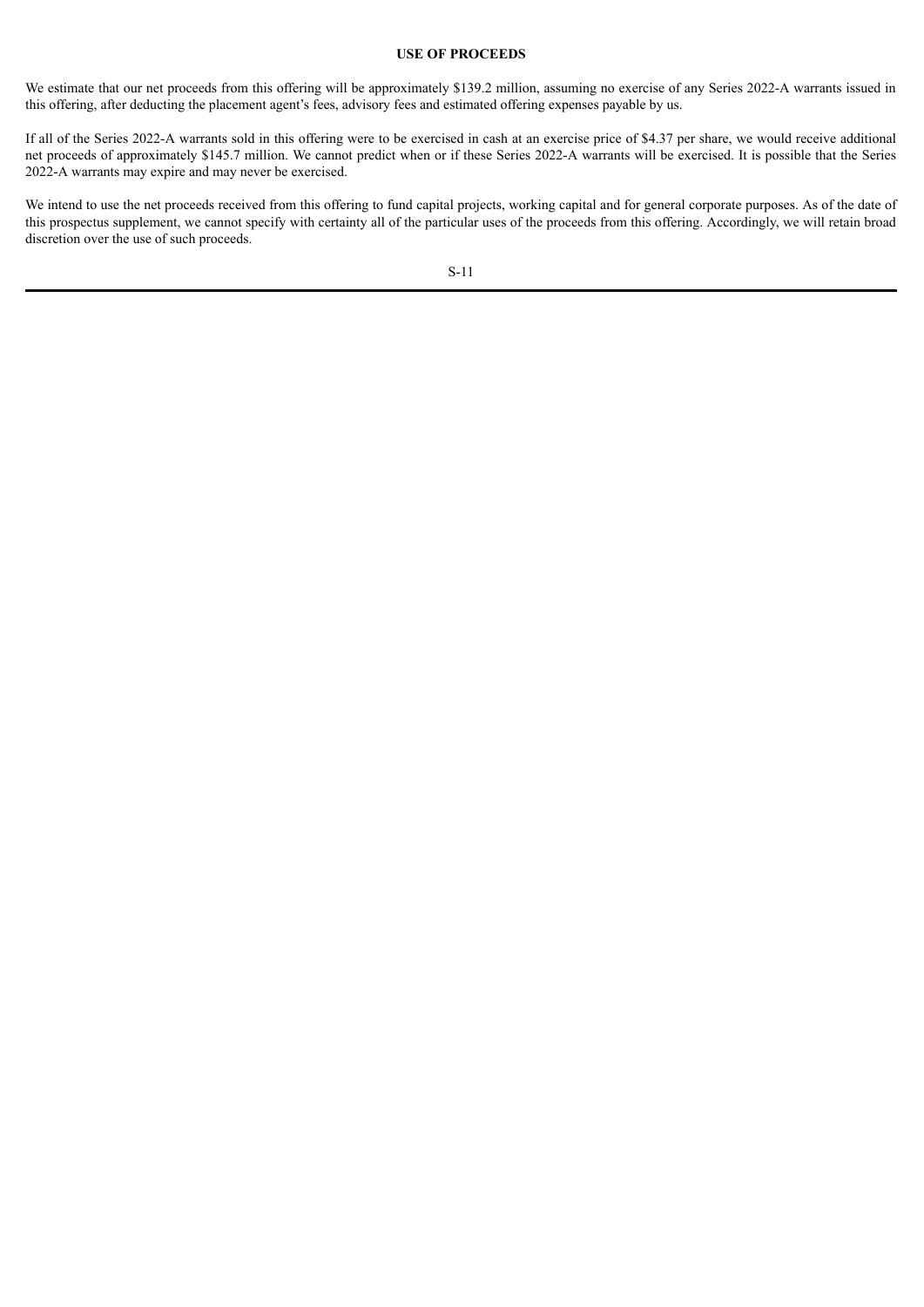## USE OF PROCEEDS

We estimate that our net proceeds from this offering will be approximately $139.2 million, assuming no exercise of any Series 2022-A warrants issued in this offering, after deducting the placement agent's fees, advisory fees and estimated offering expenses payable by us.

If all of the Series 2022-A warrants sold in this offering were to be exercised in cash at an exercise price of $4.37 per share, we would receive additional net proceeds of approximately $145.7 million. We cannot predict when or if these Series 2022-A warrants will be exercised. It is possible that the Series 2022-A warrants may expire and may never be exercised.

We intend to use the net proceeds received from this offering to fund capital projects, working capital and for general corporate purposes. As of the date of this prospectus supplement, we cannot specify with certainty all of the particular uses of the proceeds from this offering. Accordingly, we will retain broad discretion over the use of such proceeds.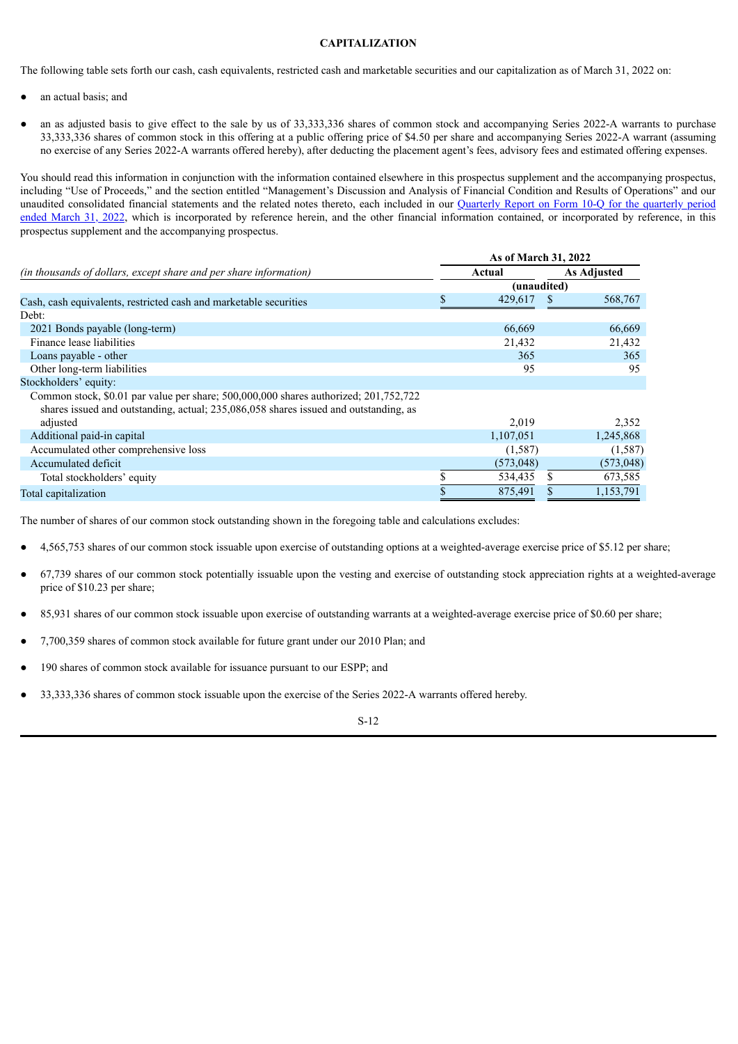## CAPITALIZATION

The following table sets forth our cash, cash equivalents, restricted cash and marketable securities and our capitalization as of March 31, 2022 on:

- an actual basis; and
- an as adjusted basis to give effect to the sale by us of 33,333,336 shares of common stock and accompanying Series 2022-A warrants to purchase 33,333,336 shares of common stock in this offering at a public offering price of $4.50 per share and accompanying Series 2022-A warrant (assuming no exercise of any Series 2022-A warrants offered hereby), after deducting the placement agent's fees, advisory fees and estimated offering expenses.

You should read this information in conjunction with the information contained elsewhere in this prospectus supplement and the accompanying prospectus, including "Use of Proceeds," and the section entitled "Management's Discussion and Analysis of Financial Condition and Results of Operations" and our unaudited consolidated financial statements and the related notes thereto, each included in our Quarterly Report on Form 10-Q for the quarterly period ended March 31, 2022, which is incorporated by reference herein, and the other financial information contained, or incorporated by reference, in this prospectus supplement and the accompanying prospectus.

| *(in thousands of dollars, except share and per share information)* | As of March 31, 2022 | |
|---|---|---|
| | Actual | As Adjusted |
| | (unaudited) | |
| Cash, cash equivalents, restricted cash and marketable securities | $ 429,617 | $ 568,767 |
| Debt: | | |
| 2021 Bonds payable (long-term) | 66,669 | 66,669 |
| Finance lease liabilities | 21,432 | 21,432 |
| Loans payable - other | 365 | 365 |
| Other long-term liabilities | 95 | 95 |
| Stockholders' equity: | | |
| Common stock, $0.01 par value per share; 500,000,000 shares authorized; 201,752,722 shares issued and outstanding, actual; 235,086,058 shares issued and outstanding, as adjusted | 2,019 | 2,352 |
| Additional paid-in capital | 1,107,051 | 1,245,868 |
| Accumulated other comprehensive loss | (1,587) | (1,587) |
| Accumulated deficit | (573,048) | (573,048) |
| Total stockholders' equity | $ 534,435 | $ 673,585 |
| Total capitalization | $ 875,491 | $ 1,153,791 |

The number of shares of our common stock outstanding shown in the foregoing table and calculations excludes:

- 4,565,753 shares of our common stock issuable upon exercise of outstanding options at a weighted-average exercise price of $5.12 per share;
- 67,739 shares of our common stock potentially issuable upon the vesting and exercise of outstanding stock appreciation rights at a weighted-average price of $10.23 per share;
- 85,931 shares of our common stock issuable upon exercise of outstanding warrants at a weighted-average exercise price of $0.60 per share;
- 7,700,359 shares of common stock available for future grant under our 2010 Plan; and
- 190 shares of common stock available for issuance pursuant to our ESPP; and
- 33,333,336 shares of common stock issuable upon the exercise of the Series 2022-A warrants offered hereby.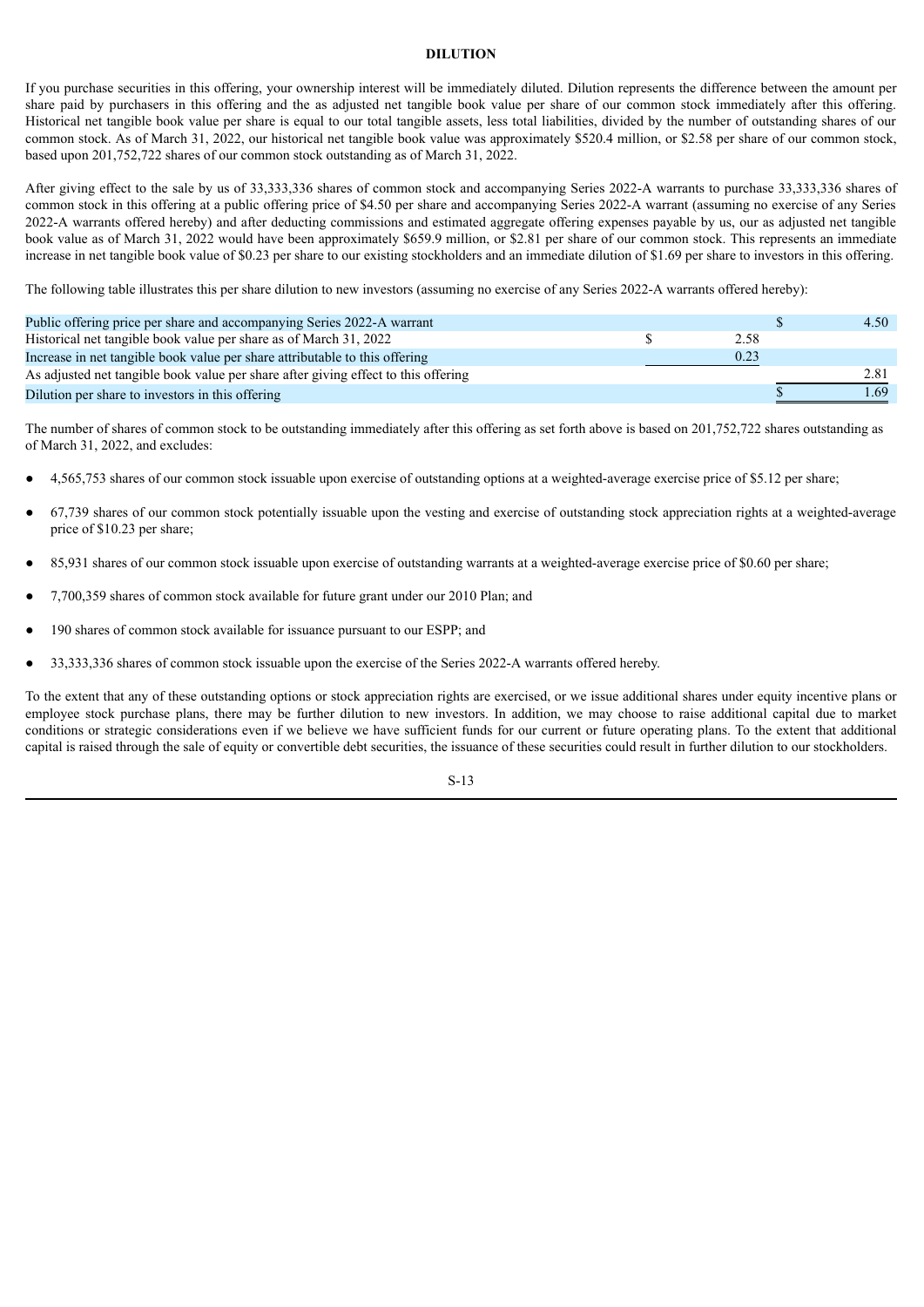# DILUTION

If you purchase securities in this offering, your ownership interest will be immediately diluted. Dilution represents the difference between the amount per share paid by purchasers in this offering and the as adjusted net tangible book value per share of our common stock immediately after this offering. Historical net tangible book value per share is equal to our total tangible assets, less total liabilities, divided by the number of outstanding shares of our common stock. As of March 31, 2022, our historical net tangible book value was approximately $520.4 million, or $2.58 per share of our common stock, based upon 201,752,722 shares of our common stock outstanding as of March 31, 2022.

After giving effect to the sale by us of 33,333,336 shares of common stock and accompanying Series 2022-A warrants to purchase 33,333,336 shares of common stock in this offering at a public offering price of $4.50 per share and accompanying Series 2022-A warrant (assuming no exercise of any Series 2022-A warrants offered hereby) and after deducting commissions and estimated aggregate offering expenses payable by us, our as adjusted net tangible book value as of March 31, 2022 would have been approximately $659.9 million, or $2.81 per share of our common stock. This represents an immediate increase in net tangible book value of $0.23 per share to our existing stockholders and an immediate dilution of $1.69 per share to investors in this offering.

The following table illustrates this per share dilution to new investors (assuming no exercise of any Series 2022-A warrants offered hereby):

| | | |
|---|---|---|
| Public offering price per share and accompanying Series 2022-A warrant | | $ 4.50 |
| Historical net tangible book value per share as of March 31, 2022 | $ 2.58 | |
| Increase in net tangible book value per share attributable to this offering | 0.23 | |
| As adjusted net tangible book value per share after giving effect to this offering | | 2.81 |
| Dilution per share to investors in this offering | | $ 1.69 |

The number of shares of common stock to be outstanding immediately after this offering as set forth above is based on 201,752,722 shares outstanding as of March 31, 2022, and excludes:

- 4,565,753 shares of our common stock issuable upon exercise of outstanding options at a weighted-average exercise price of $5.12 per share;
- 67,739 shares of our common stock potentially issuable upon the vesting and exercise of outstanding stock appreciation rights at a weighted-average price of $10.23 per share;
- 85,931 shares of our common stock issuable upon exercise of outstanding warrants at a weighted-average exercise price of $0.60 per share;
- 7,700,359 shares of common stock available for future grant under our 2010 Plan; and
- 190 shares of common stock available for issuance pursuant to our ESPP; and
- 33,333,336 shares of common stock issuable upon the exercise of the Series 2022-A warrants offered hereby.

To the extent that any of these outstanding options or stock appreciation rights are exercised, or we issue additional shares under equity incentive plans or employee stock purchase plans, there may be further dilution to new investors. In addition, we may choose to raise additional capital due to market conditions or strategic considerations even if we believe we have sufficient funds for our current or future operating plans. To the extent that additional capital is raised through the sale of equity or convertible debt securities, the issuance of these securities could result in further dilution to our stockholders.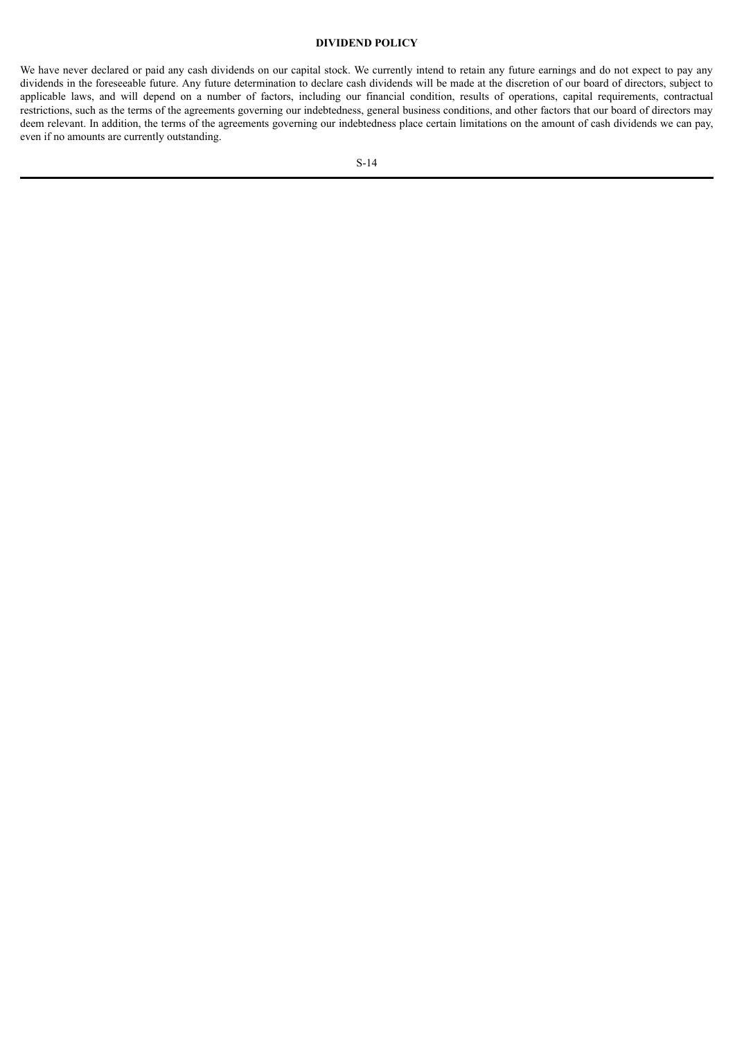## DIVIDEND POLICY

We have never declared or paid any cash dividends on our capital stock. We currently intend to retain any future earnings and do not expect to pay any dividends in the foreseeable future. Any future determination to declare cash dividends will be made at the discretion of our board of directors, subject to applicable laws, and will depend on a number of factors, including our financial condition, results of operations, capital requirements, contractual restrictions, such as the terms of the agreements governing our indebtedness, general business conditions, and other factors that our board of directors may deem relevant. In addition, the terms of the agreements governing our indebtedness place certain limitations on the amount of cash dividends we can pay, even if no amounts are currently outstanding.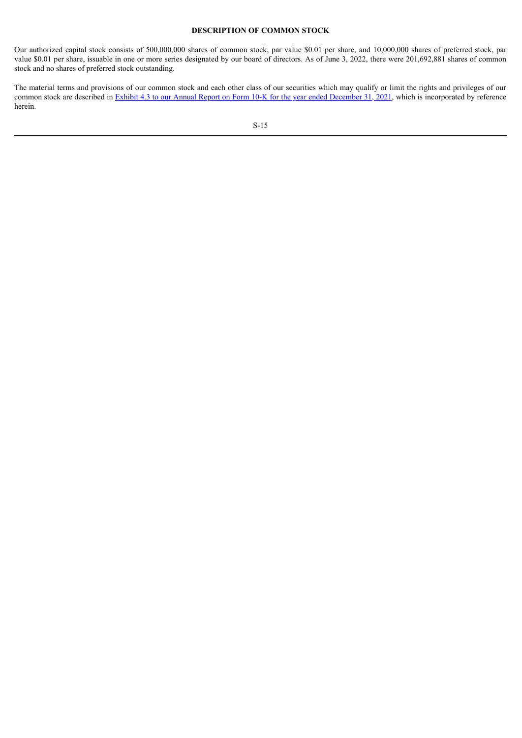## DESCRIPTION OF COMMON STOCK

Our authorized capital stock consists of 500,000,000 shares of common stock, par value $0.01 per share, and 10,000,000 shares of preferred stock, par value $0.01 per share, issuable in one or more series designated by our board of directors. As of June 3, 2022, there were 201,692,881 shares of common stock and no shares of preferred stock outstanding.

The material terms and provisions of our common stock and each other class of our securities which may qualify or limit the rights and privileges of our common stock are described in Exhibit 4.3 to our Annual Report on Form 10-K for the year ended December 31, 2021, which is incorporated by reference herein.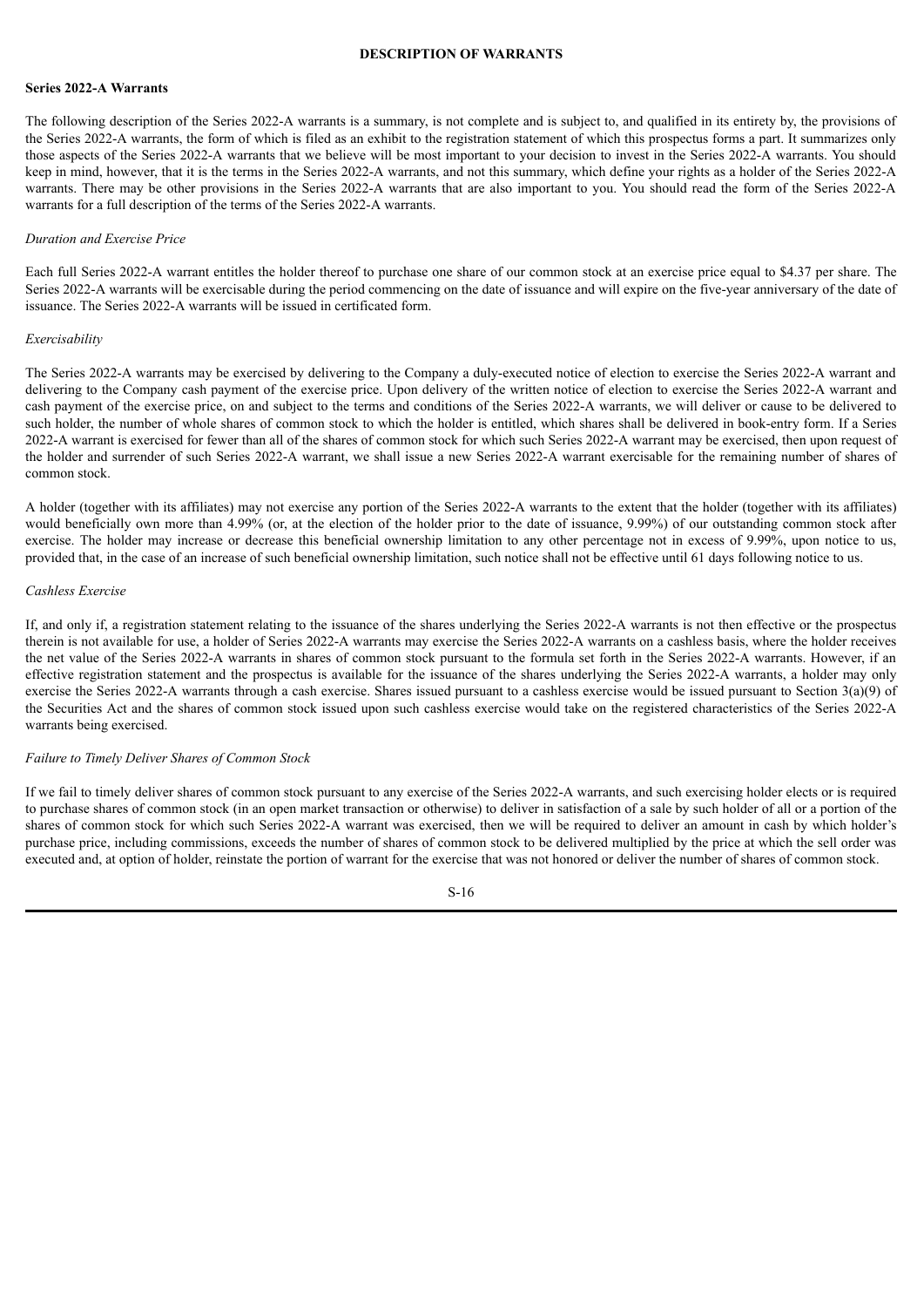# DESCRIPTION OF WARRANTS

## Series 2022-A Warrants

The following description of the Series 2022-A warrants is a summary, is not complete and is subject to, and qualified in its entirety by, the provisions of the Series 2022-A warrants, the form of which is filed as an exhibit to the registration statement of which this prospectus forms a part. It summarizes only those aspects of the Series 2022-A warrants that we believe will be most important to your decision to invest in the Series 2022-A warrants. You should keep in mind, however, that it is the terms in the Series 2022-A warrants, and not this summary, which define your rights as a holder of the Series 2022-A warrants. There may be other provisions in the Series 2022-A warrants that are also important to you. You should read the form of the Series 2022-A warrants for a full description of the terms of the Series 2022-A warrants.

*Duration and Exercise Price*

Each full Series 2022-A warrant entitles the holder thereof to purchase one share of our common stock at an exercise price equal to $4.37 per share. The Series 2022-A warrants will be exercisable during the period commencing on the date of issuance and will expire on the five-year anniversary of the date of issuance. The Series 2022-A warrants will be issued in certificated form.

*Exercisability*

The Series 2022-A warrants may be exercised by delivering to the Company a duly-executed notice of election to exercise the Series 2022-A warrant and delivering to the Company cash payment of the exercise price. Upon delivery of the written notice of election to exercise the Series 2022-A warrant and cash payment of the exercise price, on and subject to the terms and conditions of the Series 2022-A warrants, we will deliver or cause to be delivered to such holder, the number of whole shares of common stock to which the holder is entitled, which shares shall be delivered in book-entry form. If a Series 2022-A warrant is exercised for fewer than all of the shares of common stock for which such Series 2022-A warrant may be exercised, then upon request of the holder and surrender of such Series 2022-A warrant, we shall issue a new Series 2022-A warrant exercisable for the remaining number of shares of common stock.

A holder (together with its affiliates) may not exercise any portion of the Series 2022-A warrants to the extent that the holder (together with its affiliates) would beneficially own more than 4.99% (or, at the election of the holder prior to the date of issuance, 9.99%) of our outstanding common stock after exercise. The holder may increase or decrease this beneficial ownership limitation to any other percentage not in excess of 9.99%, upon notice to us, provided that, in the case of an increase of such beneficial ownership limitation, such notice shall not be effective until 61 days following notice to us.

*Cashless Exercise*

If, and only if, a registration statement relating to the issuance of the shares underlying the Series 2022-A warrants is not then effective or the prospectus therein is not available for use, a holder of Series 2022-A warrants may exercise the Series 2022-A warrants on a cashless basis, where the holder receives the net value of the Series 2022-A warrants in shares of common stock pursuant to the formula set forth in the Series 2022-A warrants. However, if an effective registration statement and the prospectus is available for the issuance of the shares underlying the Series 2022-A warrants, a holder may only exercise the Series 2022-A warrants through a cash exercise. Shares issued pursuant to a cashless exercise would be issued pursuant to Section 3(a)(9) of the Securities Act and the shares of common stock issued upon such cashless exercise would take on the registered characteristics of the Series 2022-A warrants being exercised.

*Failure to Timely Deliver Shares of Common Stock*

If we fail to timely deliver shares of common stock pursuant to any exercise of the Series 2022-A warrants, and such exercising holder elects or is required to purchase shares of common stock (in an open market transaction or otherwise) to deliver in satisfaction of a sale by such holder of all or a portion of the shares of common stock for which such Series 2022-A warrant was exercised, then we will be required to deliver an amount in cash by which holder's purchase price, including commissions, exceeds the number of shares of common stock to be delivered multiplied by the price at which the sell order was executed and, at option of holder, reinstate the portion of warrant for the exercise that was not honored or deliver the number of shares of common stock.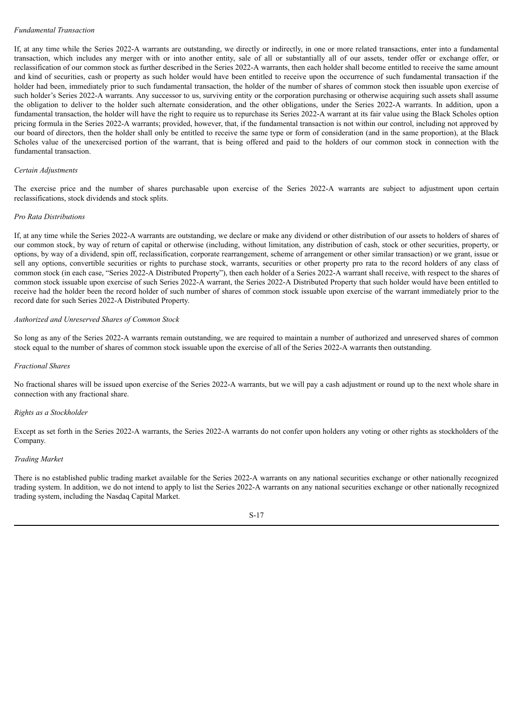*Fundamental Transaction*

If, at any time while the Series 2022-A warrants are outstanding, we directly or indirectly, in one or more related transactions, enter into a fundamental transaction, which includes any merger with or into another entity, sale of all or substantially all of our assets, tender offer or exchange offer, or reclassification of our common stock as further described in the Series 2022-A warrants, then each holder shall become entitled to receive the same amount and kind of securities, cash or property as such holder would have been entitled to receive upon the occurrence of such fundamental transaction if the holder had been, immediately prior to such fundamental transaction, the holder of the number of shares of common stock then issuable upon exercise of such holder's Series 2022-A warrants. Any successor to us, surviving entity or the corporation purchasing or otherwise acquiring such assets shall assume the obligation to deliver to the holder such alternate consideration, and the other obligations, under the Series 2022-A warrants. In addition, upon a fundamental transaction, the holder will have the right to require us to repurchase its Series 2022-A warrant at its fair value using the Black Scholes option pricing formula in the Series 2022-A warrants; provided, however, that, if the fundamental transaction is not within our control, including not approved by our board of directors, then the holder shall only be entitled to receive the same type or form of consideration (and in the same proportion), at the Black Scholes value of the unexercised portion of the warrant, that is being offered and paid to the holders of our common stock in connection with the fundamental transaction.

*Certain Adjustments*

The exercise price and the number of shares purchasable upon exercise of the Series 2022-A warrants are subject to adjustment upon certain reclassifications, stock dividends and stock splits.

*Pro Rata Distributions*

If, at any time while the Series 2022-A warrants are outstanding, we declare or make any dividend or other distribution of our assets to holders of shares of our common stock, by way of return of capital or otherwise (including, without limitation, any distribution of cash, stock or other securities, property, or options, by way of a dividend, spin off, reclassification, corporate rearrangement, scheme of arrangement or other similar transaction) or we grant, issue or sell any options, convertible securities or rights to purchase stock, warrants, securities or other property pro rata to the record holders of any class of common stock (in each case, "Series 2022-A Distributed Property"), then each holder of a Series 2022-A warrant shall receive, with respect to the shares of common stock issuable upon exercise of such Series 2022-A warrant, the Series 2022-A Distributed Property that such holder would have been entitled to receive had the holder been the record holder of such number of shares of common stock issuable upon exercise of the warrant immediately prior to the record date for such Series 2022-A Distributed Property.

*Authorized and Unreserved Shares of Common Stock*

So long as any of the Series 2022-A warrants remain outstanding, we are required to maintain a number of authorized and unreserved shares of common stock equal to the number of shares of common stock issuable upon the exercise of all of the Series 2022-A warrants then outstanding.

*Fractional Shares*

No fractional shares will be issued upon exercise of the Series 2022-A warrants, but we will pay a cash adjustment or round up to the next whole share in connection with any fractional share.

*Rights as a Stockholder*

Except as set forth in the Series 2022-A warrants, the Series 2022-A warrants do not confer upon holders any voting or other rights as stockholders of the Company.

*Trading Market*

There is no established public trading market available for the Series 2022-A warrants on any national securities exchange or other nationally recognized trading system. In addition, we do not intend to apply to list the Series 2022-A warrants on any national securities exchange or other nationally recognized trading system, including the Nasdaq Capital Market.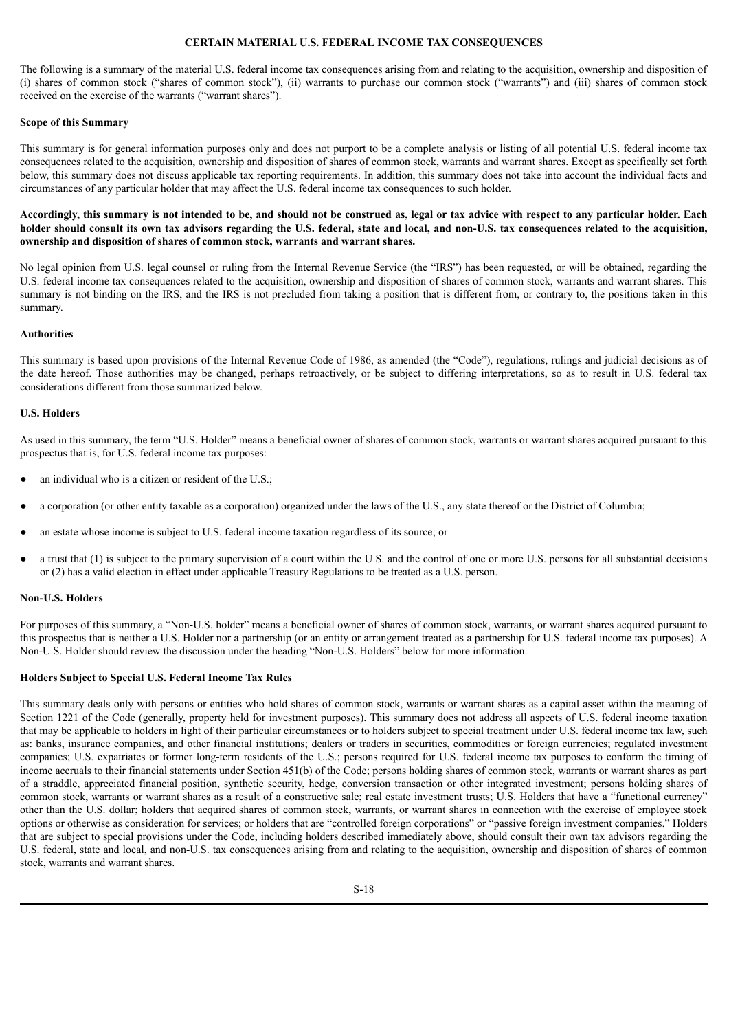## CERTAIN MATERIAL U.S. FEDERAL INCOME TAX CONSEQUENCES

The following is a summary of the material U.S. federal income tax consequences arising from and relating to the acquisition, ownership and disposition of (i) shares of common stock ("shares of common stock"), (ii) warrants to purchase our common stock ("warrants") and (iii) shares of common stock received on the exercise of the warrants ("warrant shares").

### Scope of this Summary

This summary is for general information purposes only and does not purport to be a complete analysis or listing of all potential U.S. federal income tax consequences related to the acquisition, ownership and disposition of shares of common stock, warrants and warrant shares. Except as specifically set forth below, this summary does not discuss applicable tax reporting requirements. In addition, this summary does not take into account the individual facts and circumstances of any particular holder that may affect the U.S. federal income tax consequences to such holder.

**Accordingly, this summary is not intended to be, and should not be construed as, legal or tax advice with respect to any particular holder. Each holder should consult its own tax advisors regarding the U.S. federal, state and local, and non-U.S. tax consequences related to the acquisition, ownership and disposition of shares of common stock, warrants and warrant shares.**

No legal opinion from U.S. legal counsel or ruling from the Internal Revenue Service (the "IRS") has been requested, or will be obtained, regarding the U.S. federal income tax consequences related to the acquisition, ownership and disposition of shares of common stock, warrants and warrant shares. This summary is not binding on the IRS, and the IRS is not precluded from taking a position that is different from, or contrary to, the positions taken in this summary.

### Authorities

This summary is based upon provisions of the Internal Revenue Code of 1986, as amended (the "Code"), regulations, rulings and judicial decisions as of the date hereof. Those authorities may be changed, perhaps retroactively, or be subject to differing interpretations, so as to result in U.S. federal tax considerations different from those summarized below.

### U.S. Holders

As used in this summary, the term "U.S. Holder" means a beneficial owner of shares of common stock, warrants or warrant shares acquired pursuant to this prospectus that is, for U.S. federal income tax purposes:

- an individual who is a citizen or resident of the U.S.;
- a corporation (or other entity taxable as a corporation) organized under the laws of the U.S., any state thereof or the District of Columbia;
- an estate whose income is subject to U.S. federal income taxation regardless of its source; or
- a trust that (1) is subject to the primary supervision of a court within the U.S. and the control of one or more U.S. persons for all substantial decisions or (2) has a valid election in effect under applicable Treasury Regulations to be treated as a U.S. person.

### Non-U.S. Holders

For purposes of this summary, a "Non-U.S. holder" means a beneficial owner of shares of common stock, warrants, or warrant shares acquired pursuant to this prospectus that is neither a U.S. Holder nor a partnership (or an entity or arrangement treated as a partnership for U.S. federal income tax purposes). A Non-U.S. Holder should review the discussion under the heading "Non-U.S. Holders" below for more information.

### Holders Subject to Special U.S. Federal Income Tax Rules

This summary deals only with persons or entities who hold shares of common stock, warrants or warrant shares as a capital asset within the meaning of Section 1221 of the Code (generally, property held for investment purposes). This summary does not address all aspects of U.S. federal income taxation that may be applicable to holders in light of their particular circumstances or to holders subject to special treatment under U.S. federal income tax law, such as: banks, insurance companies, and other financial institutions; dealers or traders in securities, commodities or foreign currencies; regulated investment companies; U.S. expatriates or former long-term residents of the U.S.; persons required for U.S. federal income tax purposes to conform the timing of income accruals to their financial statements under Section 451(b) of the Code; persons holding shares of common stock, warrants or warrant shares as part of a straddle, appreciated financial position, synthetic security, hedge, conversion transaction or other integrated investment; persons holding shares of common stock, warrants or warrant shares as a result of a constructive sale; real estate investment trusts; U.S. Holders that have a "functional currency" other than the U.S. dollar; holders that acquired shares of common stock, warrants, or warrant shares in connection with the exercise of employee stock options or otherwise as consideration for services; or holders that are "controlled foreign corporations" or "passive foreign investment companies." Holders that are subject to special provisions under the Code, including holders described immediately above, should consult their own tax advisors regarding the U.S. federal, state and local, and non-U.S. tax consequences arising from and relating to the acquisition, ownership and disposition of shares of common stock, warrants and warrant shares.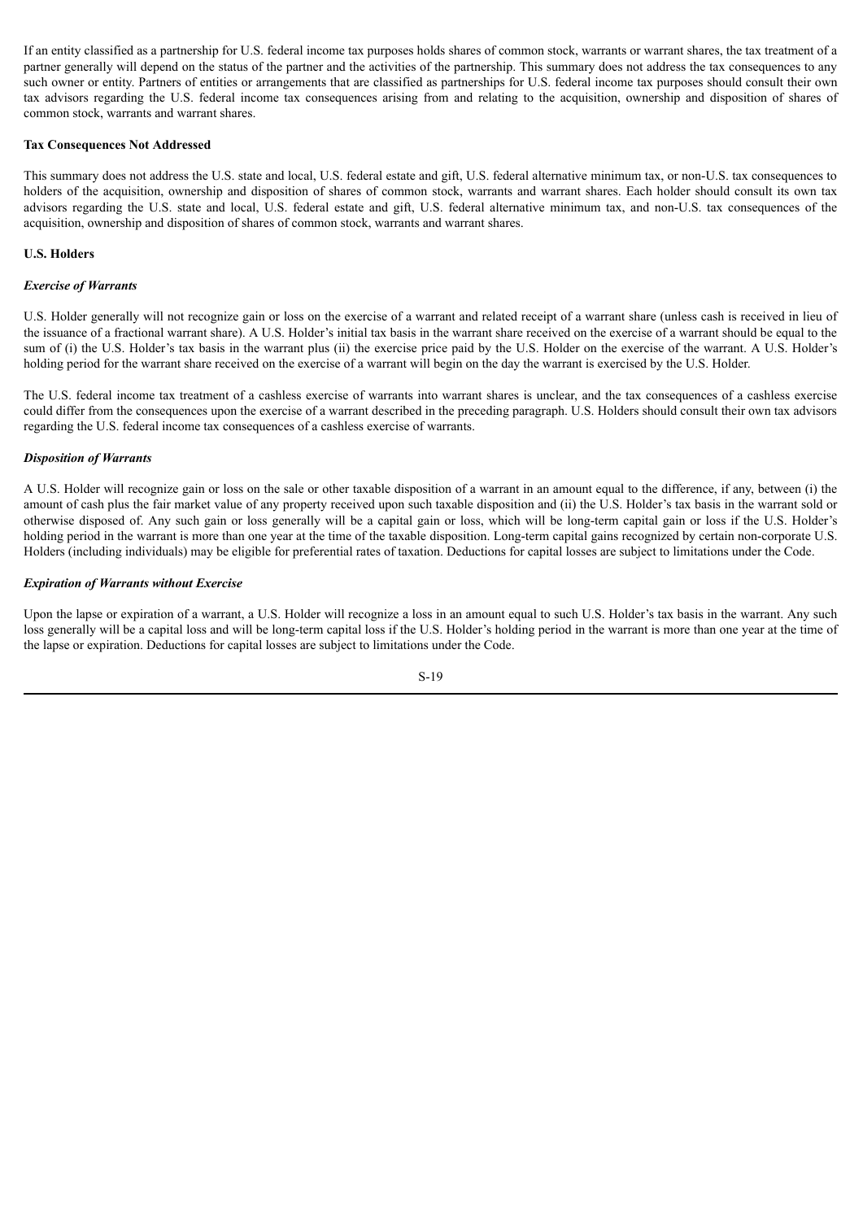If an entity classified as a partnership for U.S. federal income tax purposes holds shares of common stock, warrants or warrant shares, the tax treatment of a partner generally will depend on the status of the partner and the activities of the partnership. This summary does not address the tax consequences to any such owner or entity. Partners of entities or arrangements that are classified as partnerships for U.S. federal income tax purposes should consult their own tax advisors regarding the U.S. federal income tax consequences arising from and relating to the acquisition, ownership and disposition of shares of common stock, warrants and warrant shares.

**Tax Consequences Not Addressed**

This summary does not address the U.S. state and local, U.S. federal estate and gift, U.S. federal alternative minimum tax, or non-U.S. tax consequences to holders of the acquisition, ownership and disposition of shares of common stock, warrants and warrant shares. Each holder should consult its own tax advisors regarding the U.S. state and local, U.S. federal estate and gift, U.S. federal alternative minimum tax, and non-U.S. tax consequences of the acquisition, ownership and disposition of shares of common stock, warrants and warrant shares.

**U.S. Holders**

***Exercise of Warrants***

U.S. Holder generally will not recognize gain or loss on the exercise of a warrant and related receipt of a warrant share (unless cash is received in lieu of the issuance of a fractional warrant share). A U.S. Holder's initial tax basis in the warrant share received on the exercise of a warrant should be equal to the sum of (i) the U.S. Holder's tax basis in the warrant plus (ii) the exercise price paid by the U.S. Holder on the exercise of the warrant. A U.S. Holder's holding period for the warrant share received on the exercise of a warrant will begin on the day the warrant is exercised by the U.S. Holder.

The U.S. federal income tax treatment of a cashless exercise of warrants into warrant shares is unclear, and the tax consequences of a cashless exercise could differ from the consequences upon the exercise of a warrant described in the preceding paragraph. U.S. Holders should consult their own tax advisors regarding the U.S. federal income tax consequences of a cashless exercise of warrants.

***Disposition of Warrants***

A U.S. Holder will recognize gain or loss on the sale or other taxable disposition of a warrant in an amount equal to the difference, if any, between (i) the amount of cash plus the fair market value of any property received upon such taxable disposition and (ii) the U.S. Holder's tax basis in the warrant sold or otherwise disposed of. Any such gain or loss generally will be a capital gain or loss, which will be long-term capital gain or loss if the U.S. Holder's holding period in the warrant is more than one year at the time of the taxable disposition. Long-term capital gains recognized by certain non-corporate U.S. Holders (including individuals) may be eligible for preferential rates of taxation. Deductions for capital losses are subject to limitations under the Code.

***Expiration of Warrants without Exercise***

Upon the lapse or expiration of a warrant, a U.S. Holder will recognize a loss in an amount equal to such U.S. Holder's tax basis in the warrant. Any such loss generally will be a capital loss and will be long-term capital loss if the U.S. Holder's holding period in the warrant is more than one year at the time of the lapse or expiration. Deductions for capital losses are subject to limitations under the Code.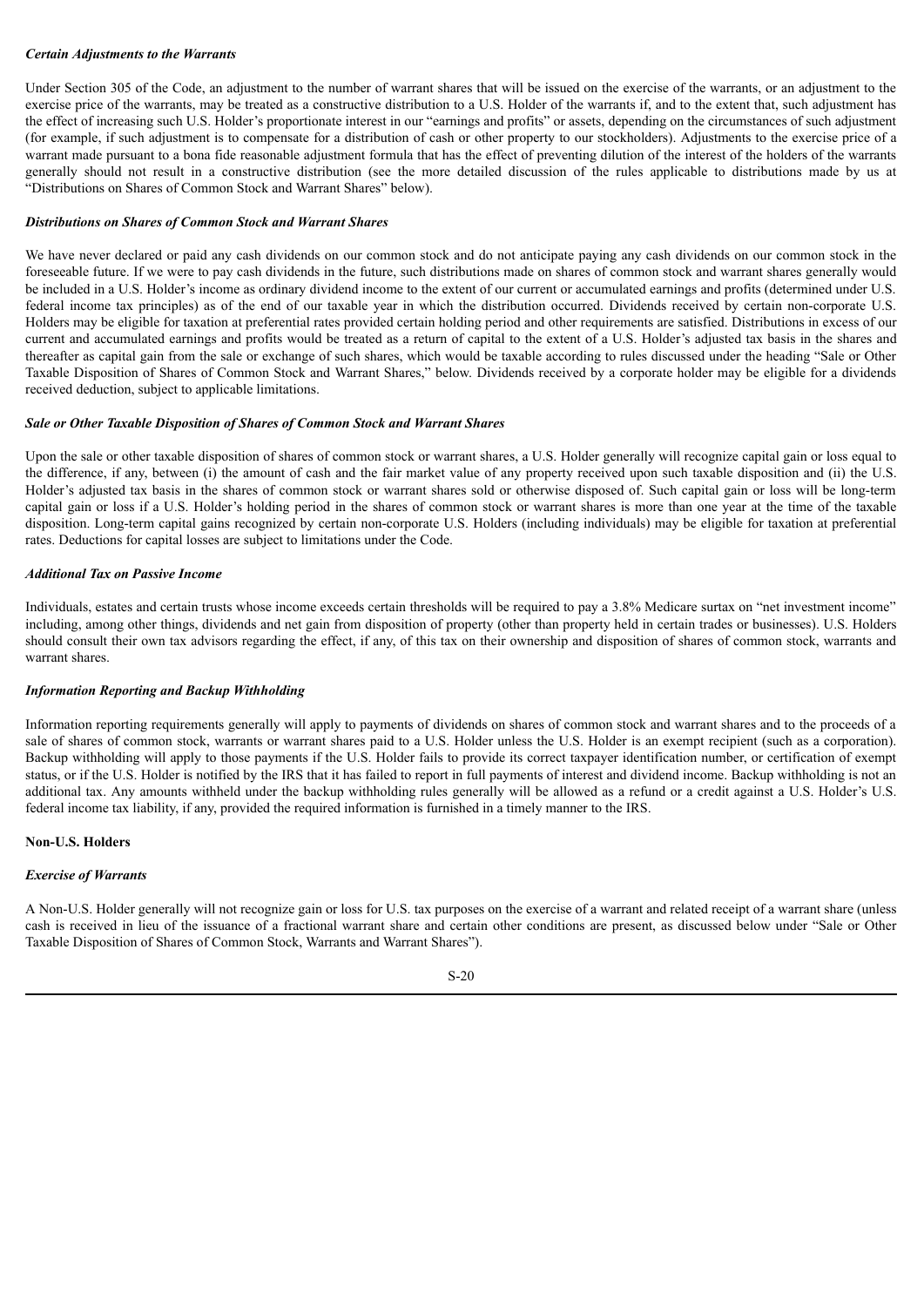***Certain Adjustments to the Warrants***

Under Section 305 of the Code, an adjustment to the number of warrant shares that will be issued on the exercise of the warrants, or an adjustment to the exercise price of the warrants, may be treated as a constructive distribution to a U.S. Holder of the warrants if, and to the extent that, such adjustment has the effect of increasing such U.S. Holder's proportionate interest in our "earnings and profits" or assets, depending on the circumstances of such adjustment (for example, if such adjustment is to compensate for a distribution of cash or other property to our stockholders). Adjustments to the exercise price of a warrant made pursuant to a bona fide reasonable adjustment formula that has the effect of preventing dilution of the interest of the holders of the warrants generally should not result in a constructive distribution (see the more detailed discussion of the rules applicable to distributions made by us at "Distributions on Shares of Common Stock and Warrant Shares" below).

***Distributions on Shares of Common Stock and Warrant Shares***

We have never declared or paid any cash dividends on our common stock and do not anticipate paying any cash dividends on our common stock in the foreseeable future. If we were to pay cash dividends in the future, such distributions made on shares of common stock and warrant shares generally would be included in a U.S. Holder's income as ordinary dividend income to the extent of our current or accumulated earnings and profits (determined under U.S. federal income tax principles) as of the end of our taxable year in which the distribution occurred. Dividends received by certain non-corporate U.S. Holders may be eligible for taxation at preferential rates provided certain holding period and other requirements are satisfied. Distributions in excess of our current and accumulated earnings and profits would be treated as a return of capital to the extent of a U.S. Holder's adjusted tax basis in the shares and thereafter as capital gain from the sale or exchange of such shares, which would be taxable according to rules discussed under the heading "Sale or Other Taxable Disposition of Shares of Common Stock and Warrant Shares," below. Dividends received by a corporate holder may be eligible for a dividends received deduction, subject to applicable limitations.

***Sale or Other Taxable Disposition of Shares of Common Stock and Warrant Shares***

Upon the sale or other taxable disposition of shares of common stock or warrant shares, a U.S. Holder generally will recognize capital gain or loss equal to the difference, if any, between (i) the amount of cash and the fair market value of any property received upon such taxable disposition and (ii) the U.S. Holder's adjusted tax basis in the shares of common stock or warrant shares sold or otherwise disposed of. Such capital gain or loss will be long-term capital gain or loss if a U.S. Holder's holding period in the shares of common stock or warrant shares is more than one year at the time of the taxable disposition. Long-term capital gains recognized by certain non-corporate U.S. Holders (including individuals) may be eligible for taxation at preferential rates. Deductions for capital losses are subject to limitations under the Code.

***Additional Tax on Passive Income***

Individuals, estates and certain trusts whose income exceeds certain thresholds will be required to pay a 3.8% Medicare surtax on "net investment income" including, among other things, dividends and net gain from disposition of property (other than property held in certain trades or businesses). U.S. Holders should consult their own tax advisors regarding the effect, if any, of this tax on their ownership and disposition of shares of common stock, warrants and warrant shares.

***Information Reporting and Backup Withholding***

Information reporting requirements generally will apply to payments of dividends on shares of common stock and warrant shares and to the proceeds of a sale of shares of common stock, warrants or warrant shares paid to a U.S. Holder unless the U.S. Holder is an exempt recipient (such as a corporation). Backup withholding will apply to those payments if the U.S. Holder fails to provide its correct taxpayer identification number, or certification of exempt status, or if the U.S. Holder is notified by the IRS that it has failed to report in full payments of interest and dividend income. Backup withholding is not an additional tax. Any amounts withheld under the backup withholding rules generally will be allowed as a refund or a credit against a U.S. Holder's U.S. federal income tax liability, if any, provided the required information is furnished in a timely manner to the IRS.

**Non-U.S. Holders**

***Exercise of Warrants***

A Non-U.S. Holder generally will not recognize gain or loss for U.S. tax purposes on the exercise of a warrant and related receipt of a warrant share (unless cash is received in lieu of the issuance of a fractional warrant share and certain other conditions are present, as discussed below under "Sale or Other Taxable Disposition of Shares of Common Stock, Warrants and Warrant Shares").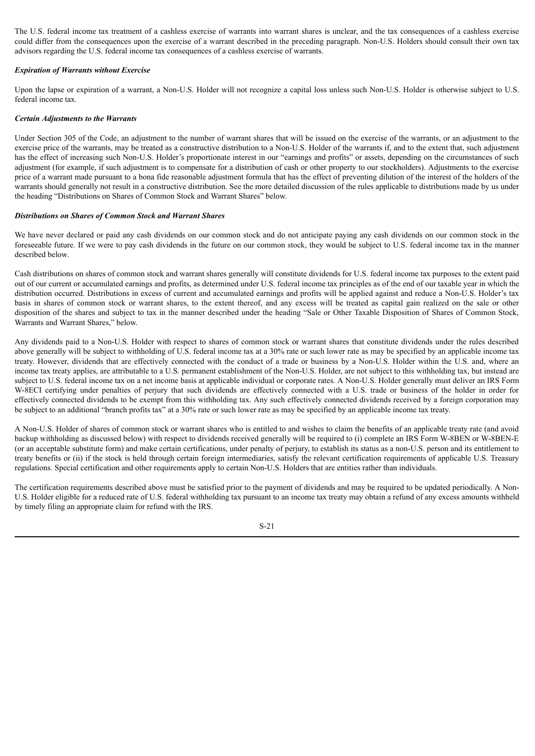The U.S. federal income tax treatment of a cashless exercise of warrants into warrant shares is unclear, and the tax consequences of a cashless exercise could differ from the consequences upon the exercise of a warrant described in the preceding paragraph. Non-U.S. Holders should consult their own tax advisors regarding the U.S. federal income tax consequences of a cashless exercise of warrants.

***Expiration of Warrants without Exercise***

Upon the lapse or expiration of a warrant, a Non-U.S. Holder will not recognize a capital loss unless such Non-U.S. Holder is otherwise subject to U.S. federal income tax.

***Certain Adjustments to the Warrants***

Under Section 305 of the Code, an adjustment to the number of warrant shares that will be issued on the exercise of the warrants, or an adjustment to the exercise price of the warrants, may be treated as a constructive distribution to a Non-U.S. Holder of the warrants if, and to the extent that, such adjustment has the effect of increasing such Non-U.S. Holder's proportionate interest in our "earnings and profits" or assets, depending on the circumstances of such adjustment (for example, if such adjustment is to compensate for a distribution of cash or other property to our stockholders). Adjustments to the exercise price of a warrant made pursuant to a bona fide reasonable adjustment formula that has the effect of preventing dilution of the interest of the holders of the warrants should generally not result in a constructive distribution. See the more detailed discussion of the rules applicable to distributions made by us under the heading "Distributions on Shares of Common Stock and Warrant Shares" below.

***Distributions on Shares of Common Stock and Warrant Shares***

We have never declared or paid any cash dividends on our common stock and do not anticipate paying any cash dividends on our common stock in the foreseeable future. If we were to pay cash dividends in the future on our common stock, they would be subject to U.S. federal income tax in the manner described below.

Cash distributions on shares of common stock and warrant shares generally will constitute dividends for U.S. federal income tax purposes to the extent paid out of our current or accumulated earnings and profits, as determined under U.S. federal income tax principles as of the end of our taxable year in which the distribution occurred. Distributions in excess of current and accumulated earnings and profits will be applied against and reduce a Non-U.S. Holder's tax basis in shares of common stock or warrant shares, to the extent thereof, and any excess will be treated as capital gain realized on the sale or other disposition of the shares and subject to tax in the manner described under the heading "Sale or Other Taxable Disposition of Shares of Common Stock, Warrants and Warrant Shares," below.

Any dividends paid to a Non-U.S. Holder with respect to shares of common stock or warrant shares that constitute dividends under the rules described above generally will be subject to withholding of U.S. federal income tax at a 30% rate or such lower rate as may be specified by an applicable income tax treaty. However, dividends that are effectively connected with the conduct of a trade or business by a Non-U.S. Holder within the U.S. and, where an income tax treaty applies, are attributable to a U.S. permanent establishment of the Non-U.S. Holder, are not subject to this withholding tax, but instead are subject to U.S. federal income tax on a net income basis at applicable individual or corporate rates. A Non-U.S. Holder generally must deliver an IRS Form W-8ECI certifying under penalties of perjury that such dividends are effectively connected with a U.S. trade or business of the holder in order for effectively connected dividends to be exempt from this withholding tax. Any such effectively connected dividends received by a foreign corporation may be subject to an additional "branch profits tax" at a 30% rate or such lower rate as may be specified by an applicable income tax treaty.

A Non-U.S. Holder of shares of common stock or warrant shares who is entitled to and wishes to claim the benefits of an applicable treaty rate (and avoid backup withholding as discussed below) with respect to dividends received generally will be required to (i) complete an IRS Form W-8BEN or W-8BEN-E (or an acceptable substitute form) and make certain certifications, under penalty of perjury, to establish its status as a non-U.S. person and its entitlement to treaty benefits or (ii) if the stock is held through certain foreign intermediaries, satisfy the relevant certification requirements of applicable U.S. Treasury regulations. Special certification and other requirements apply to certain Non-U.S. Holders that are entities rather than individuals.

The certification requirements described above must be satisfied prior to the payment of dividends and may be required to be updated periodically. A Non-U.S. Holder eligible for a reduced rate of U.S. federal withholding tax pursuant to an income tax treaty may obtain a refund of any excess amounts withheld by timely filing an appropriate claim for refund with the IRS.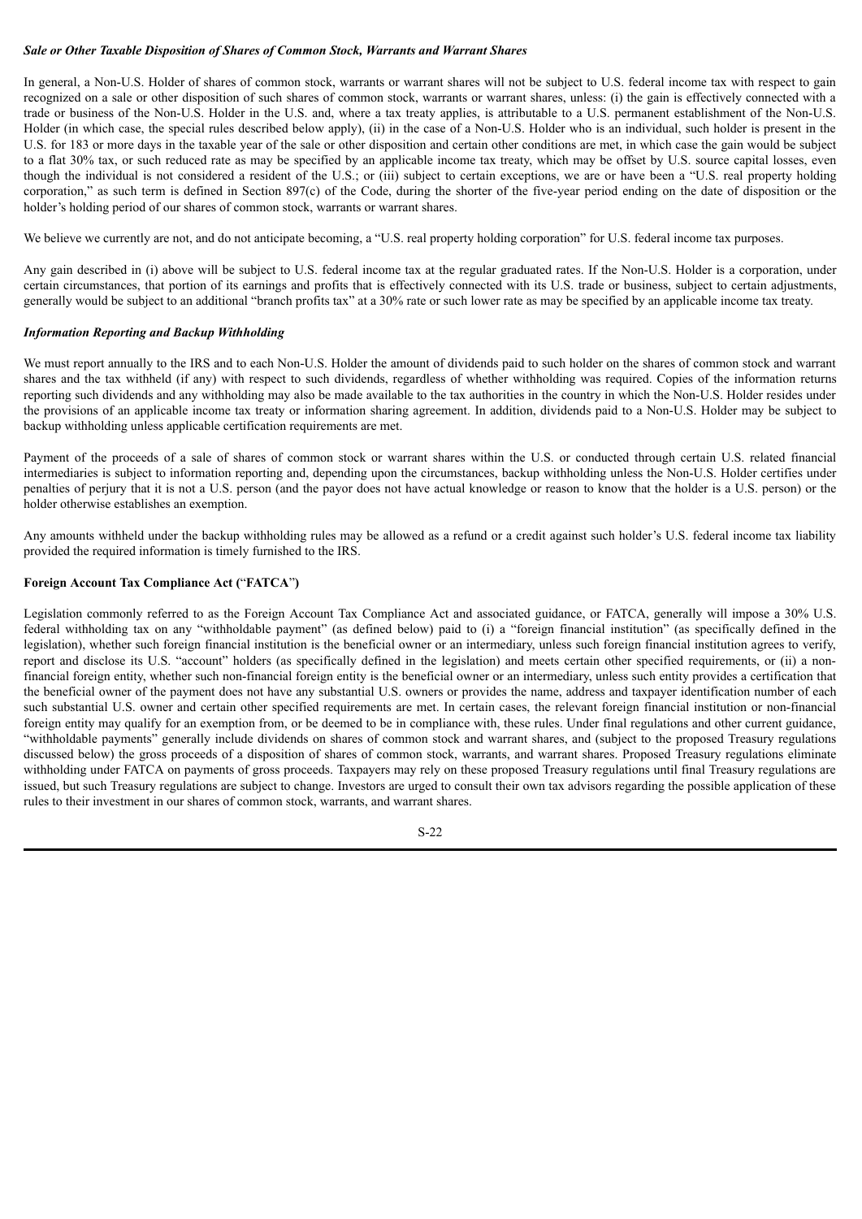### *Sale or Other Taxable Disposition of Shares of Common Stock, Warrants and Warrant Shares*

In general, a Non-U.S. Holder of shares of common stock, warrants or warrant shares will not be subject to U.S. federal income tax with respect to gain recognized on a sale or other disposition of such shares of common stock, warrants or warrant shares, unless: (i) the gain is effectively connected with a trade or business of the Non-U.S. Holder in the U.S. and, where a tax treaty applies, is attributable to a U.S. permanent establishment of the Non-U.S. Holder (in which case, the special rules described below apply), (ii) in the case of a Non-U.S. Holder who is an individual, such holder is present in the U.S. for 183 or more days in the taxable year of the sale or other disposition and certain other conditions are met, in which case the gain would be subject to a flat 30% tax, or such reduced rate as may be specified by an applicable income tax treaty, which may be offset by U.S. source capital losses, even though the individual is not considered a resident of the U.S.; or (iii) subject to certain exceptions, we are or have been a "U.S. real property holding corporation," as such term is defined in Section 897(c) of the Code, during the shorter of the five-year period ending on the date of disposition or the holder's holding period of our shares of common stock, warrants or warrant shares.

We believe we currently are not, and do not anticipate becoming, a "U.S. real property holding corporation" for U.S. federal income tax purposes.

Any gain described in (i) above will be subject to U.S. federal income tax at the regular graduated rates. If the Non-U.S. Holder is a corporation, under certain circumstances, that portion of its earnings and profits that is effectively connected with its U.S. trade or business, subject to certain adjustments, generally would be subject to an additional "branch profits tax" at a 30% rate or such lower rate as may be specified by an applicable income tax treaty.

### *Information Reporting and Backup Withholding*

We must report annually to the IRS and to each Non-U.S. Holder the amount of dividends paid to such holder on the shares of common stock and warrant shares and the tax withheld (if any) with respect to such dividends, regardless of whether withholding was required. Copies of the information returns reporting such dividends and any withholding may also be made available to the tax authorities in the country in which the Non-U.S. Holder resides under the provisions of an applicable income tax treaty or information sharing agreement. In addition, dividends paid to a Non-U.S. Holder may be subject to backup withholding unless applicable certification requirements are met.

Payment of the proceeds of a sale of shares of common stock or warrant shares within the U.S. or conducted through certain U.S. related financial intermediaries is subject to information reporting and, depending upon the circumstances, backup withholding unless the Non-U.S. Holder certifies under penalties of perjury that it is not a U.S. person (and the payor does not have actual knowledge or reason to know that the holder is a U.S. person) or the holder otherwise establishes an exemption.

Any amounts withheld under the backup withholding rules may be allowed as a refund or a credit against such holder's U.S. federal income tax liability provided the required information is timely furnished to the IRS.

### **Foreign Account Tax Compliance Act ("FATCA")**

Legislation commonly referred to as the Foreign Account Tax Compliance Act and associated guidance, or FATCA, generally will impose a 30% U.S. federal withholding tax on any "withholdable payment" (as defined below) paid to (i) a "foreign financial institution" (as specifically defined in the legislation), whether such foreign financial institution is the beneficial owner or an intermediary, unless such foreign financial institution agrees to verify, report and disclose its U.S. "account" holders (as specifically defined in the legislation) and meets certain other specified requirements, or (ii) a non-financial foreign entity, whether such non-financial foreign entity is the beneficial owner or an intermediary, unless such entity provides a certification that the beneficial owner of the payment does not have any substantial U.S. owners or provides the name, address and taxpayer identification number of each such substantial U.S. owner and certain other specified requirements are met. In certain cases, the relevant foreign financial institution or non-financial foreign entity may qualify for an exemption from, or be deemed to be in compliance with, these rules. Under final regulations and other current guidance, "withholdable payments" generally include dividends on shares of common stock and warrant shares, and (subject to the proposed Treasury regulations discussed below) the gross proceeds of a disposition of shares of common stock, warrants, and warrant shares. Proposed Treasury regulations eliminate withholding under FATCA on payments of gross proceeds. Taxpayers may rely on these proposed Treasury regulations until final Treasury regulations are issued, but such Treasury regulations are subject to change. Investors are urged to consult their own tax advisors regarding the possible application of these rules to their investment in our shares of common stock, warrants, and warrant shares.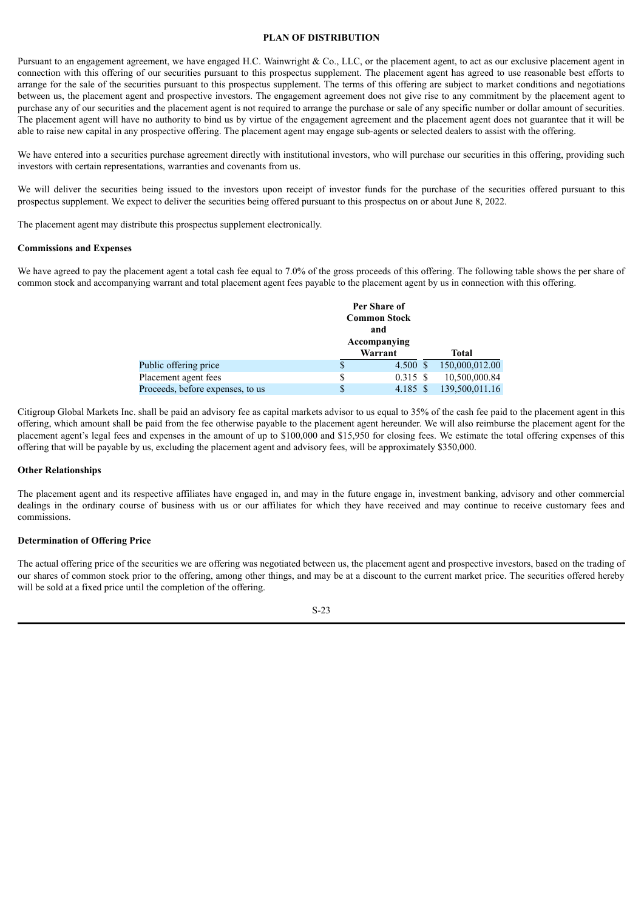## PLAN OF DISTRIBUTION

Pursuant to an engagement agreement, we have engaged H.C. Wainwright & Co., LLC, or the placement agent, to act as our exclusive placement agent in connection with this offering of our securities pursuant to this prospectus supplement. The placement agent has agreed to use reasonable best efforts to arrange for the sale of the securities pursuant to this prospectus supplement. The terms of this offering are subject to market conditions and negotiations between us, the placement agent and prospective investors. The engagement agreement does not give rise to any commitment by the placement agent to purchase any of our securities and the placement agent is not required to arrange the purchase or sale of any specific number or dollar amount of securities. The placement agent will have no authority to bind us by virtue of the engagement agreement and the placement agent does not guarantee that it will be able to raise new capital in any prospective offering. The placement agent may engage sub-agents or selected dealers to assist with the offering.

We have entered into a securities purchase agreement directly with institutional investors, who will purchase our securities in this offering, providing such investors with certain representations, warranties and covenants from us.

We will deliver the securities being issued to the investors upon receipt of investor funds for the purchase of the securities offered pursuant to this prospectus supplement. We expect to deliver the securities being offered pursuant to this prospectus on or about June 8, 2022.

The placement agent may distribute this prospectus supplement electronically.

### Commissions and Expenses

We have agreed to pay the placement agent a total cash fee equal to 7.0% of the gross proceeds of this offering. The following table shows the per share of common stock and accompanying warrant and total placement agent fees payable to the placement agent by us in connection with this offering.

| | Per Share of Common Stock and Accompanying Warrant | Total |
|---|---|---|
| Public offering price | $ 4.500 | $ 150,000,012.00 |
| Placement agent fees | $ 0.315 | $ 10,500,000.84 |
| Proceeds, before expenses, to us | $ 4.185 | $ 139,500,011.16 |

Citigroup Global Markets Inc. shall be paid an advisory fee as capital markets advisor to us equal to 35% of the cash fee paid to the placement agent in this offering, which amount shall be paid from the fee otherwise payable to the placement agent hereunder. We will also reimburse the placement agent for the placement agent's legal fees and expenses in the amount of up to $100,000 and $15,950 for closing fees. We estimate the total offering expenses of this offering that will be payable by us, excluding the placement agent and advisory fees, will be approximately $350,000.

### Other Relationships

The placement agent and its respective affiliates have engaged in, and may in the future engage in, investment banking, advisory and other commercial dealings in the ordinary course of business with us or our affiliates for which they have received and may continue to receive customary fees and commissions.

### Determination of Offering Price

The actual offering price of the securities we are offering was negotiated between us, the placement agent and prospective investors, based on the trading of our shares of common stock prior to the offering, among other things, and may be at a discount to the current market price. The securities offered hereby will be sold at a fixed price until the completion of the offering.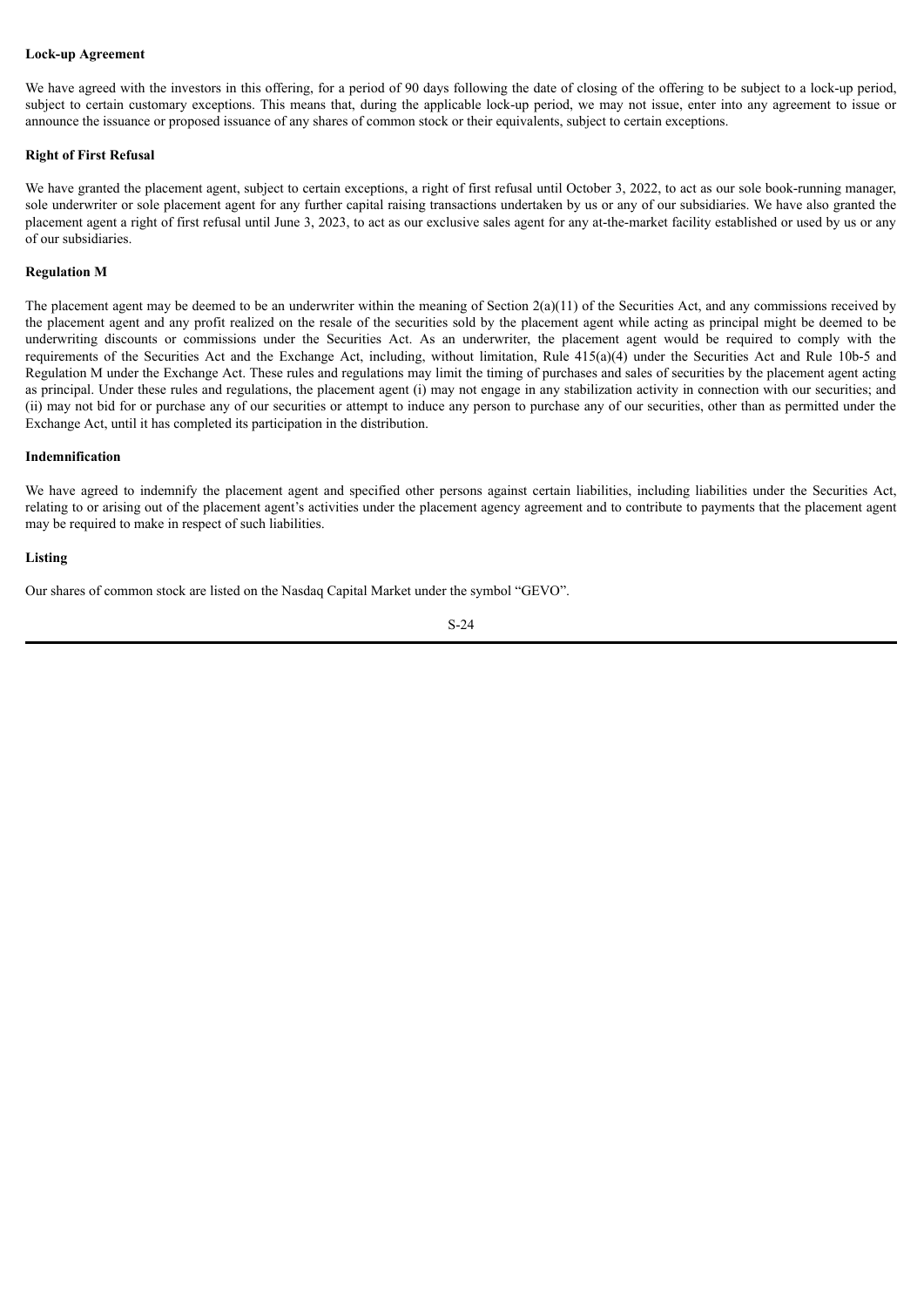**Lock-up Agreement**

We have agreed with the investors in this offering, for a period of 90 days following the date of closing of the offering to be subject to a lock-up period, subject to certain customary exceptions. This means that, during the applicable lock-up period, we may not issue, enter into any agreement to issue or announce the issuance or proposed issuance of any shares of common stock or their equivalents, subject to certain exceptions.

**Right of First Refusal**

We have granted the placement agent, subject to certain exceptions, a right of first refusal until October 3, 2022, to act as our sole book-running manager, sole underwriter or sole placement agent for any further capital raising transactions undertaken by us or any of our subsidiaries. We have also granted the placement agent a right of first refusal until June 3, 2023, to act as our exclusive sales agent for any at-the-market facility established or used by us or any of our subsidiaries.

**Regulation M**

The placement agent may be deemed to be an underwriter within the meaning of Section 2(a)(11) of the Securities Act, and any commissions received by the placement agent and any profit realized on the resale of the securities sold by the placement agent while acting as principal might be deemed to be underwriting discounts or commissions under the Securities Act. As an underwriter, the placement agent would be required to comply with the requirements of the Securities Act and the Exchange Act, including, without limitation, Rule 415(a)(4) under the Securities Act and Rule 10b-5 and Regulation M under the Exchange Act. These rules and regulations may limit the timing of purchases and sales of securities by the placement agent acting as principal. Under these rules and regulations, the placement agent (i) may not engage in any stabilization activity in connection with our securities; and (ii) may not bid for or purchase any of our securities or attempt to induce any person to purchase any of our securities, other than as permitted under the Exchange Act, until it has completed its participation in the distribution.

**Indemnification**

We have agreed to indemnify the placement agent and specified other persons against certain liabilities, including liabilities under the Securities Act, relating to or arising out of the placement agent's activities under the placement agency agreement and to contribute to payments that the placement agent may be required to make in respect of such liabilities.

**Listing**

Our shares of common stock are listed on the Nasdaq Capital Market under the symbol "GEVO".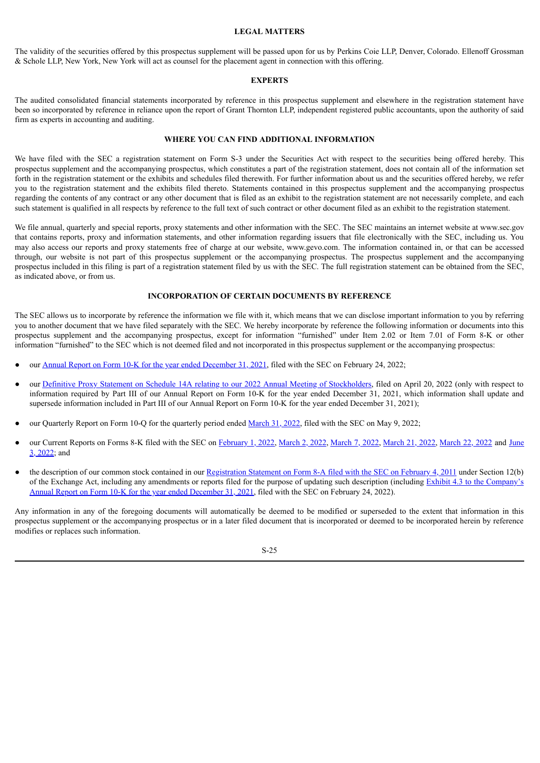## LEGAL MATTERS

The validity of the securities offered by this prospectus supplement will be passed upon for us by Perkins Coie LLP, Denver, Colorado. Ellenoff Grossman & Schole LLP, New York, New York will act as counsel for the placement agent in connection with this offering.

## EXPERTS

The audited consolidated financial statements incorporated by reference in this prospectus supplement and elsewhere in the registration statement have been so incorporated by reference in reliance upon the report of Grant Thornton LLP, independent registered public accountants, upon the authority of said firm as experts in accounting and auditing.

## WHERE YOU CAN FIND ADDITIONAL INFORMATION

We have filed with the SEC a registration statement on Form S-3 under the Securities Act with respect to the securities being offered hereby. This prospectus supplement and the accompanying prospectus, which constitutes a part of the registration statement, does not contain all of the information set forth in the registration statement or the exhibits and schedules filed therewith. For further information about us and the securities offered hereby, we refer you to the registration statement and the exhibits filed thereto. Statements contained in this prospectus supplement and the accompanying prospectus regarding the contents of any contract or any other document that is filed as an exhibit to the registration statement are not necessarily complete, and each such statement is qualified in all respects by reference to the full text of such contract or other document filed as an exhibit to the registration statement.

We file annual, quarterly and special reports, proxy statements and other information with the SEC. The SEC maintains an internet website at www.sec.gov that contains reports, proxy and information statements, and other information regarding issuers that file electronically with the SEC, including us. You may also access our reports and proxy statements free of charge at our website, www.gevo.com. The information contained in, or that can be accessed through, our website is not part of this prospectus supplement or the accompanying prospectus. The prospectus supplement and the accompanying prospectus included in this filing is part of a registration statement filed by us with the SEC. The full registration statement can be obtained from the SEC, as indicated above, or from us.

## INCORPORATION OF CERTAIN DOCUMENTS BY REFERENCE

The SEC allows us to incorporate by reference the information we file with it, which means that we can disclose important information to you by referring you to another document that we have filed separately with the SEC. We hereby incorporate by reference the following information or documents into this prospectus supplement and the accompanying prospectus, except for information "furnished" under Item 2.02 or Item 7.01 of Form 8-K or other information "furnished" to the SEC which is not deemed filed and not incorporated in this prospectus supplement or the accompanying prospectus:

- our Annual Report on Form 10-K for the year ended December 31, 2021, filed with the SEC on February 24, 2022;
- our Definitive Proxy Statement on Schedule 14A relating to our 2022 Annual Meeting of Stockholders, filed on April 20, 2022 (only with respect to information required by Part III of our Annual Report on Form 10-K for the year ended December 31, 2021, which information shall update and supersede information included in Part III of our Annual Report on Form 10-K for the year ended December 31, 2021);
- our Quarterly Report on Form 10-Q for the quarterly period ended March 31, 2022, filed with the SEC on May 9, 2022;
- our Current Reports on Forms 8-K filed with the SEC on February 1, 2022, March 2, 2022, March 7, 2022, March 21, 2022, March 22, 2022 and June 3, 2022; and
- the description of our common stock contained in our Registration Statement on Form 8-A filed with the SEC on February 4, 2011 under Section 12(b) of the Exchange Act, including any amendments or reports filed for the purpose of updating such description (including Exhibit 4.3 to the Company's Annual Report on Form 10-K for the year ended December 31, 2021, filed with the SEC on February 24, 2022).

Any information in any of the foregoing documents will automatically be deemed to be modified or superseded to the extent that information in this prospectus supplement or the accompanying prospectus or in a later filed document that is incorporated or deemed to be incorporated herein by reference modifies or replaces such information.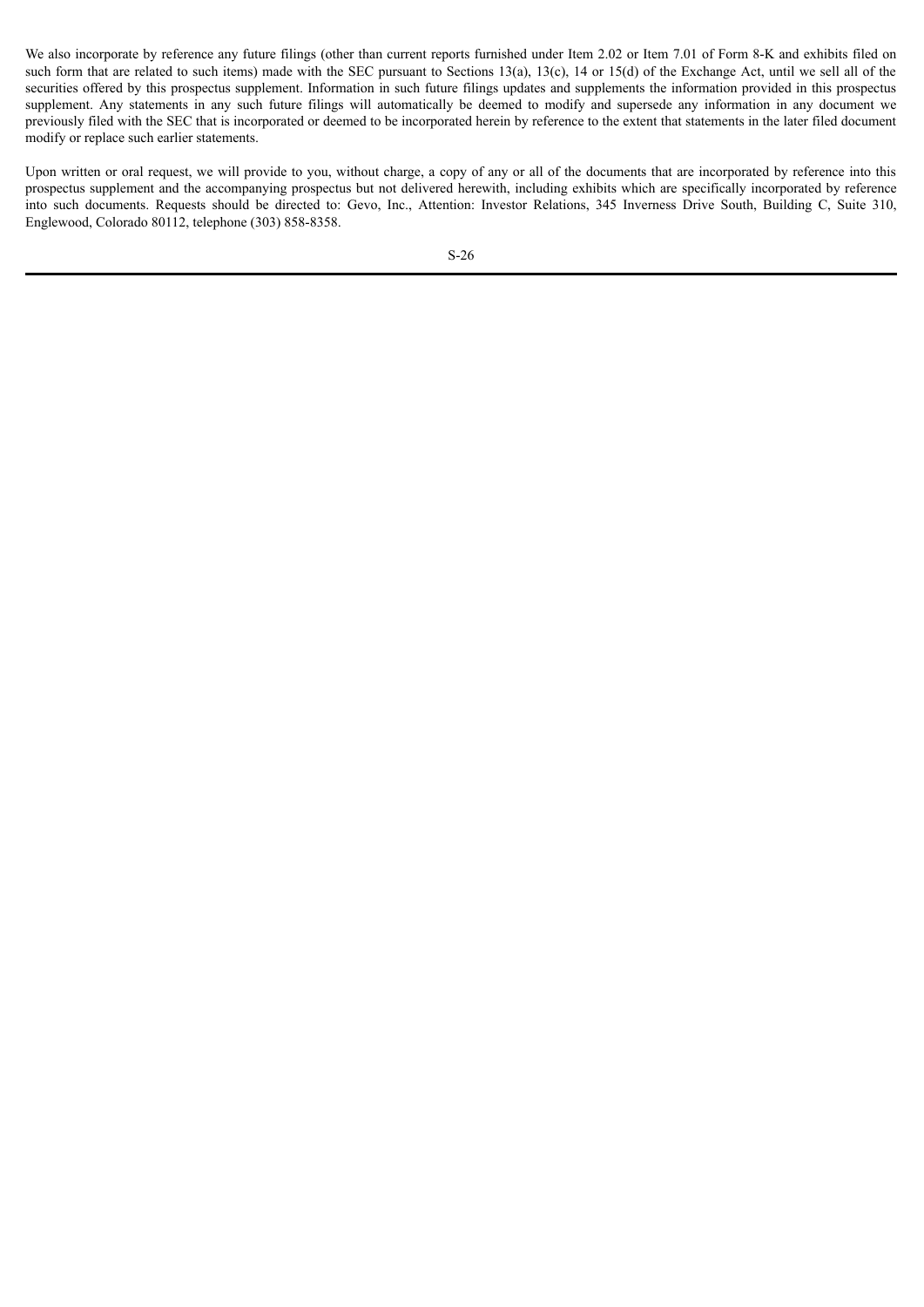We also incorporate by reference any future filings (other than current reports furnished under Item 2.02 or Item 7.01 of Form 8-K and exhibits filed on such form that are related to such items) made with the SEC pursuant to Sections 13(a), 13(c), 14 or 15(d) of the Exchange Act, until we sell all of the securities offered by this prospectus supplement. Information in such future filings updates and supplements the information provided in this prospectus supplement. Any statements in any such future filings will automatically be deemed to modify and supersede any information in any document we previously filed with the SEC that is incorporated or deemed to be incorporated herein by reference to the extent that statements in the later filed document modify or replace such earlier statements.

Upon written or oral request, we will provide to you, without charge, a copy of any or all of the documents that are incorporated by reference into this prospectus supplement and the accompanying prospectus but not delivered herewith, including exhibits which are specifically incorporated by reference into such documents. Requests should be directed to: Gevo, Inc., Attention: Investor Relations, 345 Inverness Drive South, Building C, Suite 310, Englewood, Colorado 80112, telephone (303) 858-8358.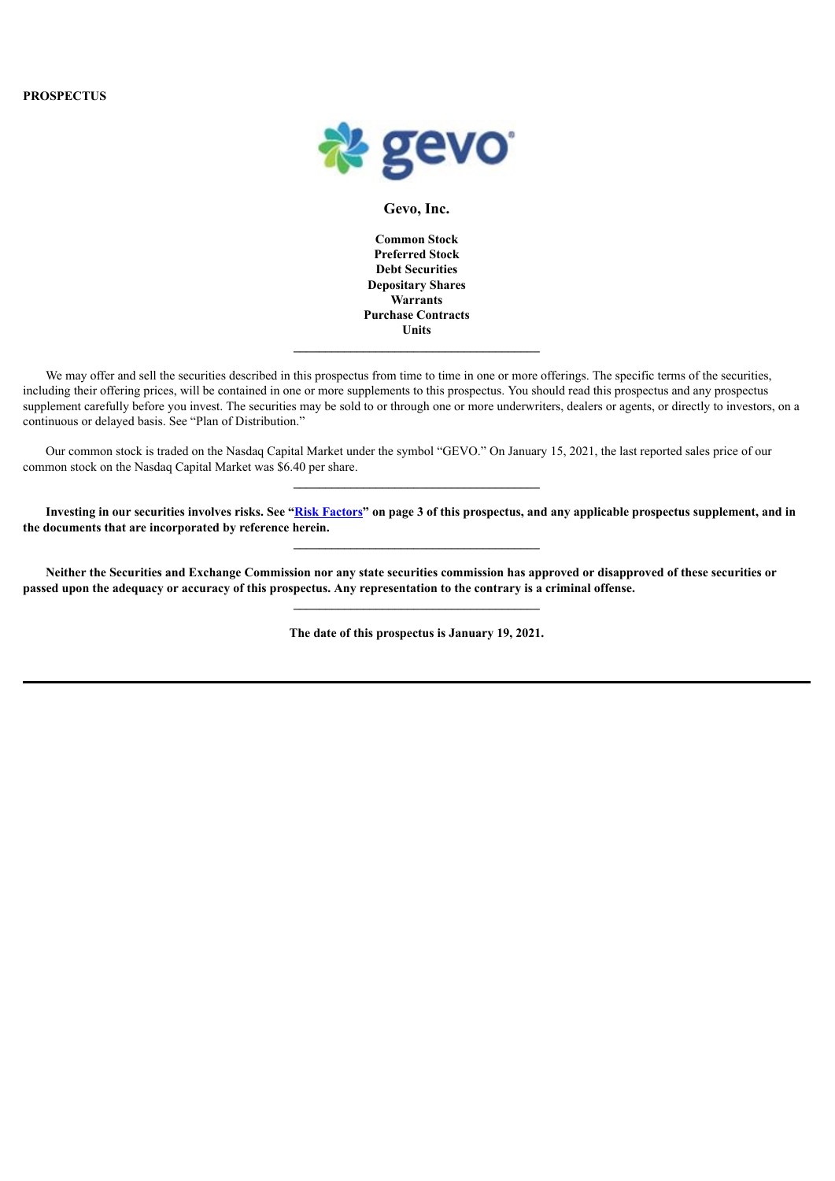**PROSPECTUS**

# Gevo, Inc.

**Common Stock**
**Preferred Stock**
**Debt Securities**
**Depositary Shares**
**Warrants**
**Purchase Contracts**
**Units**

---

We may offer and sell the securities described in this prospectus from time to time in one or more offerings. The specific terms of the securities, including their offering prices, will be contained in one or more supplements to this prospectus. You should read this prospectus and any prospectus supplement carefully before you invest. The securities may be sold to or through one or more underwriters, dealers or agents, or directly to investors, on a continuous or delayed basis. See "Plan of Distribution."

Our common stock is traded on the Nasdaq Capital Market under the symbol "GEVO." On January 15, 2021, the last reported sales price of our common stock on the Nasdaq Capital Market was $6.40 per share.

---

**Investing in our securities involves risks. See "Risk Factors" on page 3 of this prospectus, and any applicable prospectus supplement, and in the documents that are incorporated by reference herein.**

---

**Neither the Securities and Exchange Commission nor any state securities commission has approved or disapproved of these securities or passed upon the adequacy or accuracy of this prospectus. Any representation to the contrary is a criminal offense.**

---

**The date of this prospectus is January 19, 2021.**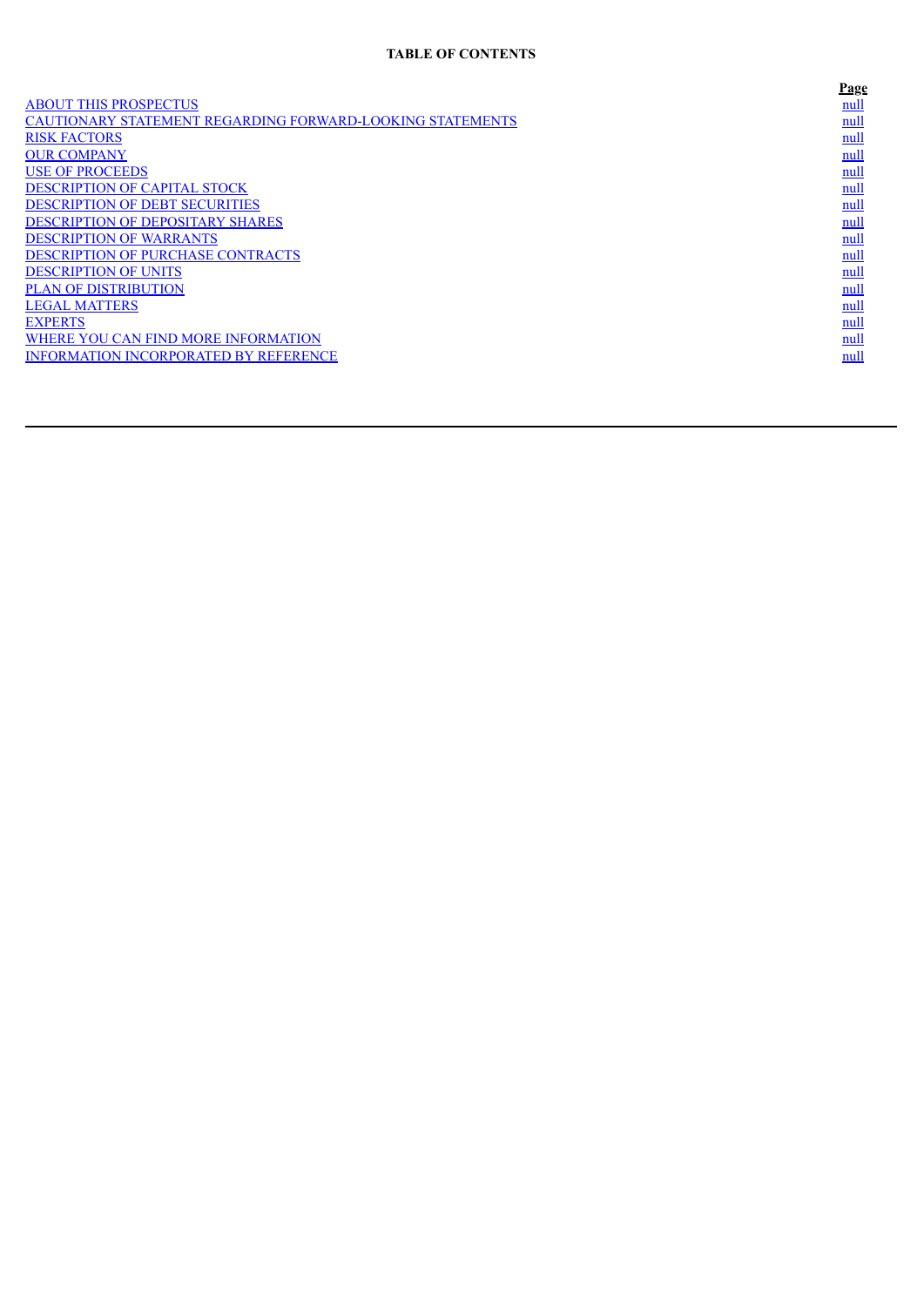**TABLE OF CONTENTS**

| | Page |
|---|---|
| ABOUT THIS PROSPECTUS | null |
| CAUTIONARY STATEMENT REGARDING FORWARD-LOOKING STATEMENTS | null |
| RISK FACTORS | null |
| OUR COMPANY | null |
| USE OF PROCEEDS | null |
| DESCRIPTION OF CAPITAL STOCK | null |
| DESCRIPTION OF DEBT SECURITIES | null |
| DESCRIPTION OF DEPOSITARY SHARES | null |
| DESCRIPTION OF WARRANTS | null |
| DESCRIPTION OF PURCHASE CONTRACTS | null |
| DESCRIPTION OF UNITS | null |
| PLAN OF DISTRIBUTION | null |
| LEGAL MATTERS | null |
| EXPERTS | null |
| WHERE YOU CAN FIND MORE INFORMATION | null |
| INFORMATION INCORPORATED BY REFERENCE | null |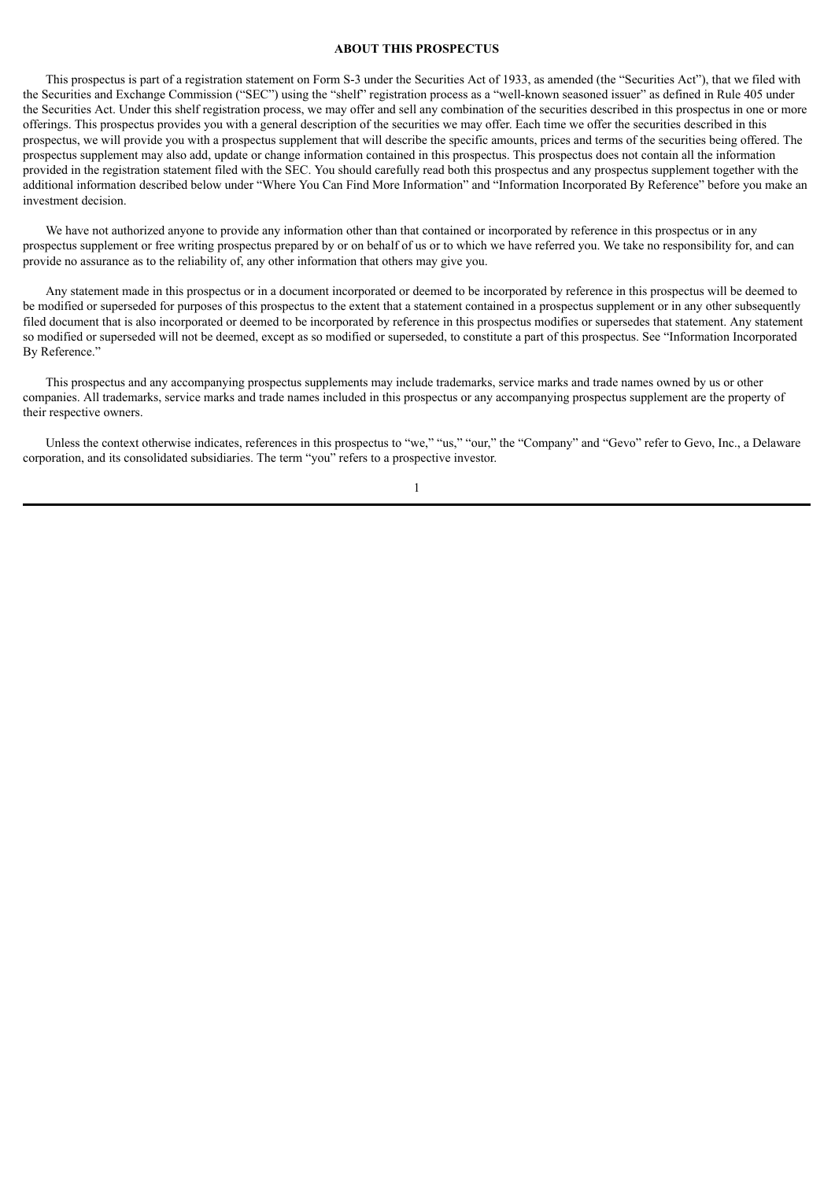## ABOUT THIS PROSPECTUS

This prospectus is part of a registration statement on Form S-3 under the Securities Act of 1933, as amended (the "Securities Act"), that we filed with the Securities and Exchange Commission ("SEC") using the "shelf" registration process as a "well-known seasoned issuer" as defined in Rule 405 under the Securities Act. Under this shelf registration process, we may offer and sell any combination of the securities described in this prospectus in one or more offerings. This prospectus provides you with a general description of the securities we may offer. Each time we offer the securities described in this prospectus, we will provide you with a prospectus supplement that will describe the specific amounts, prices and terms of the securities being offered. The prospectus supplement may also add, update or change information contained in this prospectus. This prospectus does not contain all the information provided in the registration statement filed with the SEC. You should carefully read both this prospectus and any prospectus supplement together with the additional information described below under "Where You Can Find More Information" and "Information Incorporated By Reference" before you make an investment decision.

We have not authorized anyone to provide any information other than that contained or incorporated by reference in this prospectus or in any prospectus supplement or free writing prospectus prepared by or on behalf of us or to which we have referred you. We take no responsibility for, and can provide no assurance as to the reliability of, any other information that others may give you.

Any statement made in this prospectus or in a document incorporated or deemed to be incorporated by reference in this prospectus will be deemed to be modified or superseded for purposes of this prospectus to the extent that a statement contained in a prospectus supplement or in any other subsequently filed document that is also incorporated or deemed to be incorporated by reference in this prospectus modifies or supersedes that statement. Any statement so modified or superseded will not be deemed, except as so modified or superseded, to constitute a part of this prospectus. See "Information Incorporated By Reference."

This prospectus and any accompanying prospectus supplements may include trademarks, service marks and trade names owned by us or other companies. All trademarks, service marks and trade names included in this prospectus or any accompanying prospectus supplement are the property of their respective owners.

Unless the context otherwise indicates, references in this prospectus to "we," "us," "our," the "Company" and "Gevo" refer to Gevo, Inc., a Delaware corporation, and its consolidated subsidiaries. The term "you" refers to a prospective investor.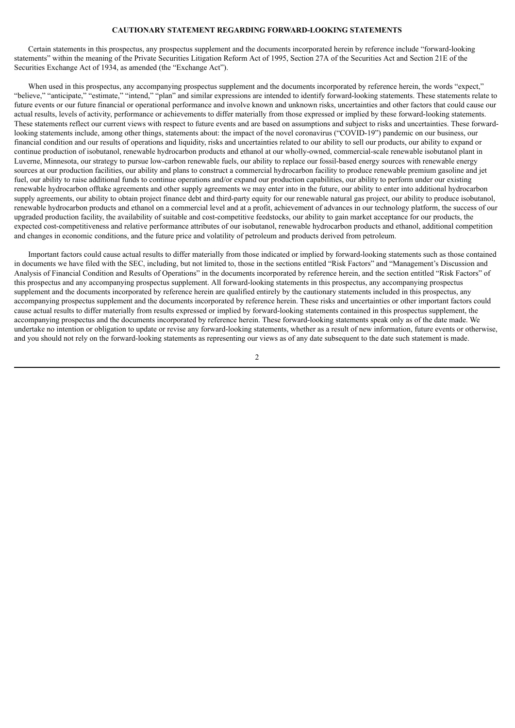## CAUTIONARY STATEMENT REGARDING FORWARD-LOOKING STATEMENTS

Certain statements in this prospectus, any prospectus supplement and the documents incorporated herein by reference include "forward-looking statements" within the meaning of the Private Securities Litigation Reform Act of 1995, Section 27A of the Securities Act and Section 21E of the Securities Exchange Act of 1934, as amended (the "Exchange Act").

When used in this prospectus, any accompanying prospectus supplement and the documents incorporated by reference herein, the words "expect," "believe," "anticipate," "estimate," "intend," "plan" and similar expressions are intended to identify forward-looking statements. These statements relate to future events or our future financial or operational performance and involve known and unknown risks, uncertainties and other factors that could cause our actual results, levels of activity, performance or achievements to differ materially from those expressed or implied by these forward-looking statements. These statements reflect our current views with respect to future events and are based on assumptions and subject to risks and uncertainties. These forward-looking statements include, among other things, statements about: the impact of the novel coronavirus ("COVID-19") pandemic on our business, our financial condition and our results of operations and liquidity, risks and uncertainties related to our ability to sell our products, our ability to expand or continue production of isobutanol, renewable hydrocarbon products and ethanol at our wholly-owned, commercial-scale renewable isobutanol plant in Luverne, Minnesota, our strategy to pursue low-carbon renewable fuels, our ability to replace our fossil-based energy sources with renewable energy sources at our production facilities, our ability and plans to construct a commercial hydrocarbon facility to produce renewable premium gasoline and jet fuel, our ability to raise additional funds to continue operations and/or expand our production capabilities, our ability to perform under our existing renewable hydrocarbon offtake agreements and other supply agreements we may enter into in the future, our ability to enter into additional hydrocarbon supply agreements, our ability to obtain project finance debt and third-party equity for our renewable natural gas project, our ability to produce isobutanol, renewable hydrocarbon products and ethanol on a commercial level and at a profit, achievement of advances in our technology platform, the success of our upgraded production facility, the availability of suitable and cost-competitive feedstocks, our ability to gain market acceptance for our products, the expected cost-competitiveness and relative performance attributes of our isobutanol, renewable hydrocarbon products and ethanol, additional competition and changes in economic conditions, and the future price and volatility of petroleum and products derived from petroleum.

Important factors could cause actual results to differ materially from those indicated or implied by forward-looking statements such as those contained in documents we have filed with the SEC, including, but not limited to, those in the sections entitled "Risk Factors" and "Management's Discussion and Analysis of Financial Condition and Results of Operations" in the documents incorporated by reference herein, and the section entitled "Risk Factors" of this prospectus and any accompanying prospectus supplement. All forward-looking statements in this prospectus, any accompanying prospectus supplement and the documents incorporated by reference herein are qualified entirely by the cautionary statements included in this prospectus, any accompanying prospectus supplement and the documents incorporated by reference herein. These risks and uncertainties or other important factors could cause actual results to differ materially from results expressed or implied by forward-looking statements contained in this prospectus supplement, the accompanying prospectus and the documents incorporated by reference herein. These forward-looking statements speak only as of the date made. We undertake no intention or obligation to update or revise any forward-looking statements, whether as a result of new information, future events or otherwise, and you should not rely on the forward-looking statements as representing our views as of any date subsequent to the date such statement is made.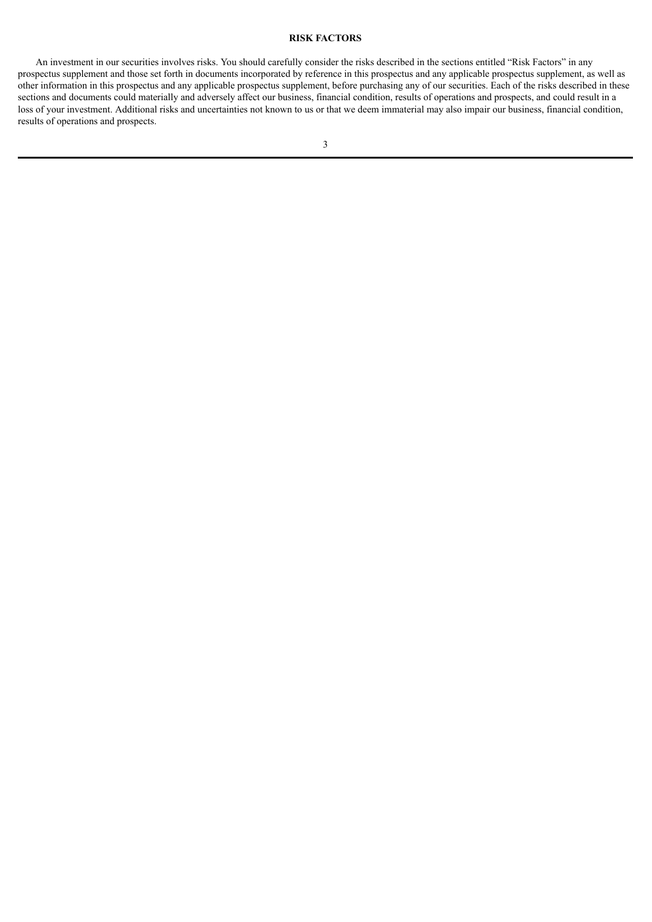## RISK FACTORS

An investment in our securities involves risks. You should carefully consider the risks described in the sections entitled “Risk Factors” in any prospectus supplement and those set forth in documents incorporated by reference in this prospectus and any applicable prospectus supplement, as well as other information in this prospectus and any applicable prospectus supplement, before purchasing any of our securities. Each of the risks described in these sections and documents could materially and adversely affect our business, financial condition, results of operations and prospects, and could result in a loss of your investment. Additional risks and uncertainties not known to us or that we deem immaterial may also impair our business, financial condition, results of operations and prospects.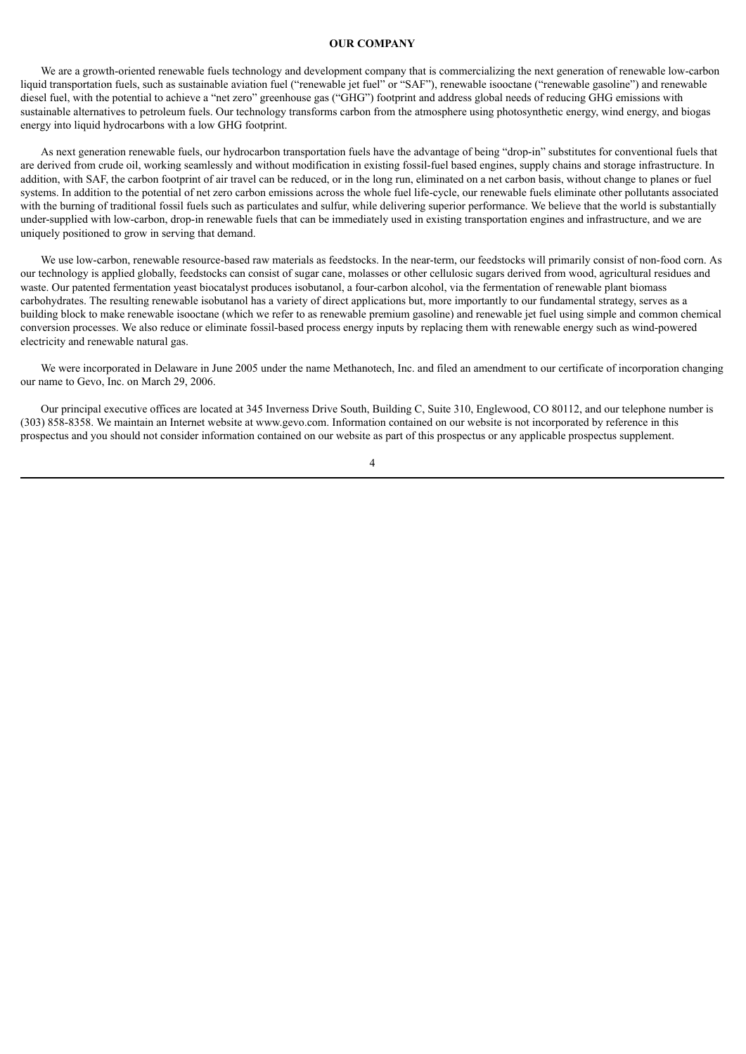## OUR COMPANY

We are a growth-oriented renewable fuels technology and development company that is commercializing the next generation of renewable low-carbon liquid transportation fuels, such as sustainable aviation fuel ("renewable jet fuel" or "SAF"), renewable isooctane ("renewable gasoline") and renewable diesel fuel, with the potential to achieve a "net zero" greenhouse gas ("GHG") footprint and address global needs of reducing GHG emissions with sustainable alternatives to petroleum fuels. Our technology transforms carbon from the atmosphere using photosynthetic energy, wind energy, and biogas energy into liquid hydrocarbons with a low GHG footprint.

As next generation renewable fuels, our hydrocarbon transportation fuels have the advantage of being "drop-in" substitutes for conventional fuels that are derived from crude oil, working seamlessly and without modification in existing fossil-fuel based engines, supply chains and storage infrastructure. In addition, with SAF, the carbon footprint of air travel can be reduced, or in the long run, eliminated on a net carbon basis, without change to planes or fuel systems. In addition to the potential of net zero carbon emissions across the whole fuel life-cycle, our renewable fuels eliminate other pollutants associated with the burning of traditional fossil fuels such as particulates and sulfur, while delivering superior performance. We believe that the world is substantially under-supplied with low-carbon, drop-in renewable fuels that can be immediately used in existing transportation engines and infrastructure, and we are uniquely positioned to grow in serving that demand.

We use low-carbon, renewable resource-based raw materials as feedstocks. In the near-term, our feedstocks will primarily consist of non-food corn. As our technology is applied globally, feedstocks can consist of sugar cane, molasses or other cellulosic sugars derived from wood, agricultural residues and waste. Our patented fermentation yeast biocatalyst produces isobutanol, a four-carbon alcohol, via the fermentation of renewable plant biomass carbohydrates. The resulting renewable isobutanol has a variety of direct applications but, more importantly to our fundamental strategy, serves as a building block to make renewable isooctane (which we refer to as renewable premium gasoline) and renewable jet fuel using simple and common chemical conversion processes. We also reduce or eliminate fossil-based process energy inputs by replacing them with renewable energy such as wind-powered electricity and renewable natural gas.

We were incorporated in Delaware in June 2005 under the name Methanotech, Inc. and filed an amendment to our certificate of incorporation changing our name to Gevo, Inc. on March 29, 2006.

Our principal executive offices are located at 345 Inverness Drive South, Building C, Suite 310, Englewood, CO 80112, and our telephone number is (303) 858-8358. We maintain an Internet website at www.gevo.com. Information contained on our website is not incorporated by reference in this prospectus and you should not consider information contained on our website as part of this prospectus or any applicable prospectus supplement.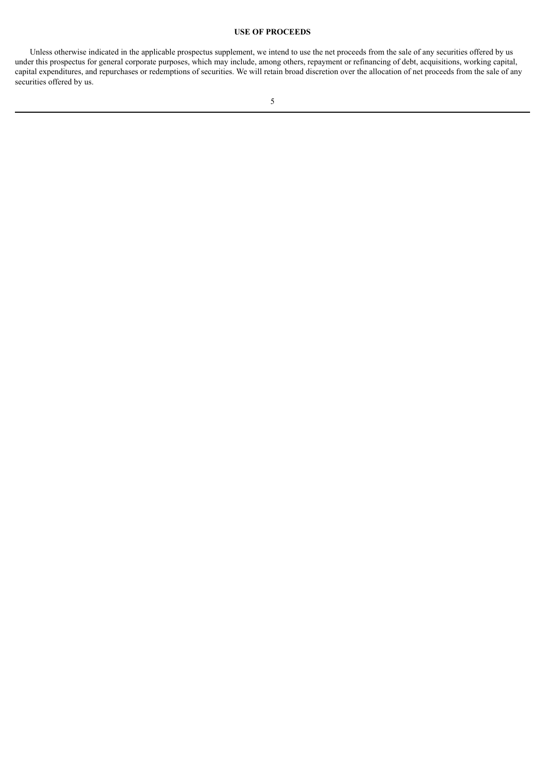## USE OF PROCEEDS

Unless otherwise indicated in the applicable prospectus supplement, we intend to use the net proceeds from the sale of any securities offered by us under this prospectus for general corporate purposes, which may include, among others, repayment or refinancing of debt, acquisitions, working capital, capital expenditures, and repurchases or redemptions of securities. We will retain broad discretion over the allocation of net proceeds from the sale of any securities offered by us.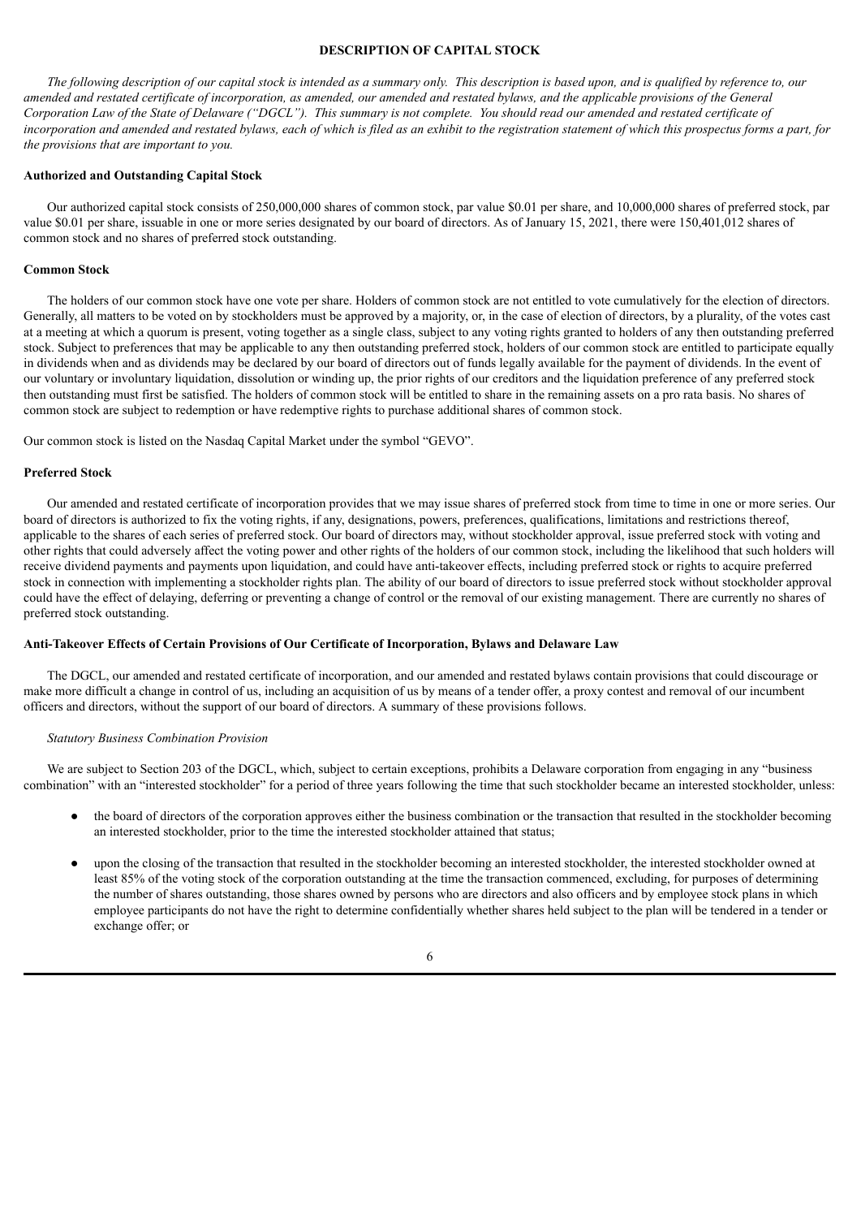# DESCRIPTION OF CAPITAL STOCK

*The following description of our capital stock is intended as a summary only. This description is based upon, and is qualified by reference to, our amended and restated certificate of incorporation, as amended, our amended and restated bylaws, and the applicable provisions of the General Corporation Law of the State of Delaware ("DGCL"). This summary is not complete. You should read our amended and restated certificate of incorporation and amended and restated bylaws, each of which is filed as an exhibit to the registration statement of which this prospectus forms a part, for the provisions that are important to you.*

**Authorized and Outstanding Capital Stock**

Our authorized capital stock consists of 250,000,000 shares of common stock, par value $0.01 per share, and 10,000,000 shares of preferred stock, par value $0.01 per share, issuable in one or more series designated by our board of directors. As of January 15, 2021, there were 150,401,012 shares of common stock and no shares of preferred stock outstanding.

**Common Stock**

The holders of our common stock have one vote per share. Holders of common stock are not entitled to vote cumulatively for the election of directors. Generally, all matters to be voted on by stockholders must be approved by a majority, or, in the case of election of directors, by a plurality, of the votes cast at a meeting at which a quorum is present, voting together as a single class, subject to any voting rights granted to holders of any then outstanding preferred stock. Subject to preferences that may be applicable to any then outstanding preferred stock, holders of our common stock are entitled to participate equally in dividends when and as dividends may be declared by our board of directors out of funds legally available for the payment of dividends. In the event of our voluntary or involuntary liquidation, dissolution or winding up, the prior rights of our creditors and the liquidation preference of any preferred stock then outstanding must first be satisfied. The holders of common stock will be entitled to share in the remaining assets on a pro rata basis. No shares of common stock are subject to redemption or have redemptive rights to purchase additional shares of common stock.

Our common stock is listed on the Nasdaq Capital Market under the symbol "GEVO".

**Preferred Stock**

Our amended and restated certificate of incorporation provides that we may issue shares of preferred stock from time to time in one or more series. Our board of directors is authorized to fix the voting rights, if any, designations, powers, preferences, qualifications, limitations and restrictions thereof, applicable to the shares of each series of preferred stock. Our board of directors may, without stockholder approval, issue preferred stock with voting and other rights that could adversely affect the voting power and other rights of the holders of our common stock, including the likelihood that such holders will receive dividend payments and payments upon liquidation, and could have anti-takeover effects, including preferred stock or rights to acquire preferred stock in connection with implementing a stockholder rights plan. The ability of our board of directors to issue preferred stock without stockholder approval could have the effect of delaying, deferring or preventing a change of control or the removal of our existing management. There are currently no shares of preferred stock outstanding.

**Anti-Takeover Effects of Certain Provisions of Our Certificate of Incorporation, Bylaws and Delaware Law**

The DGCL, our amended and restated certificate of incorporation, and our amended and restated bylaws contain provisions that could discourage or make more difficult a change in control of us, including an acquisition of us by means of a tender offer, a proxy contest and removal of our incumbent officers and directors, without the support of our board of directors. A summary of these provisions follows.

*Statutory Business Combination Provision*

We are subject to Section 203 of the DGCL, which, subject to certain exceptions, prohibits a Delaware corporation from engaging in any "business combination" with an "interested stockholder" for a period of three years following the time that such stockholder became an interested stockholder, unless:

- the board of directors of the corporation approves either the business combination or the transaction that resulted in the stockholder becoming an interested stockholder, prior to the time the interested stockholder attained that status;
- upon the closing of the transaction that resulted in the stockholder becoming an interested stockholder, the interested stockholder owned at least 85% of the voting stock of the corporation outstanding at the time the transaction commenced, excluding, for purposes of determining the number of shares outstanding, those shares owned by persons who are directors and also officers and by employee stock plans in which employee participants do not have the right to determine confidentially whether shares held subject to the plan will be tendered in a tender or exchange offer; or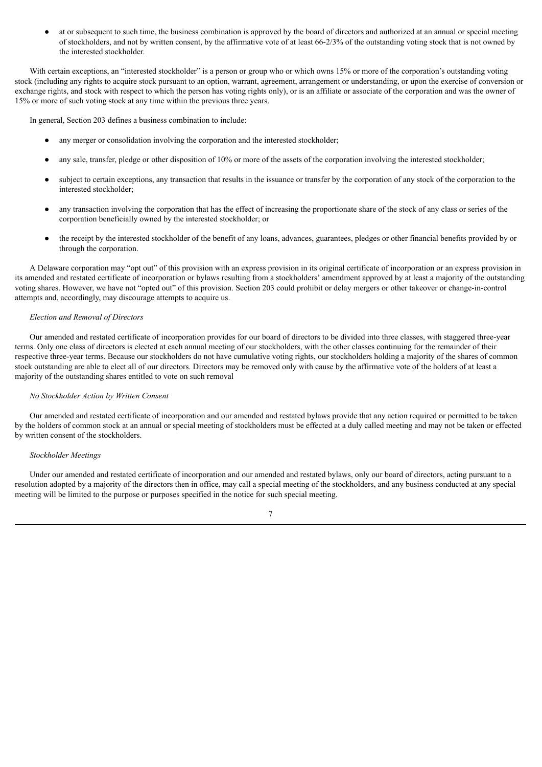- at or subsequent to such time, the business combination is approved by the board of directors and authorized at an annual or special meeting of stockholders, and not by written consent, by the affirmative vote of at least 66-2/3% of the outstanding voting stock that is not owned by the interested stockholder.

With certain exceptions, an "interested stockholder" is a person or group who or which owns 15% or more of the corporation's outstanding voting stock (including any rights to acquire stock pursuant to an option, warrant, agreement, arrangement or understanding, or upon the exercise of conversion or exchange rights, and stock with respect to which the person has voting rights only), or is an affiliate or associate of the corporation and was the owner of 15% or more of such voting stock at any time within the previous three years.

In general, Section 203 defines a business combination to include:

- any merger or consolidation involving the corporation and the interested stockholder;
- any sale, transfer, pledge or other disposition of 10% or more of the assets of the corporation involving the interested stockholder;
- subject to certain exceptions, any transaction that results in the issuance or transfer by the corporation of any stock of the corporation to the interested stockholder;
- any transaction involving the corporation that has the effect of increasing the proportionate share of the stock of any class or series of the corporation beneficially owned by the interested stockholder; or
- the receipt by the interested stockholder of the benefit of any loans, advances, guarantees, pledges or other financial benefits provided by or through the corporation.

A Delaware corporation may "opt out" of this provision with an express provision in its original certificate of incorporation or an express provision in its amended and restated certificate of incorporation or bylaws resulting from a stockholders' amendment approved by at least a majority of the outstanding voting shares. However, we have not "opted out" of this provision. Section 203 could prohibit or delay mergers or other takeover or change-in-control attempts and, accordingly, may discourage attempts to acquire us.

*Election and Removal of Directors*

Our amended and restated certificate of incorporation provides for our board of directors to be divided into three classes, with staggered three-year terms. Only one class of directors is elected at each annual meeting of our stockholders, with the other classes continuing for the remainder of their respective three-year terms. Because our stockholders do not have cumulative voting rights, our stockholders holding a majority of the shares of common stock outstanding are able to elect all of our directors. Directors may be removed only with cause by the affirmative vote of the holders of at least a majority of the outstanding shares entitled to vote on such removal

*No Stockholder Action by Written Consent*

Our amended and restated certificate of incorporation and our amended and restated bylaws provide that any action required or permitted to be taken by the holders of common stock at an annual or special meeting of stockholders must be effected at a duly called meeting and may not be taken or effected by written consent of the stockholders.

*Stockholder Meetings*

Under our amended and restated certificate of incorporation and our amended and restated bylaws, only our board of directors, acting pursuant to a resolution adopted by a majority of the directors then in office, may call a special meeting of the stockholders, and any business conducted at any special meeting will be limited to the purpose or purposes specified in the notice for such special meeting.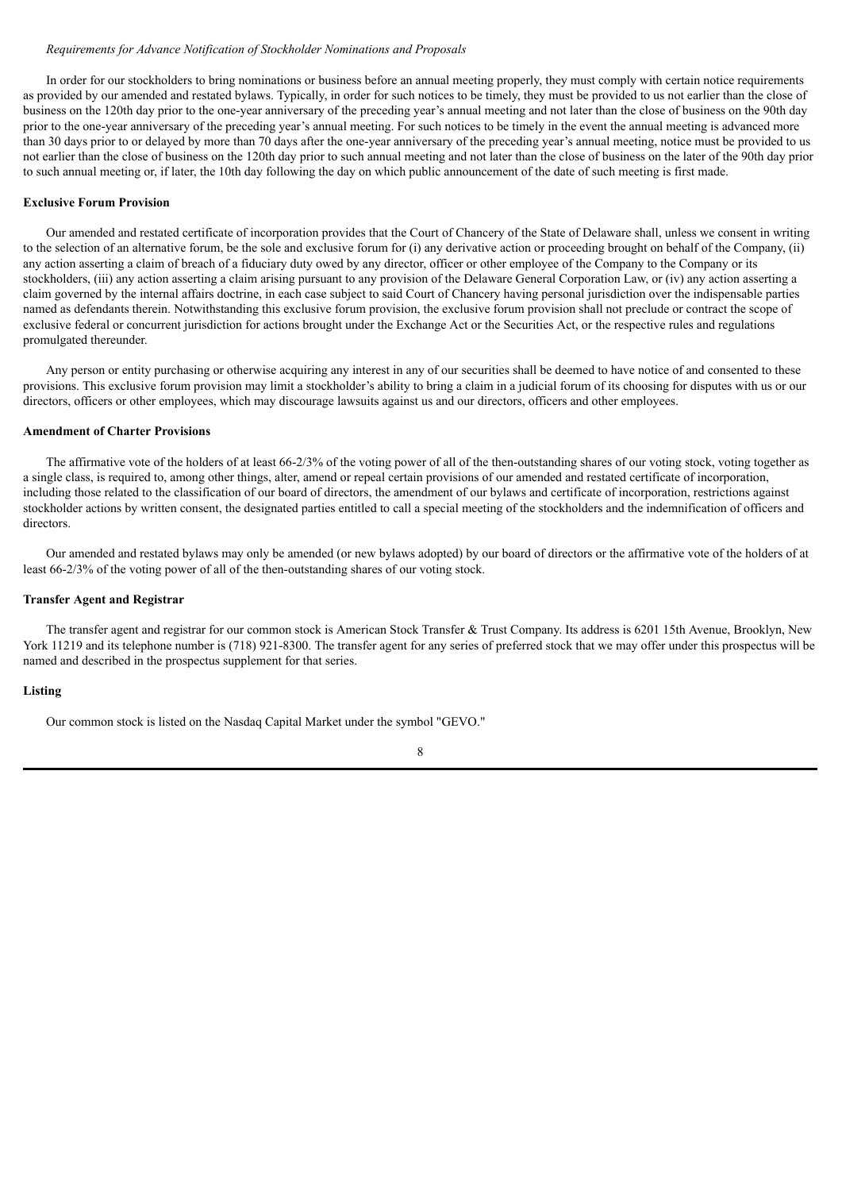*Requirements for Advance Notification of Stockholder Nominations and Proposals*

In order for our stockholders to bring nominations or business before an annual meeting properly, they must comply with certain notice requirements as provided by our amended and restated bylaws. Typically, in order for such notices to be timely, they must be provided to us not earlier than the close of business on the 120th day prior to the one-year anniversary of the preceding year's annual meeting and not later than the close of business on the 90th day prior to the one-year anniversary of the preceding year's annual meeting. For such notices to be timely in the event the annual meeting is advanced more than 30 days prior to or delayed by more than 70 days after the one-year anniversary of the preceding year's annual meeting, notice must be provided to us not earlier than the close of business on the 120th day prior to such annual meeting and not later than the close of business on the later of the 90th day prior to such annual meeting or, if later, the 10th day following the day on which public announcement of the date of such meeting is first made.

**Exclusive Forum Provision**

Our amended and restated certificate of incorporation provides that the Court of Chancery of the State of Delaware shall, unless we consent in writing to the selection of an alternative forum, be the sole and exclusive forum for (i) any derivative action or proceeding brought on behalf of the Company, (ii) any action asserting a claim of breach of a fiduciary duty owed by any director, officer or other employee of the Company to the Company or its stockholders, (iii) any action asserting a claim arising pursuant to any provision of the Delaware General Corporation Law, or (iv) any action asserting a claim governed by the internal affairs doctrine, in each case subject to said Court of Chancery having personal jurisdiction over the indispensable parties named as defendants therein. Notwithstanding this exclusive forum provision, the exclusive forum provision shall not preclude or contract the scope of exclusive federal or concurrent jurisdiction for actions brought under the Exchange Act or the Securities Act, or the respective rules and regulations promulgated thereunder.

Any person or entity purchasing or otherwise acquiring any interest in any of our securities shall be deemed to have notice of and consented to these provisions. This exclusive forum provision may limit a stockholder's ability to bring a claim in a judicial forum of its choosing for disputes with us or our directors, officers or other employees, which may discourage lawsuits against us and our directors, officers and other employees.

**Amendment of Charter Provisions**

The affirmative vote of the holders of at least 66-2/3% of the voting power of all of the then-outstanding shares of our voting stock, voting together as a single class, is required to, among other things, alter, amend or repeal certain provisions of our amended and restated certificate of incorporation, including those related to the classification of our board of directors, the amendment of our bylaws and certificate of incorporation, restrictions against stockholder actions by written consent, the designated parties entitled to call a special meeting of the stockholders and the indemnification of officers and directors.

Our amended and restated bylaws may only be amended (or new bylaws adopted) by our board of directors or the affirmative vote of the holders of at least 66-2/3% of the voting power of all of the then-outstanding shares of our voting stock.

**Transfer Agent and Registrar**

The transfer agent and registrar for our common stock is American Stock Transfer & Trust Company. Its address is 6201 15th Avenue, Brooklyn, New York 11219 and its telephone number is (718) 921-8300. The transfer agent for any series of preferred stock that we may offer under this prospectus will be named and described in the prospectus supplement for that series.

**Listing**

Our common stock is listed on the Nasdaq Capital Market under the symbol "GEVO."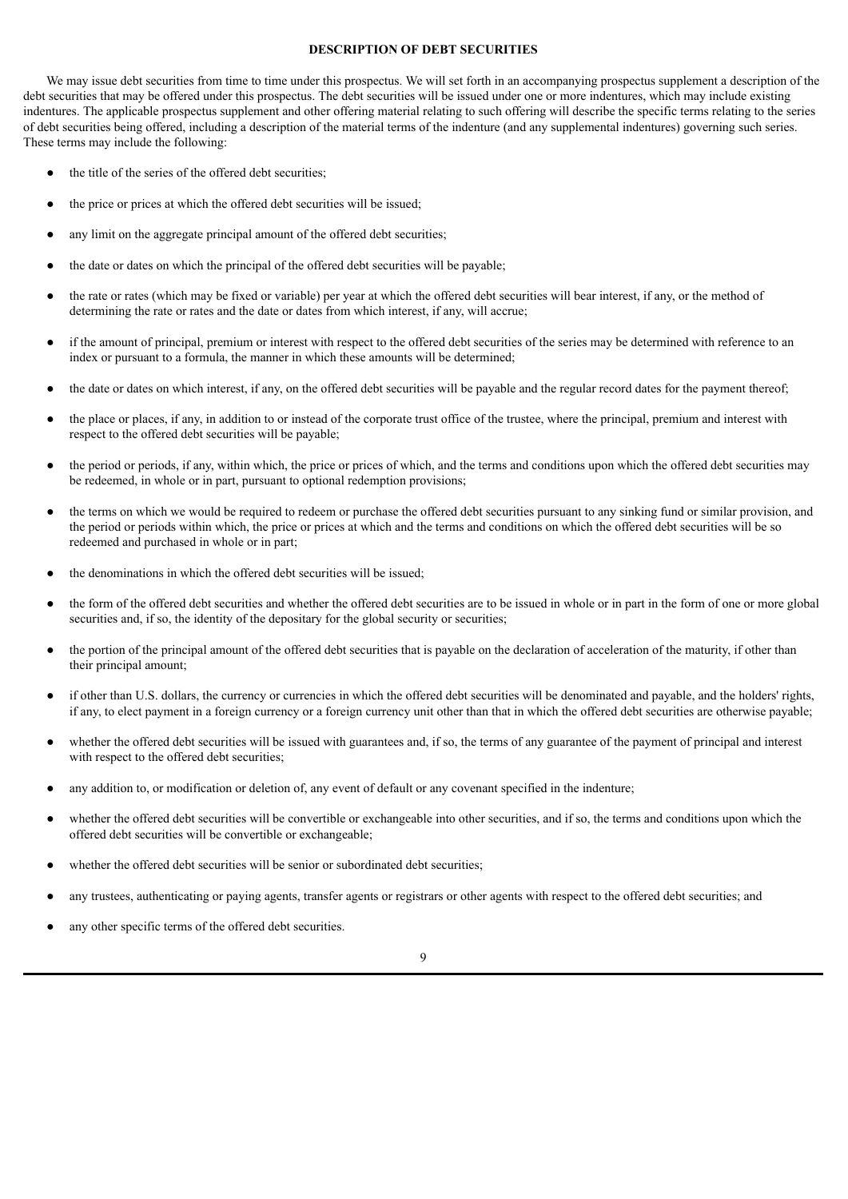## DESCRIPTION OF DEBT SECURITIES

We may issue debt securities from time to time under this prospectus. We will set forth in an accompanying prospectus supplement a description of the debt securities that may be offered under this prospectus. The debt securities will be issued under one or more indentures, which may include existing indentures. The applicable prospectus supplement and other offering material relating to such offering will describe the specific terms relating to the series of debt securities being offered, including a description of the material terms of the indenture (and any supplemental indentures) governing such series. These terms may include the following:

- the title of the series of the offered debt securities;
- the price or prices at which the offered debt securities will be issued;
- any limit on the aggregate principal amount of the offered debt securities;
- the date or dates on which the principal of the offered debt securities will be payable;
- the rate or rates (which may be fixed or variable) per year at which the offered debt securities will bear interest, if any, or the method of determining the rate or rates and the date or dates from which interest, if any, will accrue;
- if the amount of principal, premium or interest with respect to the offered debt securities of the series may be determined with reference to an index or pursuant to a formula, the manner in which these amounts will be determined;
- the date or dates on which interest, if any, on the offered debt securities will be payable and the regular record dates for the payment thereof;
- the place or places, if any, in addition to or instead of the corporate trust office of the trustee, where the principal, premium and interest with respect to the offered debt securities will be payable;
- the period or periods, if any, within which, the price or prices of which, and the terms and conditions upon which the offered debt securities may be redeemed, in whole or in part, pursuant to optional redemption provisions;
- the terms on which we would be required to redeem or purchase the offered debt securities pursuant to any sinking fund or similar provision, and the period or periods within which, the price or prices at which and the terms and conditions on which the offered debt securities will be so redeemed and purchased in whole or in part;
- the denominations in which the offered debt securities will be issued;
- the form of the offered debt securities and whether the offered debt securities are to be issued in whole or in part in the form of one or more global securities and, if so, the identity of the depositary for the global security or securities;
- the portion of the principal amount of the offered debt securities that is payable on the declaration of acceleration of the maturity, if other than their principal amount;
- if other than U.S. dollars, the currency or currencies in which the offered debt securities will be denominated and payable, and the holders' rights, if any, to elect payment in a foreign currency or a foreign currency unit other than that in which the offered debt securities are otherwise payable;
- whether the offered debt securities will be issued with guarantees and, if so, the terms of any guarantee of the payment of principal and interest with respect to the offered debt securities;
- any addition to, or modification or deletion of, any event of default or any covenant specified in the indenture;
- whether the offered debt securities will be convertible or exchangeable into other securities, and if so, the terms and conditions upon which the offered debt securities will be convertible or exchangeable;
- whether the offered debt securities will be senior or subordinated debt securities;
- any trustees, authenticating or paying agents, transfer agents or registrars or other agents with respect to the offered debt securities; and
- any other specific terms of the offered debt securities.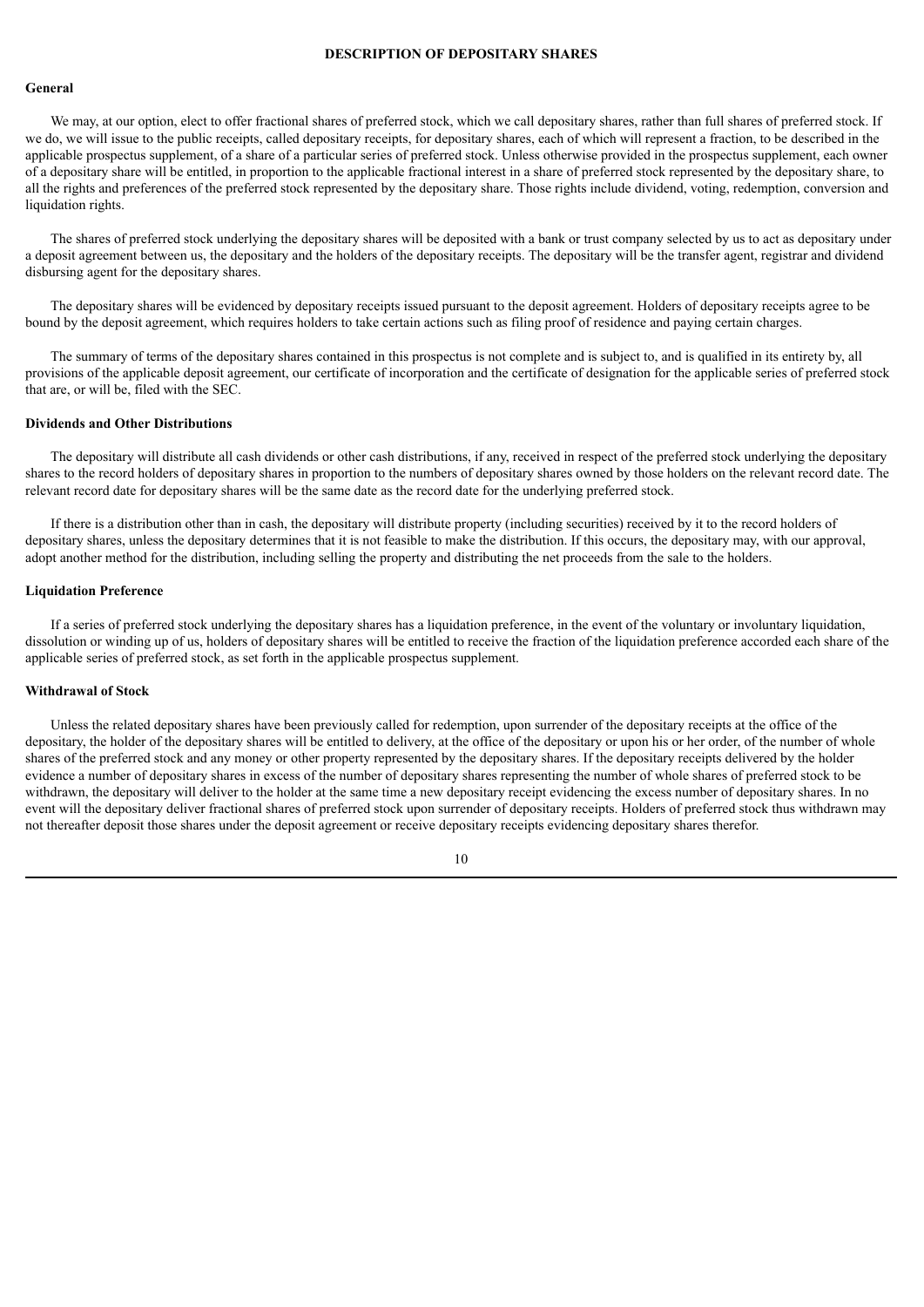## DESCRIPTION OF DEPOSITARY SHARES

### General

We may, at our option, elect to offer fractional shares of preferred stock, which we call depositary shares, rather than full shares of preferred stock. If we do, we will issue to the public receipts, called depositary receipts, for depositary shares, each of which will represent a fraction, to be described in the applicable prospectus supplement, of a share of a particular series of preferred stock. Unless otherwise provided in the prospectus supplement, each owner of a depositary share will be entitled, in proportion to the applicable fractional interest in a share of preferred stock represented by the depositary share, to all the rights and preferences of the preferred stock represented by the depositary share. Those rights include dividend, voting, redemption, conversion and liquidation rights.

The shares of preferred stock underlying the depositary shares will be deposited with a bank or trust company selected by us to act as depositary under a deposit agreement between us, the depositary and the holders of the depositary receipts. The depositary will be the transfer agent, registrar and dividend disbursing agent for the depositary shares.

The depositary shares will be evidenced by depositary receipts issued pursuant to the deposit agreement. Holders of depositary receipts agree to be bound by the deposit agreement, which requires holders to take certain actions such as filing proof of residence and paying certain charges.

The summary of terms of the depositary shares contained in this prospectus is not complete and is subject to, and is qualified in its entirety by, all provisions of the applicable deposit agreement, our certificate of incorporation and the certificate of designation for the applicable series of preferred stock that are, or will be, filed with the SEC.

### Dividends and Other Distributions

The depositary will distribute all cash dividends or other cash distributions, if any, received in respect of the preferred stock underlying the depositary shares to the record holders of depositary shares in proportion to the numbers of depositary shares owned by those holders on the relevant record date. The relevant record date for depositary shares will be the same date as the record date for the underlying preferred stock.

If there is a distribution other than in cash, the depositary will distribute property (including securities) received by it to the record holders of depositary shares, unless the depositary determines that it is not feasible to make the distribution. If this occurs, the depositary may, with our approval, adopt another method for the distribution, including selling the property and distributing the net proceeds from the sale to the holders.

### Liquidation Preference

If a series of preferred stock underlying the depositary shares has a liquidation preference, in the event of the voluntary or involuntary liquidation, dissolution or winding up of us, holders of depositary shares will be entitled to receive the fraction of the liquidation preference accorded each share of the applicable series of preferred stock, as set forth in the applicable prospectus supplement.

### Withdrawal of Stock

Unless the related depositary shares have been previously called for redemption, upon surrender of the depositary receipts at the office of the depositary, the holder of the depositary shares will be entitled to delivery, at the office of the depositary or upon his or her order, of the number of whole shares of the preferred stock and any money or other property represented by the depositary shares. If the depositary receipts delivered by the holder evidence a number of depositary shares in excess of the number of depositary shares representing the number of whole shares of preferred stock to be withdrawn, the depositary will deliver to the holder at the same time a new depositary receipt evidencing the excess number of depositary shares. In no event will the depositary deliver fractional shares of preferred stock upon surrender of depositary receipts. Holders of preferred stock thus withdrawn may not thereafter deposit those shares under the deposit agreement or receive depositary receipts evidencing depositary shares therefor.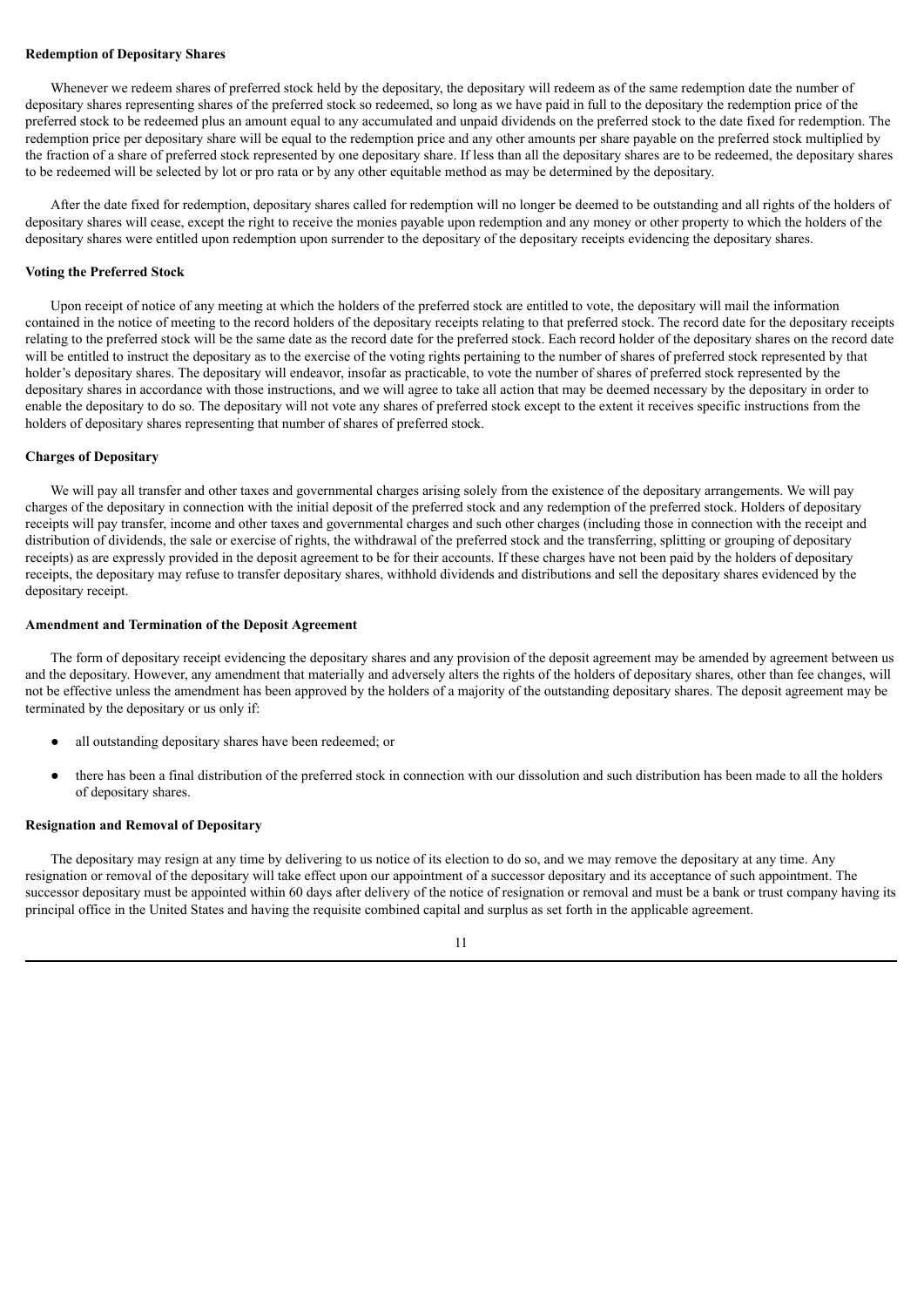### Redemption of Depositary Shares

Whenever we redeem shares of preferred stock held by the depositary, the depositary will redeem as of the same redemption date the number of depositary shares representing shares of the preferred stock so redeemed, so long as we have paid in full to the depositary the redemption price of the preferred stock to be redeemed plus an amount equal to any accumulated and unpaid dividends on the preferred stock to the date fixed for redemption. The redemption price per depositary share will be equal to the redemption price and any other amounts per share payable on the preferred stock multiplied by the fraction of a share of preferred stock represented by one depositary share. If less than all the depositary shares are to be redeemed, the depositary shares to be redeemed will be selected by lot or pro rata or by any other equitable method as may be determined by the depositary.

After the date fixed for redemption, depositary shares called for redemption will no longer be deemed to be outstanding and all rights of the holders of depositary shares will cease, except the right to receive the monies payable upon redemption and any money or other property to which the holders of the depositary shares were entitled upon redemption upon surrender to the depositary of the depositary receipts evidencing the depositary shares.

### Voting the Preferred Stock

Upon receipt of notice of any meeting at which the holders of the preferred stock are entitled to vote, the depositary will mail the information contained in the notice of meeting to the record holders of the depositary receipts relating to that preferred stock. The record date for the depositary receipts relating to the preferred stock will be the same date as the record date for the preferred stock. Each record holder of the depositary shares on the record date will be entitled to instruct the depositary as to the exercise of the voting rights pertaining to the number of shares of preferred stock represented by that holder's depositary shares. The depositary will endeavor, insofar as practicable, to vote the number of shares of preferred stock represented by the depositary shares in accordance with those instructions, and we will agree to take all action that may be deemed necessary by the depositary in order to enable the depositary to do so. The depositary will not vote any shares of preferred stock except to the extent it receives specific instructions from the holders of depositary shares representing that number of shares of preferred stock.

### Charges of Depositary

We will pay all transfer and other taxes and governmental charges arising solely from the existence of the depositary arrangements. We will pay charges of the depositary in connection with the initial deposit of the preferred stock and any redemption of the preferred stock. Holders of depositary receipts will pay transfer, income and other taxes and governmental charges and such other charges (including those in connection with the receipt and distribution of dividends, the sale or exercise of rights, the withdrawal of the preferred stock and the transferring, splitting or grouping of depositary receipts) as are expressly provided in the deposit agreement to be for their accounts. If these charges have not been paid by the holders of depositary receipts, the depositary may refuse to transfer depositary shares, withhold dividends and distributions and sell the depositary shares evidenced by the depositary receipt.

### Amendment and Termination of the Deposit Agreement

The form of depositary receipt evidencing the depositary shares and any provision of the deposit agreement may be amended by agreement between us and the depositary. However, any amendment that materially and adversely alters the rights of the holders of depositary shares, other than fee changes, will not be effective unless the amendment has been approved by the holders of a majority of the outstanding depositary shares. The deposit agreement may be terminated by the depositary or us only if:

- all outstanding depositary shares have been redeemed; or
- there has been a final distribution of the preferred stock in connection with our dissolution and such distribution has been made to all the holders of depositary shares.

### Resignation and Removal of Depositary

The depositary may resign at any time by delivering to us notice of its election to do so, and we may remove the depositary at any time. Any resignation or removal of the depositary will take effect upon our appointment of a successor depositary and its acceptance of such appointment. The successor depositary must be appointed within 60 days after delivery of the notice of resignation or removal and must be a bank or trust company having its principal office in the United States and having the requisite combined capital and surplus as set forth in the applicable agreement.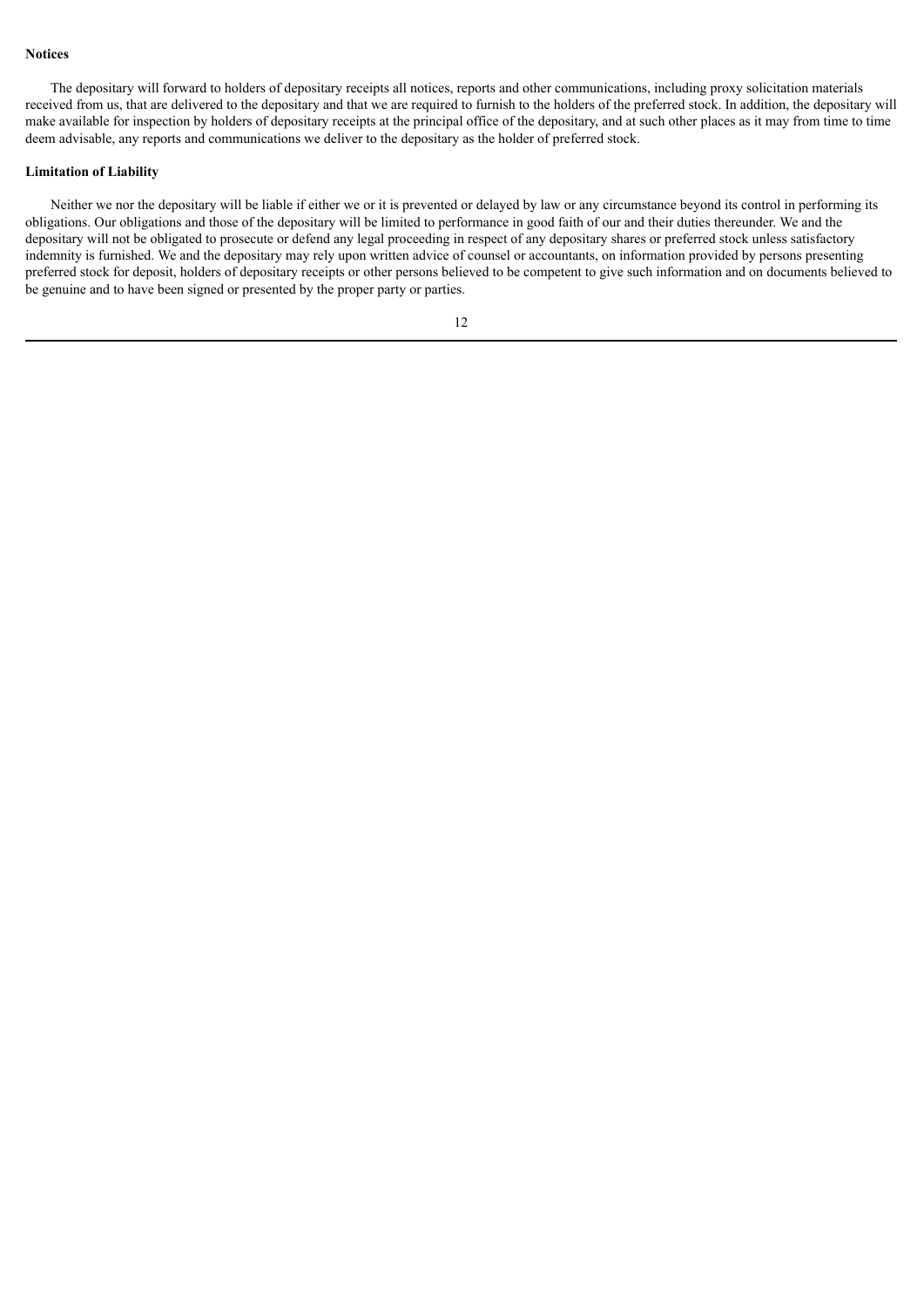**Notices**

The depositary will forward to holders of depositary receipts all notices, reports and other communications, including proxy solicitation materials received from us, that are delivered to the depositary and that we are required to furnish to the holders of the preferred stock. In addition, the depositary will make available for inspection by holders of depositary receipts at the principal office of the depositary, and at such other places as it may from time to time deem advisable, any reports and communications we deliver to the depositary as the holder of preferred stock.

**Limitation of Liability**

Neither we nor the depositary will be liable if either we or it is prevented or delayed by law or any circumstance beyond its control in performing its obligations. Our obligations and those of the depositary will be limited to performance in good faith of our and their duties thereunder. We and the depositary will not be obligated to prosecute or defend any legal proceeding in respect of any depositary shares or preferred stock unless satisfactory indemnity is furnished. We and the depositary may rely upon written advice of counsel or accountants, on information provided by persons presenting preferred stock for deposit, holders of depositary receipts or other persons believed to be competent to give such information and on documents believed to be genuine and to have been signed or presented by the proper party or parties.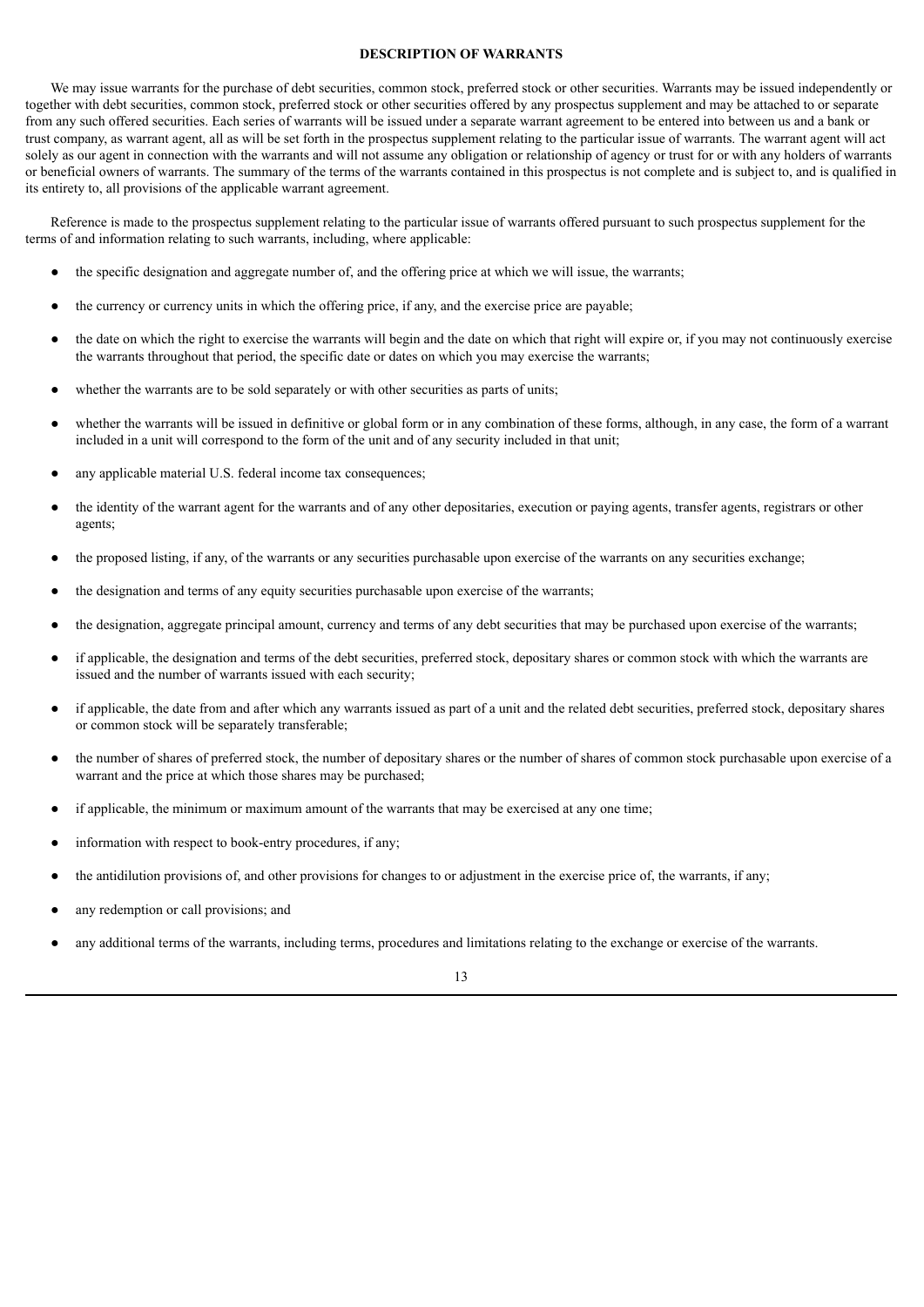## DESCRIPTION OF WARRANTS

We may issue warrants for the purchase of debt securities, common stock, preferred stock or other securities. Warrants may be issued independently or together with debt securities, common stock, preferred stock or other securities offered by any prospectus supplement and may be attached to or separate from any such offered securities. Each series of warrants will be issued under a separate warrant agreement to be entered into between us and a bank or trust company, as warrant agent, all as will be set forth in the prospectus supplement relating to the particular issue of warrants. The warrant agent will act solely as our agent in connection with the warrants and will not assume any obligation or relationship of agency or trust for or with any holders of warrants or beneficial owners of warrants. The summary of the terms of the warrants contained in this prospectus is not complete and is subject to, and is qualified in its entirety to, all provisions of the applicable warrant agreement.

Reference is made to the prospectus supplement relating to the particular issue of warrants offered pursuant to such prospectus supplement for the terms of and information relating to such warrants, including, where applicable:

- the specific designation and aggregate number of, and the offering price at which we will issue, the warrants;
- the currency or currency units in which the offering price, if any, and the exercise price are payable;
- the date on which the right to exercise the warrants will begin and the date on which that right will expire or, if you may not continuously exercise the warrants throughout that period, the specific date or dates on which you may exercise the warrants;
- whether the warrants are to be sold separately or with other securities as parts of units;
- whether the warrants will be issued in definitive or global form or in any combination of these forms, although, in any case, the form of a warrant included in a unit will correspond to the form of the unit and of any security included in that unit;
- any applicable material U.S. federal income tax consequences;
- the identity of the warrant agent for the warrants and of any other depositaries, execution or paying agents, transfer agents, registrars or other agents;
- the proposed listing, if any, of the warrants or any securities purchasable upon exercise of the warrants on any securities exchange;
- the designation and terms of any equity securities purchasable upon exercise of the warrants;
- the designation, aggregate principal amount, currency and terms of any debt securities that may be purchased upon exercise of the warrants;
- if applicable, the designation and terms of the debt securities, preferred stock, depositary shares or common stock with which the warrants are issued and the number of warrants issued with each security;
- if applicable, the date from and after which any warrants issued as part of a unit and the related debt securities, preferred stock, depositary shares or common stock will be separately transferable;
- the number of shares of preferred stock, the number of depositary shares or the number of shares of common stock purchasable upon exercise of a warrant and the price at which those shares may be purchased;
- if applicable, the minimum or maximum amount of the warrants that may be exercised at any one time;
- information with respect to book-entry procedures, if any;
- the antidilution provisions of, and other provisions for changes to or adjustment in the exercise price of, the warrants, if any;
- any redemption or call provisions; and
- any additional terms of the warrants, including terms, procedures and limitations relating to the exchange or exercise of the warrants.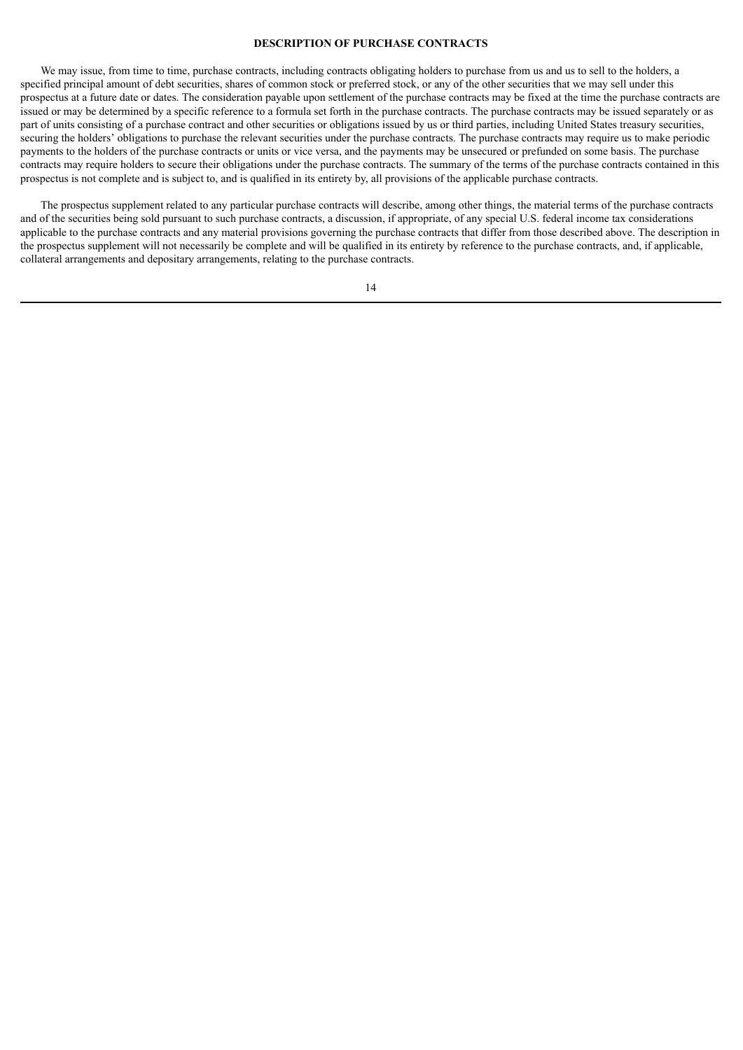## DESCRIPTION OF PURCHASE CONTRACTS

We may issue, from time to time, purchase contracts, including contracts obligating holders to purchase from us and us to sell to the holders, a specified principal amount of debt securities, shares of common stock or preferred stock, or any of the other securities that we may sell under this prospectus at a future date or dates. The consideration payable upon settlement of the purchase contracts may be fixed at the time the purchase contracts are issued or may be determined by a specific reference to a formula set forth in the purchase contracts. The purchase contracts may be issued separately or as part of units consisting of a purchase contract and other securities or obligations issued by us or third parties, including United States treasury securities, securing the holders' obligations to purchase the relevant securities under the purchase contracts. The purchase contracts may require us to make periodic payments to the holders of the purchase contracts or units or vice versa, and the payments may be unsecured or prefunded on some basis. The purchase contracts may require holders to secure their obligations under the purchase contracts. The summary of the terms of the purchase contracts contained in this prospectus is not complete and is subject to, and is qualified in its entirety by, all provisions of the applicable purchase contracts.

The prospectus supplement related to any particular purchase contracts will describe, among other things, the material terms of the purchase contracts and of the securities being sold pursuant to such purchase contracts, a discussion, if appropriate, of any special U.S. federal income tax considerations applicable to the purchase contracts and any material provisions governing the purchase contracts that differ from those described above. The description in the prospectus supplement will not necessarily be complete and will be qualified in its entirety by reference to the purchase contracts, and, if applicable, collateral arrangements and depositary arrangements, relating to the purchase contracts.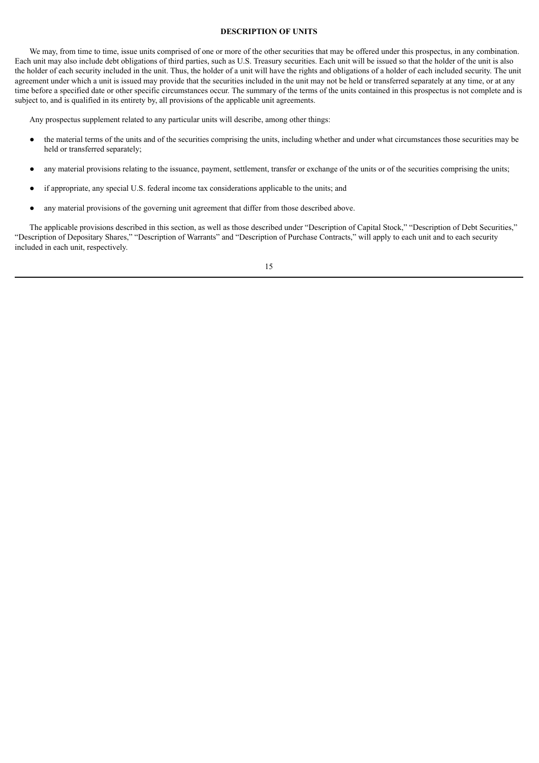## DESCRIPTION OF UNITS

We may, from time to time, issue units comprised of one or more of the other securities that may be offered under this prospectus, in any combination. Each unit may also include debt obligations of third parties, such as U.S. Treasury securities. Each unit will be issued so that the holder of the unit is also the holder of each security included in the unit. Thus, the holder of a unit will have the rights and obligations of a holder of each included security. The unit agreement under which a unit is issued may provide that the securities included in the unit may not be held or transferred separately at any time, or at any time before a specified date or other specific circumstances occur. The summary of the terms of the units contained in this prospectus is not complete and is subject to, and is qualified in its entirety by, all provisions of the applicable unit agreements.

Any prospectus supplement related to any particular units will describe, among other things:

- the material terms of the units and of the securities comprising the units, including whether and under what circumstances those securities may be held or transferred separately;
- any material provisions relating to the issuance, payment, settlement, transfer or exchange of the units or of the securities comprising the units;
- if appropriate, any special U.S. federal income tax considerations applicable to the units; and
- any material provisions of the governing unit agreement that differ from those described above.

The applicable provisions described in this section, as well as those described under "Description of Capital Stock," "Description of Debt Securities," "Description of Depositary Shares," "Description of Warrants" and "Description of Purchase Contracts," will apply to each unit and to each security included in each unit, respectively.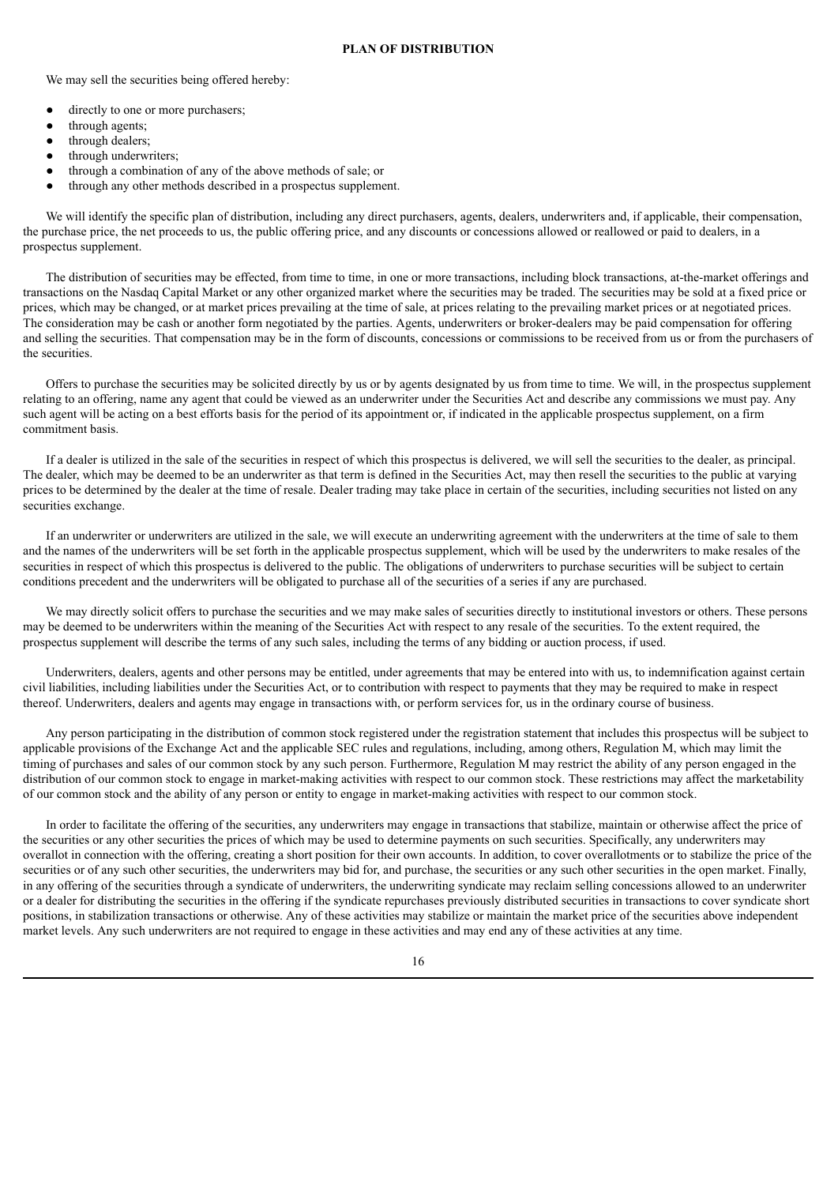## PLAN OF DISTRIBUTION

We may sell the securities being offered hereby:

- directly to one or more purchasers;
- through agents;
- through dealers;
- through underwriters;
- through a combination of any of the above methods of sale; or
- through any other methods described in a prospectus supplement.

We will identify the specific plan of distribution, including any direct purchasers, agents, dealers, underwriters and, if applicable, their compensation, the purchase price, the net proceeds to us, the public offering price, and any discounts or concessions allowed or reallowed or paid to dealers, in a prospectus supplement.

The distribution of securities may be effected, from time to time, in one or more transactions, including block transactions, at-the-market offerings and transactions on the Nasdaq Capital Market or any other organized market where the securities may be traded. The securities may be sold at a fixed price or prices, which may be changed, or at market prices prevailing at the time of sale, at prices relating to the prevailing market prices or at negotiated prices. The consideration may be cash or another form negotiated by the parties. Agents, underwriters or broker-dealers may be paid compensation for offering and selling the securities. That compensation may be in the form of discounts, concessions or commissions to be received from us or from the purchasers of the securities.

Offers to purchase the securities may be solicited directly by us or by agents designated by us from time to time. We will, in the prospectus supplement relating to an offering, name any agent that could be viewed as an underwriter under the Securities Act and describe any commissions we must pay. Any such agent will be acting on a best efforts basis for the period of its appointment or, if indicated in the applicable prospectus supplement, on a firm commitment basis.

If a dealer is utilized in the sale of the securities in respect of which this prospectus is delivered, we will sell the securities to the dealer, as principal. The dealer, which may be deemed to be an underwriter as that term is defined in the Securities Act, may then resell the securities to the public at varying prices to be determined by the dealer at the time of resale. Dealer trading may take place in certain of the securities, including securities not listed on any securities exchange.

If an underwriter or underwriters are utilized in the sale, we will execute an underwriting agreement with the underwriters at the time of sale to them and the names of the underwriters will be set forth in the applicable prospectus supplement, which will be used by the underwriters to make resales of the securities in respect of which this prospectus is delivered to the public. The obligations of underwriters to purchase securities will be subject to certain conditions precedent and the underwriters will be obligated to purchase all of the securities of a series if any are purchased.

We may directly solicit offers to purchase the securities and we may make sales of securities directly to institutional investors or others. These persons may be deemed to be underwriters within the meaning of the Securities Act with respect to any resale of the securities. To the extent required, the prospectus supplement will describe the terms of any such sales, including the terms of any bidding or auction process, if used.

Underwriters, dealers, agents and other persons may be entitled, under agreements that may be entered into with us, to indemnification against certain civil liabilities, including liabilities under the Securities Act, or to contribution with respect to payments that they may be required to make in respect thereof. Underwriters, dealers and agents may engage in transactions with, or perform services for, us in the ordinary course of business.

Any person participating in the distribution of common stock registered under the registration statement that includes this prospectus will be subject to applicable provisions of the Exchange Act and the applicable SEC rules and regulations, including, among others, Regulation M, which may limit the timing of purchases and sales of our common stock by any such person. Furthermore, Regulation M may restrict the ability of any person engaged in the distribution of our common stock to engage in market-making activities with respect to our common stock. These restrictions may affect the marketability of our common stock and the ability of any person or entity to engage in market-making activities with respect to our common stock.

In order to facilitate the offering of the securities, any underwriters may engage in transactions that stabilize, maintain or otherwise affect the price of the securities or any other securities the prices of which may be used to determine payments on such securities. Specifically, any underwriters may overallot in connection with the offering, creating a short position for their own accounts. In addition, to cover overallotments or to stabilize the price of the securities or of any such other securities, the underwriters may bid for, and purchase, the securities or any such other securities in the open market. Finally, in any offering of the securities through a syndicate of underwriters, the underwriting syndicate may reclaim selling concessions allowed to an underwriter or a dealer for distributing the securities in the offering if the syndicate repurchases previously distributed securities in transactions to cover syndicate short positions, in stabilization transactions or otherwise. Any of these activities may stabilize or maintain the market price of the securities above independent market levels. Any such underwriters are not required to engage in these activities and may end any of these activities at any time.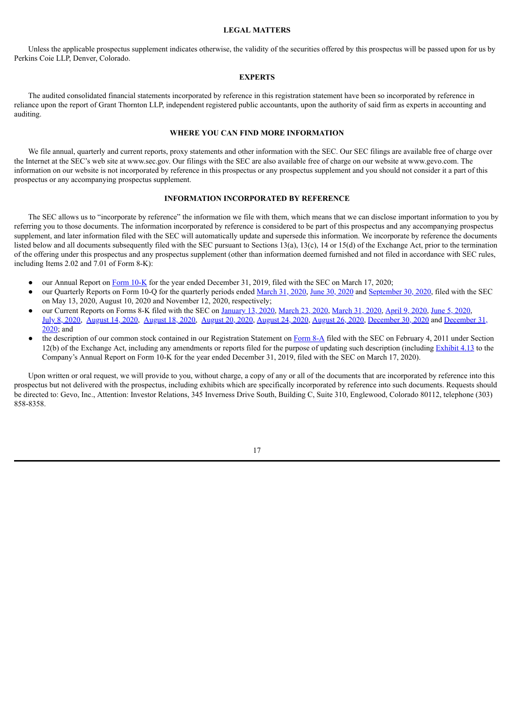## LEGAL MATTERS

Unless the applicable prospectus supplement indicates otherwise, the validity of the securities offered by this prospectus will be passed upon for us by Perkins Coie LLP, Denver, Colorado.

## EXPERTS

The audited consolidated financial statements incorporated by reference in this registration statement have been so incorporated by reference in reliance upon the report of Grant Thornton LLP, independent registered public accountants, upon the authority of said firm as experts in accounting and auditing.

## WHERE YOU CAN FIND MORE INFORMATION

We file annual, quarterly and current reports, proxy statements and other information with the SEC. Our SEC filings are available free of charge over the Internet at the SEC's web site at www.sec.gov. Our filings with the SEC are also available free of charge on our website at www.gevo.com. The information on our website is not incorporated by reference in this prospectus or any prospectus supplement and you should not consider it a part of this prospectus or any accompanying prospectus supplement.

## INFORMATION INCORPORATED BY REFERENCE

The SEC allows us to "incorporate by reference" the information we file with them, which means that we can disclose important information to you by referring you to those documents. The information incorporated by reference is considered to be part of this prospectus and any accompanying prospectus supplement, and later information filed with the SEC will automatically update and supersede this information. We incorporate by reference the documents listed below and all documents subsequently filed with the SEC pursuant to Sections 13(a), 13(c), 14 or 15(d) of the Exchange Act, prior to the termination of the offering under this prospectus and any prospectus supplement (other than information deemed furnished and not filed in accordance with SEC rules, including Items 2.02 and 7.01 of Form 8-K):

- our Annual Report on Form 10-K for the year ended December 31, 2019, filed with the SEC on March 17, 2020;
- our Quarterly Reports on Form 10-Q for the quarterly periods ended March 31, 2020, June 30, 2020 and September 30, 2020, filed with the SEC on May 13, 2020, August 10, 2020 and November 12, 2020, respectively;
- our Current Reports on Forms 8-K filed with the SEC on January 13, 2020, March 23, 2020, March 31, 2020, April 9, 2020, June 5, 2020, July 8, 2020, August 14, 2020, August 18, 2020, August 20, 2020, August 24, 2020, August 26, 2020, December 30, 2020 and December 31, 2020; and
- the description of our common stock contained in our Registration Statement on Form 8-A filed with the SEC on February 4, 2011 under Section 12(b) of the Exchange Act, including any amendments or reports filed for the purpose of updating such description (including Exhibit 4.13 to the Company's Annual Report on Form 10-K for the year ended December 31, 2019, filed with the SEC on March 17, 2020).

Upon written or oral request, we will provide to you, without charge, a copy of any or all of the documents that are incorporated by reference into this prospectus but not delivered with the prospectus, including exhibits which are specifically incorporated by reference into such documents. Requests should be directed to: Gevo, Inc., Attention: Investor Relations, 345 Inverness Drive South, Building C, Suite 310, Englewood, Colorado 80112, telephone (303) 858-8358.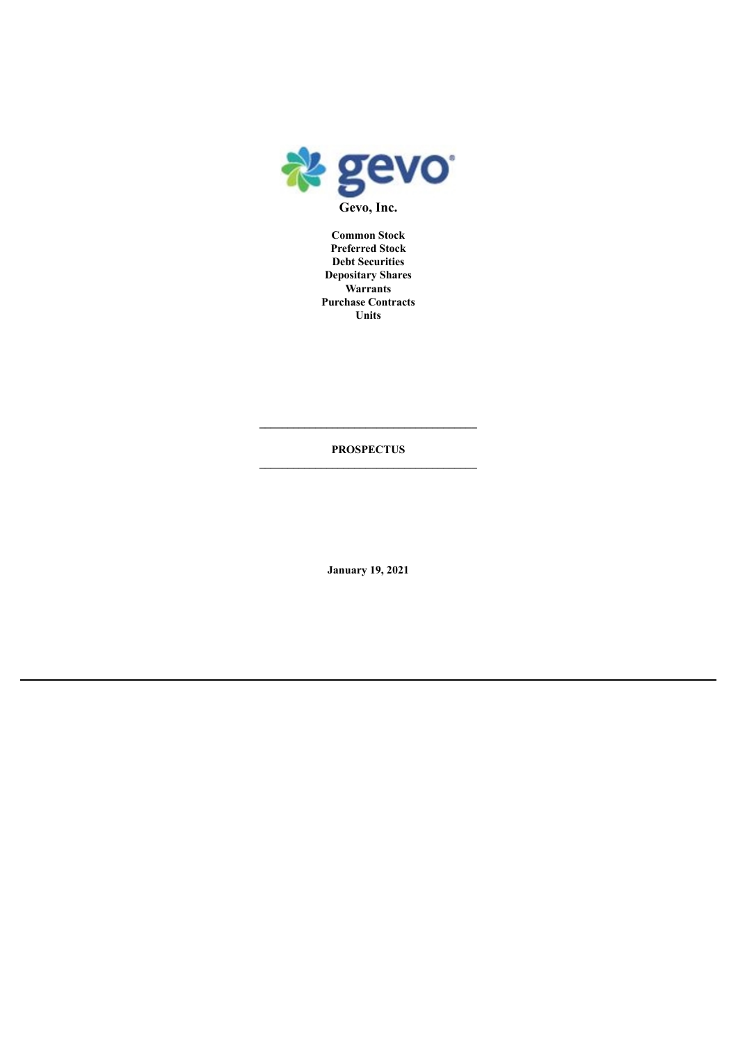**Gevo, Inc.**

**Common Stock**
**Preferred Stock**
**Debt Securities**
**Depositary Shares**
**Warrants**
**Purchase Contracts**
**Units**

---

**PROSPECTUS**

---

**January 19, 2021**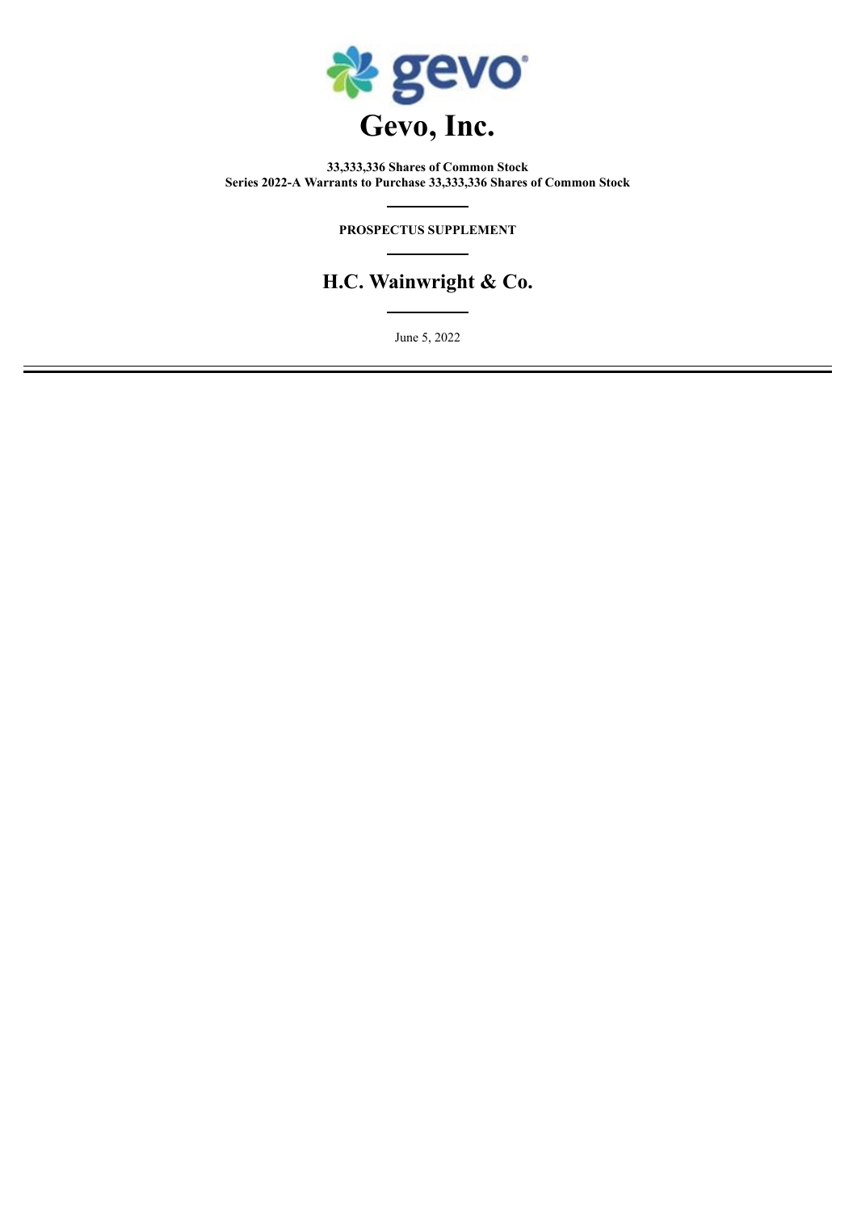# Gevo, Inc.

**33,333,336 Shares of Common Stock**
**Series 2022-A Warrants to Purchase 33,333,336 Shares of Common Stock**

---

**PROSPECTUS SUPPLEMENT**

---

## H.C. Wainwright & Co.

---

June 5, 2022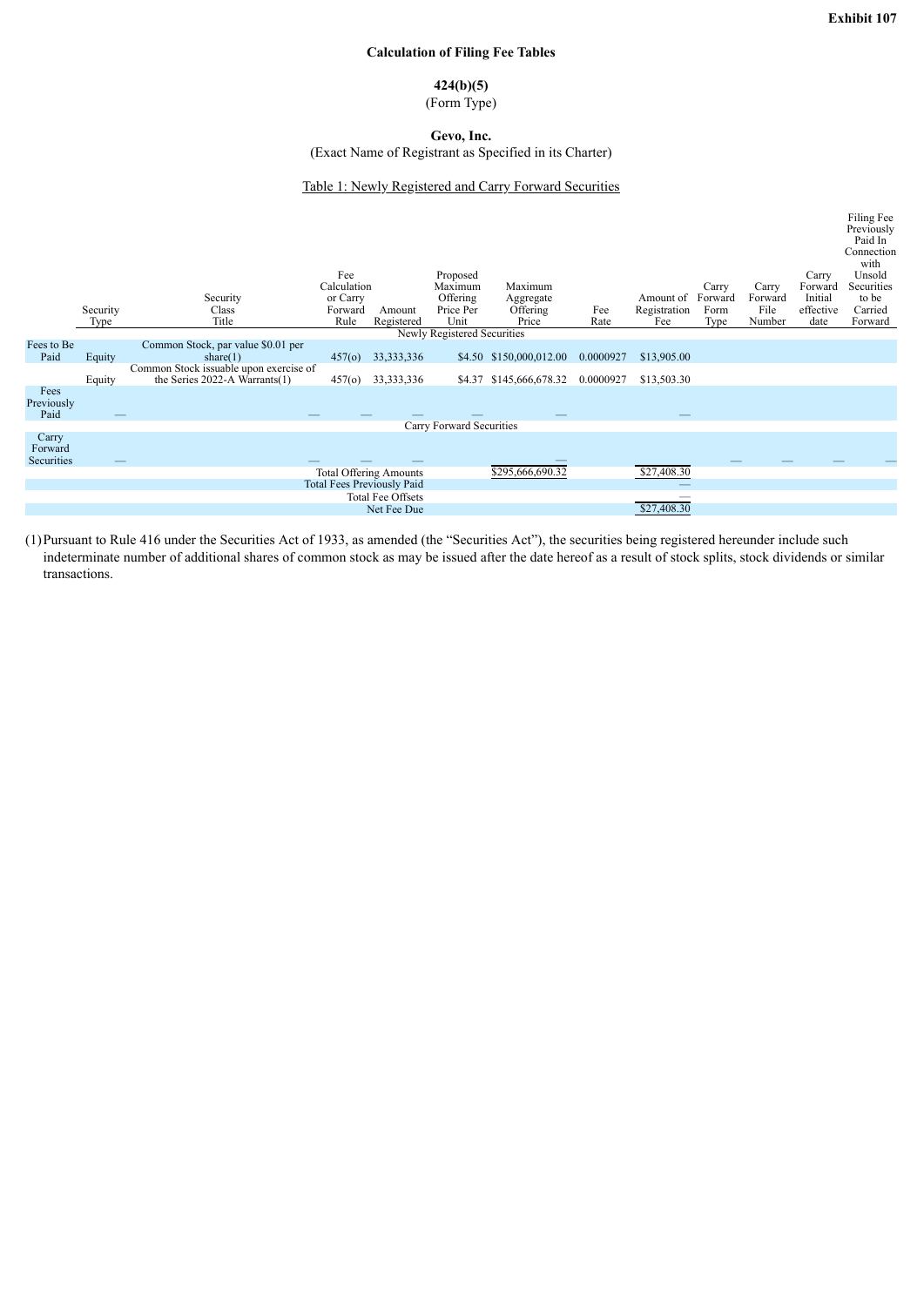**Exhibit 107**

**Calculation of Filing Fee Tables**

**424(b)(5)**
(Form Type)

**Gevo, Inc.**
(Exact Name of Registrant as Specified in its Charter)

Table 1: Newly Registered and Carry Forward Securities

| | Security Type | Security Class Title | Fee Calculation or Carry Forward Rule | Amount Registered | Proposed Maximum Offering Price Per Unit | Maximum Aggregate Offering Price | Fee Rate | Amount of Registration Fee | Carry Forward Form Type | Carry Forward File Number | Carry Forward Initial effective date | Filing Fee Previously Paid In Connection with Unsold Securities to be Carried Forward |
|---|---|---|---|---|---|---|---|---|---|---|---|---|
| | | | | | Newly Registered Securities | | | | | | | |
| Fees to Be Paid | Equity | Common Stock, par value $0.01 per share(1) | 457(o) | 33,333,336 | $4.50 | $150,000,012.00 | 0.0000927 | $13,905.00 | | | | |
| | Equity | Common Stock issuable upon exercise of the Series 2022-A Warrants(1) | 457(o) | 33,333,336 | $4.37 | $145,666,678.32 | 0.0000927 | $13,503.30 | | | | |
| Fees Previously Paid | — | | — | — | — | — | — | — | | | | |
| | | | | | Carry Forward Securities | | | | | | | |
| Carry Forward Securities | — | | — | — | — | — | | | — | — | — | — |
| | | | Total Offering Amounts | | | $295,666,690.32 | | $27,408.30 | | | | |
| | | | Total Fees Previously Paid | | | | | — | | | | |
| | | | Total Fee Offsets | | | | | — | | | | |
| | | | Net Fee Due | | | | | $27,408.30 | | | | |

(1) Pursuant to Rule 416 under the Securities Act of 1933, as amended (the "Securities Act"), the securities being registered hereunder include such indeterminate number of additional shares of common stock as may be issued after the date hereof as a result of stock splits, stock dividends or similar transactions.